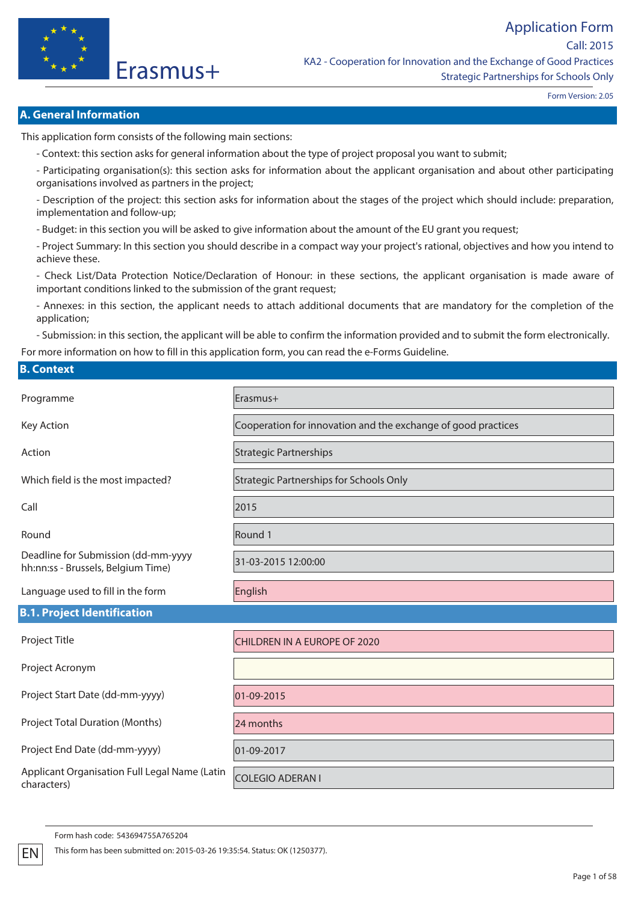Erasmus+

# Application Form

Call: 2015

KA2 - Cooperation for Innovation and the Exchange of Good Practices

Strategic Partnerships for Schools Only

Form Version: 2.05

## A. General Information

This application form consists of the following main sections:

- Context: this section asks for general information about the type of project proposal you want to submit;
- Participating organisation(s): this section asks for information about the applicant organisation and about other participating organisations involved as partners in the project;
- Description of the project: this section asks for information about the stages of the project which should include: preparation, implementation and follow-up;
- Budget: in this section you will be asked to give information about the amount of the EU grant you request;
- Project Summary: In this section you should describe in a compact way your project's rational, objectives and how you intend to achieve these.
- Check List/Data Protection Notice/Declaration of Honour: in these sections, the applicant organisation is made aware of important conditions linked to the submission of the grant request;
- Annexes: in this section, the applicant needs to attach additional documents that are mandatory for the completion of the application;
- Submission: in this section, the applicant will be able to confirm the information provided and to submit the form electronically.

For more information on how to fill in this application form, you can read the e-Forms Guideline.

## B. Context

| | |
|---|---|
| Programme | Erasmus+ |
| Key Action | Cooperation for innovation and the exchange of good practices |
| Action | Strategic Partnerships |
| Which field is the most impacted? | Strategic Partnerships for Schools Only |
| Call | 2015 |
| Round | Round 1 |
| Deadline for Submission (dd-mm-yyyy hh:nn:ss - Brussels, Belgium Time) | 31-03-2015 12:00:00 |
| Language used to fill in the form | English |

### B.1. Project Identification

| | |
|---|---|
| Project Title | CHILDREN IN A EUROPE OF 2020 |
| Project Acronym | |
| Project Start Date (dd-mm-yyyy) | 01-09-2015 |
| Project Total Duration (Months) | 24 months |
| Project End Date (dd-mm-yyyy) | 01-09-2017 |
| Applicant Organisation Full Legal Name (Latin characters) | COLEGIO ADERAN I |

Form hash code: 543694755A765204

This form has been submitted on: 2015-03-26 19:35:54. Status: OK (1250377).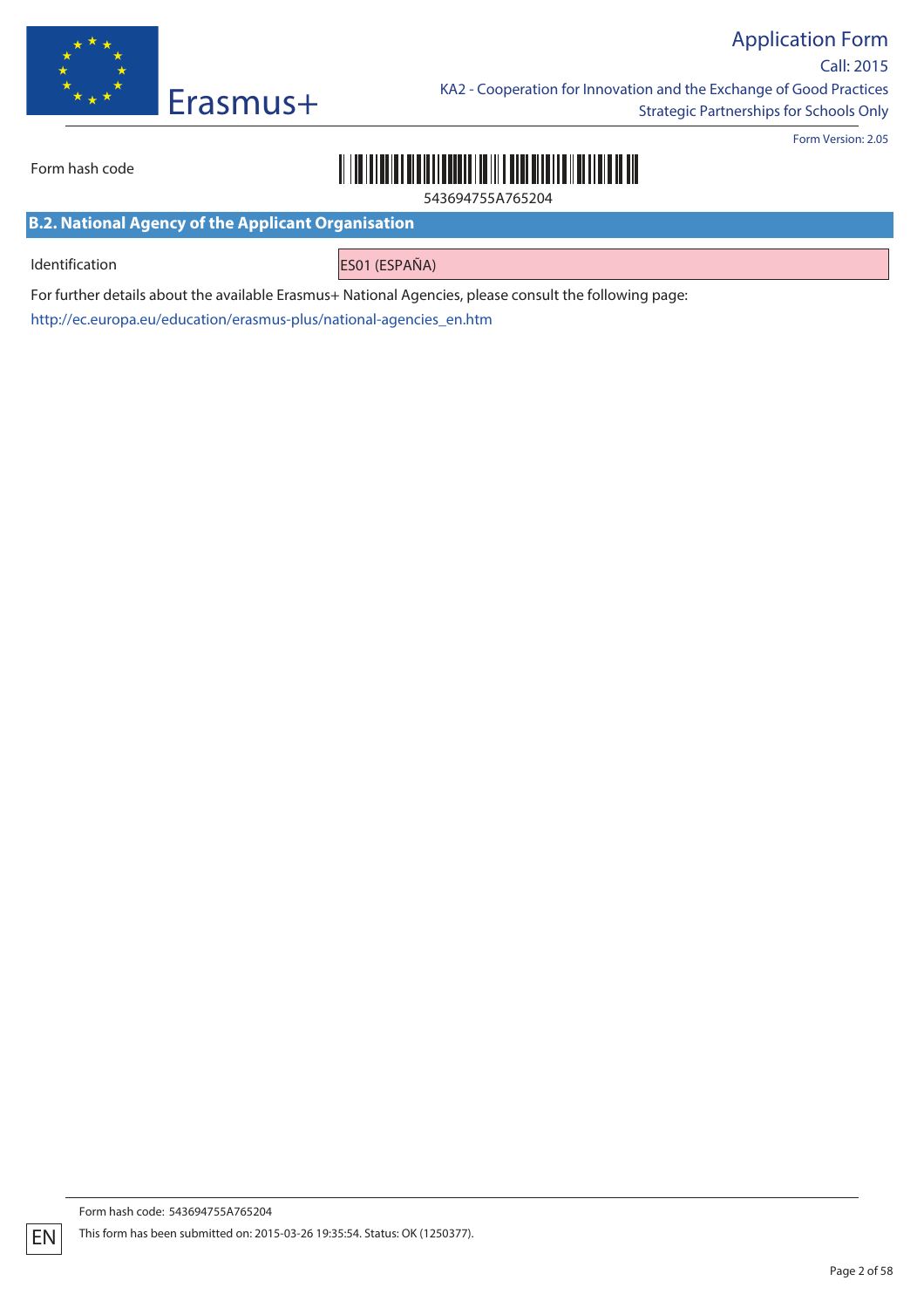Form hash code 543694755A765204

## B.2. National Agency of the Applicant Organisation

| Identification | ES01 (ESPAÑA) |
|---|---|

For further details about the available Erasmus+ National Agencies, please consult the following page:

http://ec.europa.eu/education/erasmus-plus/national-agencies_en.htm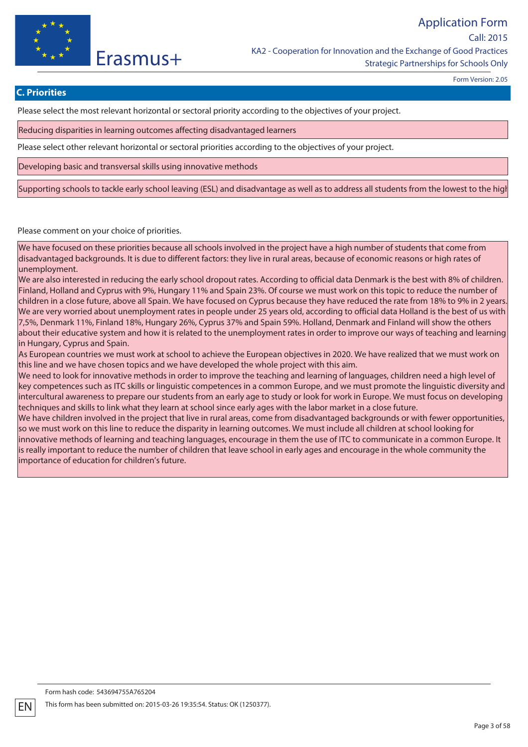## C. Priorities

Please select the most relevant horizontal or sectoral priority according to the objectives of your project.

Reducing disparities in learning outcomes affecting disadvantaged learners

Please select other relevant horizontal or sectoral priorities according to the objectives of your project.

Developing basic and transversal skills using innovative methods

Supporting schools to tackle early school leaving (ESL) and disadvantage as well as to address all students from the lowest to the high

Please comment on your choice of priorities.

We have focused on these priorities because all schools involved in the project have a high number of students that come from disadvantaged backgrounds. It is due to different factors: they live in rural areas, because of economic reasons or high rates of unemployment.
We are also interested in reducing the early school dropout rates. According to official data Denmark is the best with 8% of children. Finland, Holland and Cyprus with 9%, Hungary 11% and Spain 23%. Of course we must work on this topic to reduce the number of children in a close future, above all Spain. We have focused on Cyprus because they have reduced the rate from 18% to 9% in 2 years.
We are very worried about unemployment rates in people under 25 years old, according to official data Holland is the best of us with 7,5%, Denmark 11%, Finland 18%, Hungary 26%, Cyprus 37% and Spain 59%. Holland, Denmark and Finland will show the others about their educative system and how it is related to the unemployment rates in order to improve our ways of teaching and learning in Hungary, Cyprus and Spain.
As European countries we must work at school to achieve the European objectives in 2020. We have realized that we must work on this line and we have chosen topics and we have developed the whole project with this aim.
We need to look for innovative methods in order to improve the teaching and learning of languages, children need a high level of key competences such as ITC skills or linguistic competences in a common Europe, and we must promote the linguistic diversity and intercultural awareness to prepare our students from an early age to study or look for work in Europe. We must focus on developing techniques and skills to link what they learn at school since early ages with the labor market in a close future.
We have children involved in the project that live in rural areas, come from disadvantaged backgrounds or with fewer opportunities, so we must work on this line to reduce the disparity in learning outcomes. We must include all children at school looking for innovative methods of learning and teaching languages, encourage in them the use of ITC to communicate in a common Europe. It is really important to reduce the number of children that leave school in early ages and encourage in the whole community the importance of education for children's future.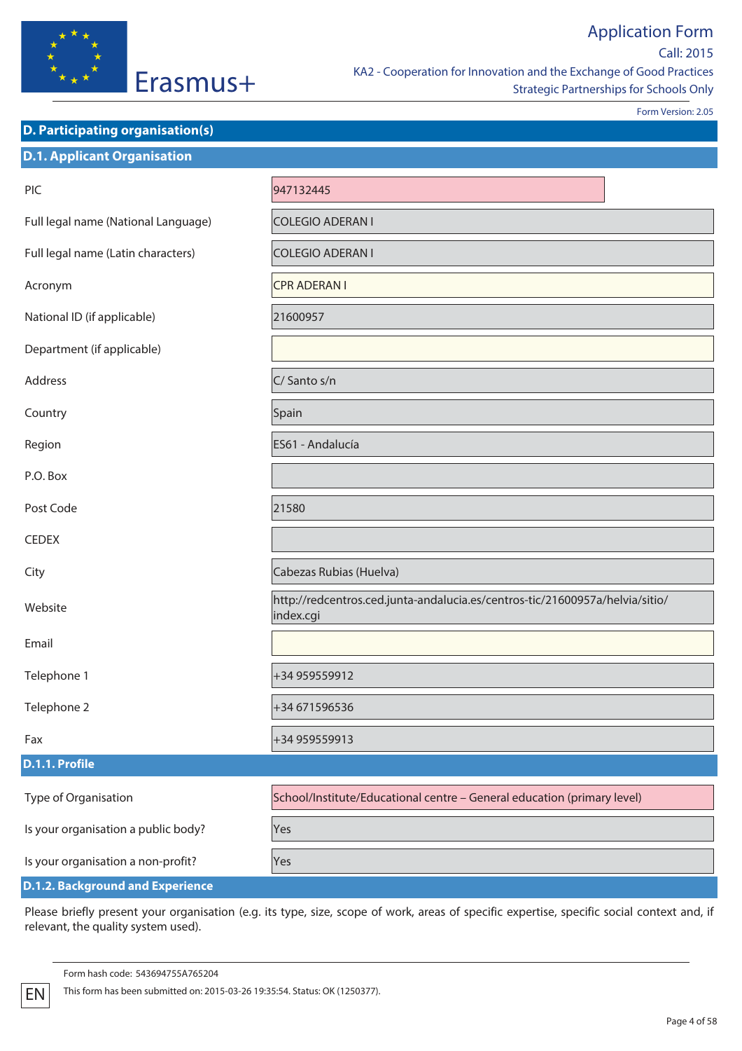## D. Participating organisation(s)

### D.1. Applicant Organisation

| | |
|---|---|
| PIC | 947132445 |
| Full legal name (National Language) | COLEGIO ADERAN I |
| Full legal name (Latin characters) | COLEGIO ADERAN I |
| Acronym | CPR ADERAN I |
| National ID (if applicable) | 21600957 |
| Department (if applicable) | |
| Address | C/ Santo s/n |
| Country | Spain |
| Region | ES61 - Andalucía |
| P.O. Box | |
| Post Code | 21580 |
| CEDEX | |
| City | Cabezas Rubias (Huelva) |
| Website | http://redcentros.ced.junta-andalucia.es/centros-tic/21600957a/helvia/sitio/index.cgi |
| Email | |
| Telephone 1 | +34 959559912 |
| Telephone 2 | +34 671596536 |
| Fax | +34 959559913 |

### D.1.1. Profile

| | |
|---|---|
| Type of Organisation | School/Institute/Educational centre – General education (primary level) |
| Is your organisation a public body? | Yes |
| Is your organisation a non-profit? | Yes |

### D.1.2. Background and Experience

Please briefly present your organisation (e.g. its type, size, scope of work, areas of specific expertise, specific social context and, if relevant, the quality system used).

Form hash code: 543694755A765204

This form has been submitted on: 2015-03-26 19:35:54. Status: OK (1250377).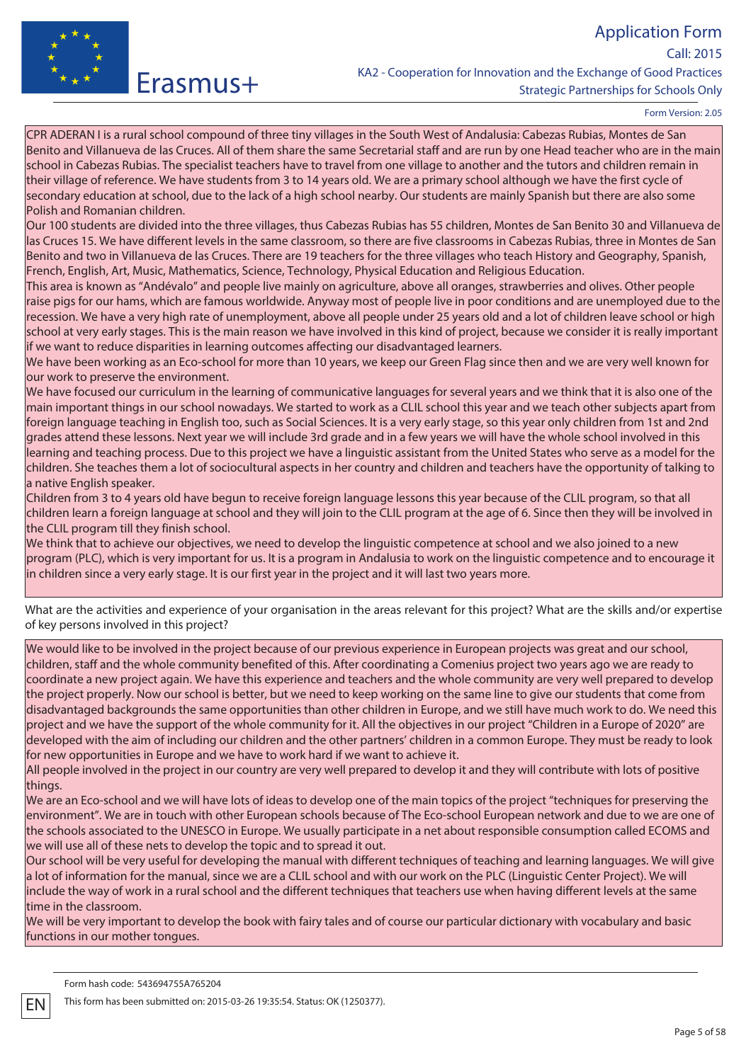CPR ADERAN I is a rural school compound of three tiny villages in the South West of Andalusia: Cabezas Rubias, Montes de San Benito and Villanueva de las Cruces. All of them share the same Secretarial staff and are run by one Head teacher who are in the main school in Cabezas Rubias. The specialist teachers have to travel from one village to another and the tutors and children remain in their village of reference. We have students from 3 to 14 years old. We are a primary school although we have the first cycle of secondary education at school, due to the lack of a high school nearby. Our students are mainly Spanish but there are also some Polish and Romanian children.
Our 100 students are divided into the three villages, thus Cabezas Rubias has 55 children, Montes de San Benito 30 and Villanueva de las Cruces 15. We have different levels in the same classroom, so there are five classrooms in Cabezas Rubias, three in Montes de San Benito and two in Villanueva de las Cruces. There are 19 teachers for the three villages who teach History and Geography, Spanish, French, English, Art, Music, Mathematics, Science, Technology, Physical Education and Religious Education.
This area is known as "Andévalo" and people live mainly on agriculture, above all oranges, strawberries and olives. Other people raise pigs for our hams, which are famous worldwide. Anyway most of people live in poor conditions and are unemployed due to the recession. We have a very high rate of unemployment, above all people under 25 years old and a lot of children leave school or high school at very early stages. This is the main reason we have involved in this kind of project, because we consider it is really important if we want to reduce disparities in learning outcomes affecting our disadvantaged learners.
We have been working as an Eco-school for more than 10 years, we keep our Green Flag since then and we are very well known for our work to preserve the environment.
We have focused our curriculum in the learning of communicative languages for several years and we think that it is also one of the main important things in our school nowadays. We started to work as a CLIL school this year and we teach other subjects apart from foreign language teaching in English too, such as Social Sciences. It is a very early stage, so this year only children from 1st and 2nd grades attend these lessons. Next year we will include 3rd grade and in a few years we will have the whole school involved in this learning and teaching process. Due to this project we have a linguistic assistant from the United States who serve as a model for the children. She teaches them a lot of sociocultural aspects in her country and children and teachers have the opportunity of talking to a native English speaker.
Children from 3 to 4 years old have begun to receive foreign language lessons this year because of the CLIL program, so that all children learn a foreign language at school and they will join to the CLIL program at the age of 6. Since then they will be involved in the CLIL program till they finish school.
We think that to achieve our objectives, we need to develop the linguistic competence at school and we also joined to a new program (PLC), which is very important for us. It is a program in Andalusia to work on the linguistic competence and to encourage it in children since a very early stage. It is our first year in the project and it will last two years more.

What are the activities and experience of your organisation in the areas relevant for this project? What are the skills and/or expertise of key persons involved in this project?

We would like to be involved in the project because of our previous experience in European projects was great and our school, children, staff and the whole community benefited of this. After coordinating a Comenius project two years ago we are ready to coordinate a new project again. We have this experience and teachers and the whole community are very well prepared to develop the project properly. Now our school is better, but we need to keep working on the same line to give our students that come from disadvantaged backgrounds the same opportunities than other children in Europe, and we still have much work to do. We need this project and we have the support of the whole community for it. All the objectives in our project "Children in a Europe of 2020" are developed with the aim of including our children and the other partners' children in a common Europe. They must be ready to look for new opportunities in Europe and we have to work hard if we want to achieve it.
All people involved in the project in our country are very well prepared to develop it and they will contribute with lots of positive things.
We are an Eco-school and we will have lots of ideas to develop one of the main topics of the project "techniques for preserving the environment". We are in touch with other European schools because of The Eco-school European network and due to we are one of the schools associated to the UNESCO in Europe. We usually participate in a net about responsible consumption called ECOMS and we will use all of these nets to develop the topic and to spread it out.
Our school will be very useful for developing the manual with different techniques of teaching and learning languages. We will give a lot of information for the manual, since we are a CLIL school and with our work on the PLC (Linguistic Center Project). We will include the way of work in a rural school and the different techniques that teachers use when having different levels at the same time in the classroom.
We will be very important to develop the book with fairy tales and of course our particular dictionary with vocabulary and basic functions in our mother tongues.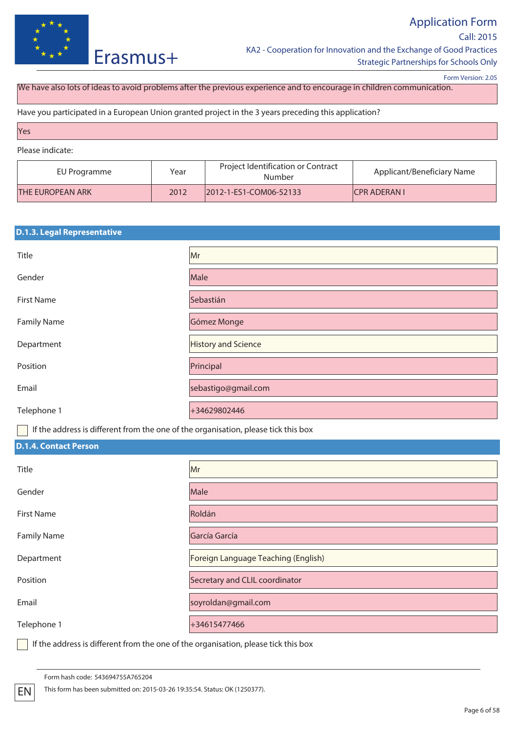We have also lots of ideas to avoid problems after the previous experience and to encourage in children communication.

Have you participated in a European Union granted project in the 3 years preceding this application?

Yes

Please indicate:

| EU Programme | Year | Project Identification or Contract Number | Applicant/Beneficiary Name |
|---|---|---|---|
| THE EUROPEAN ARK | 2012 | 2012-1-ES1-COM06-52133 | CPR ADERAN I |

### D.1.3. Legal Representative

| | |
|---|---|
| Title | Mr |
| Gender | Male |
| First Name | Sebastián |
| Family Name | Gómez Monge |
| Department | History and Science |
| Position | Principal |
| Email | sebastigo@gmail.com |
| Telephone 1 | +34629802446 |

☐ If the address is different from the one of the organisation, please tick this box

### D.1.4. Contact Person

| | |
|---|---|
| Title | Mr |
| Gender | Male |
| First Name | Roldán |
| Family Name | García García |
| Department | Foreign Language Teaching (English) |
| Position | Secretary and CLIL coordinator |
| Email | soyroldan@gmail.com |
| Telephone 1 | +34615477466 |

☐ If the address is different from the one of the organisation, please tick this box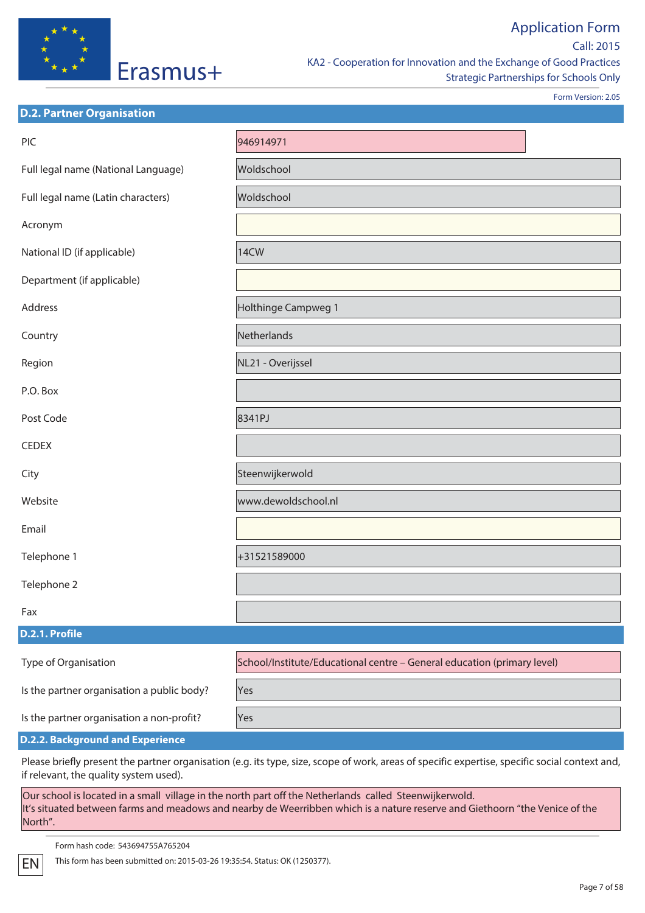## D.2. Partner Organisation

| | |
|---|---|
| PIC | 946914971 |
| Full legal name (National Language) | Woldschool |
| Full legal name (Latin characters) | Woldschool |
| Acronym | |
| National ID (if applicable) | 14CW |
| Department (if applicable) | |
| Address | Holthinge Campweg 1 |
| Country | Netherlands |
| Region | NL21 - Overijssel |
| P.O. Box | |
| Post Code | 8341PJ |
| CEDEX | |
| City | Steenwijkerwold |
| Website | www.dewoldschool.nl |
| Email | |
| Telephone 1 | +31521589000 |
| Telephone 2 | |
| Fax | |

### D.2.1. Profile

| | |
|---|---|
| Type of Organisation | School/Institute/Educational centre – General education (primary level) |
| Is the partner organisation a public body? | Yes |
| Is the partner organisation a non-profit? | Yes |

### D.2.2. Background and Experience

Please briefly present the partner organisation (e.g. its type, size, scope of work, areas of specific expertise, specific social context and, if relevant, the quality system used).

Our school is located in a small village in the north part off the Netherlands called Steenwijkerwold.
It's situated between farms and meadows and nearby de Weerribben which is a nature reserve and Giethoorn "the Venice of the North".

Form hash code: 543694755A765204

This form has been submitted on: 2015-03-26 19:35:54. Status: OK (1250377).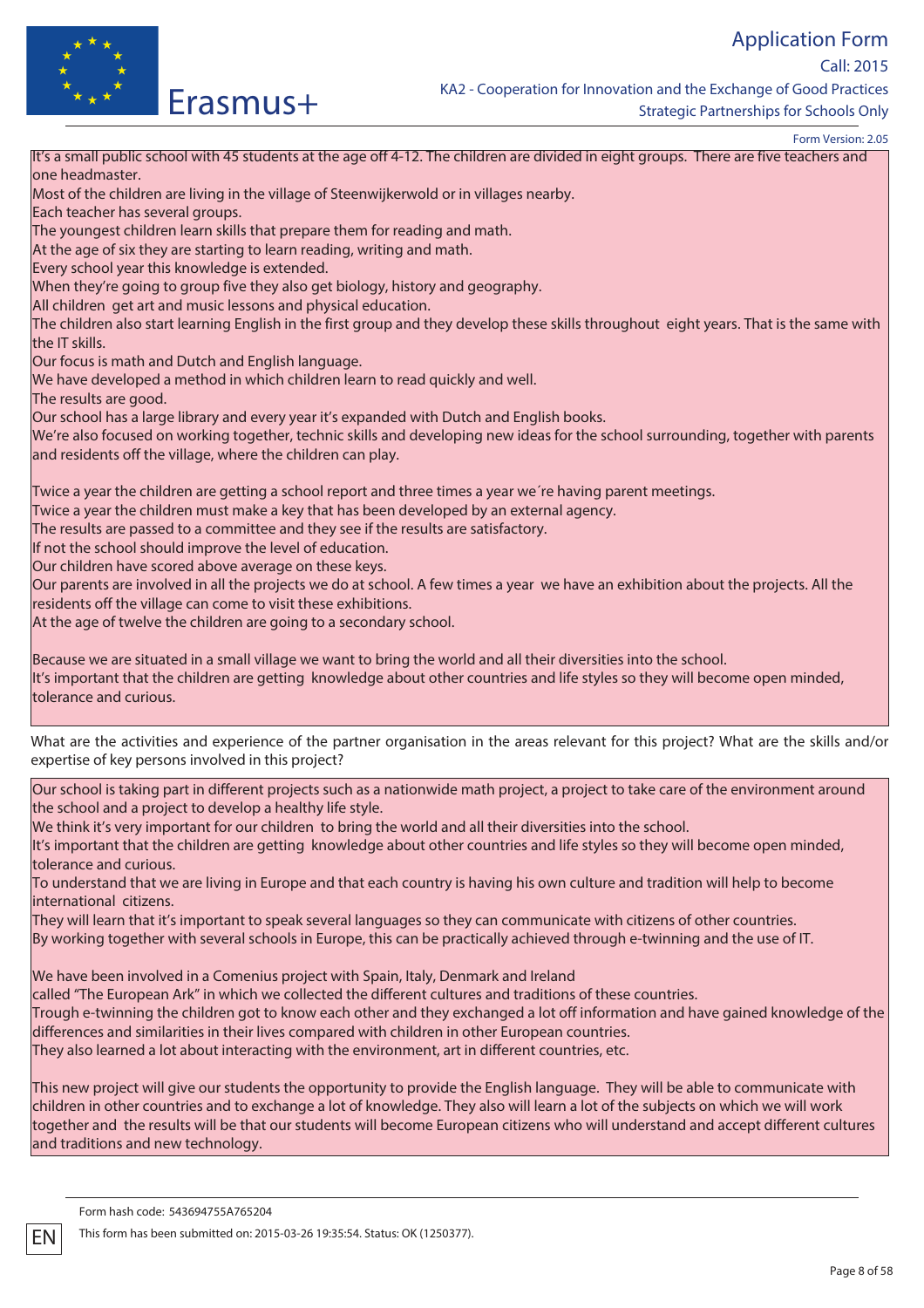It's a small public school with 45 students at the age off 4-12. The children are divided in eight groups. There are five teachers and one headmaster.
Most of the children are living in the village of Steenwijkerwold or in villages nearby.
Each teacher has several groups.
The youngest children learn skills that prepare them for reading and math.
At the age of six they are starting to learn reading, writing and math.
Every school year this knowledge is extended.
When they're going to group five they also get biology, history and geography.
All children get art and music lessons and physical education.
The children also start learning English in the first group and they develop these skills throughout eight years. That is the same with the IT skills.
Our focus is math and Dutch and English language.
We have developed a method in which children learn to read quickly and well.
The results are good.
Our school has a large library and every year it's expanded with Dutch and English books.
We're also focused on working together, technic skills and developing new ideas for the school surrounding, together with parents and residents off the village, where the children can play.

Twice a year the children are getting a school report and three times a year we´re having parent meetings.
Twice a year the children must make a key that has been developed by an external agency.
The results are passed to a committee and they see if the results are satisfactory.
If not the school should improve the level of education.
Our children have scored above average on these keys.
Our parents are involved in all the projects we do at school. A few times a year we have an exhibition about the projects. All the residents off the village can come to visit these exhibitions.
At the age of twelve the children are going to a secondary school.

Because we are situated in a small village we want to bring the world and all their diversities into the school.
It's important that the children are getting knowledge about other countries and life styles so they will become open minded, tolerance and curious.

What are the activities and experience of the partner organisation in the areas relevant for this project? What are the skills and/or expertise of key persons involved in this project?

Our school is taking part in different projects such as a nationwide math project, a project to take care of the environment around the school and a project to develop a healthy life style.
We think it's very important for our children to bring the world and all their diversities into the school.
It's important that the children are getting knowledge about other countries and life styles so they will become open minded, tolerance and curious.
To understand that we are living in Europe and that each country is having his own culture and tradition will help to become international citizens.
They will learn that it's important to speak several languages so they can communicate with citizens of other countries.
By working together with several schools in Europe, this can be practically achieved through e-twinning and the use of IT.

We have been involved in a Comenius project with Spain, Italy, Denmark and Ireland
called "The European Ark" in which we collected the different cultures and traditions of these countries.
Trough e-twinning the children got to know each other and they exchanged a lot off information and have gained knowledge of the differences and similarities in their lives compared with children in other European countries.
They also learned a lot about interacting with the environment, art in different countries, etc.

This new project will give our students the opportunity to provide the English language. They will be able to communicate with children in other countries and to exchange a lot of knowledge. They also will learn a lot of the subjects on which we will work together and the results will be that our students will become European citizens who will understand and accept different cultures and traditions and new technology.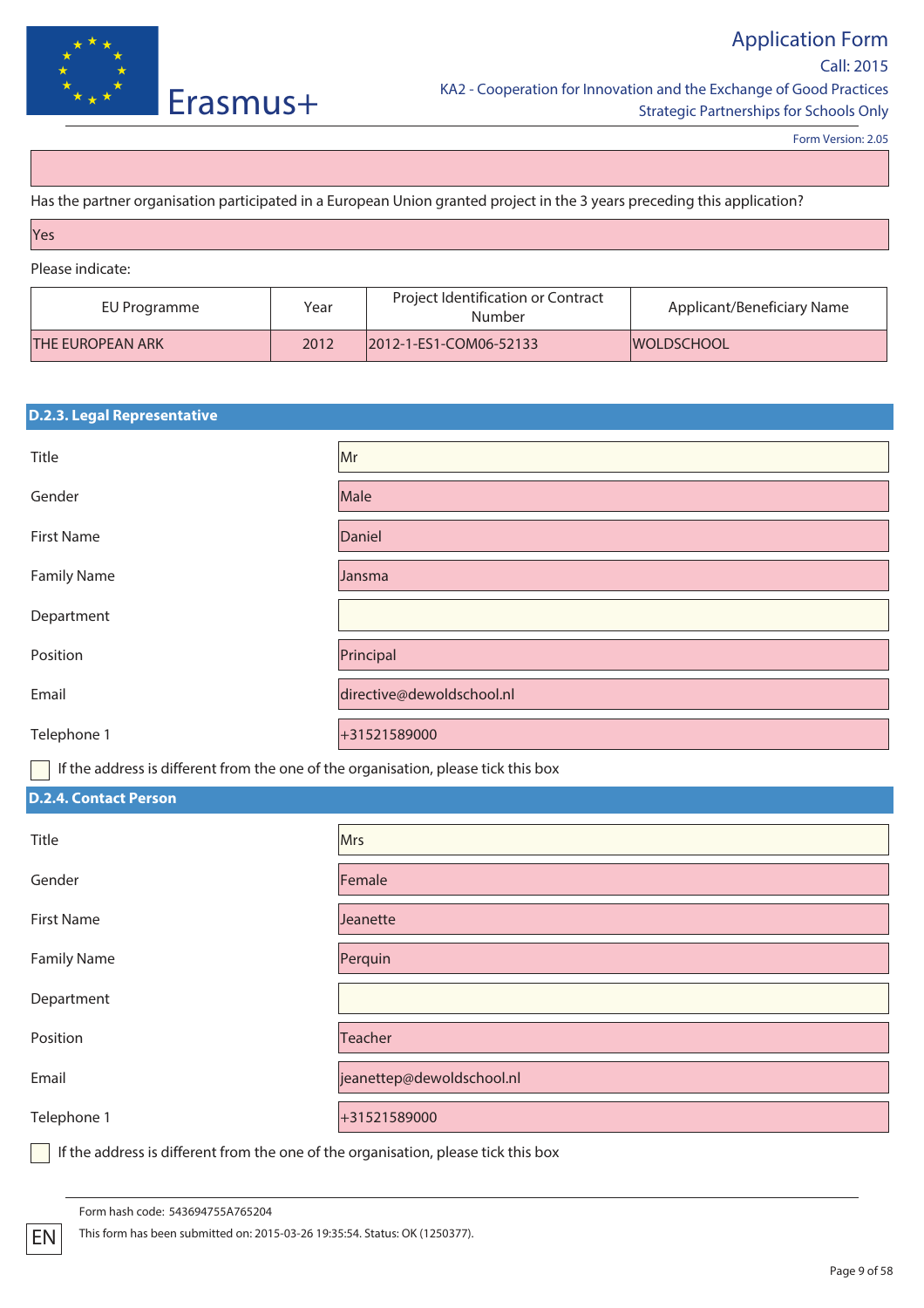Has the partner organisation participated in a European Union granted project in the 3 years preceding this application?

Yes

Please indicate:

| EU Programme | Year | Project Identification or Contract Number | Applicant/Beneficiary Name |
|---|---|---|---|
| THE EUROPEAN ARK | 2012 | 2012-1-ES1-COM06-52133 | WOLDSCHOOL |

## D.2.3. Legal Representative

| | |
|---|---|
| Title | Mr |
| Gender | Male |
| First Name | Daniel |
| Family Name | Jansma |
| Department | |
| Position | Principal |
| Email | directive@dewoldschool.nl |
| Telephone 1 | +31521589000 |

☐ If the address is different from the one of the organisation, please tick this box

## D.2.4. Contact Person

| | |
|---|---|
| Title | Mrs |
| Gender | Female |
| First Name | Jeanette |
| Family Name | Perquin |
| Department | |
| Position | Teacher |
| Email | jeanettep@dewoldschool.nl |
| Telephone 1 | +31521589000 |

☐ If the address is different from the one of the organisation, please tick this box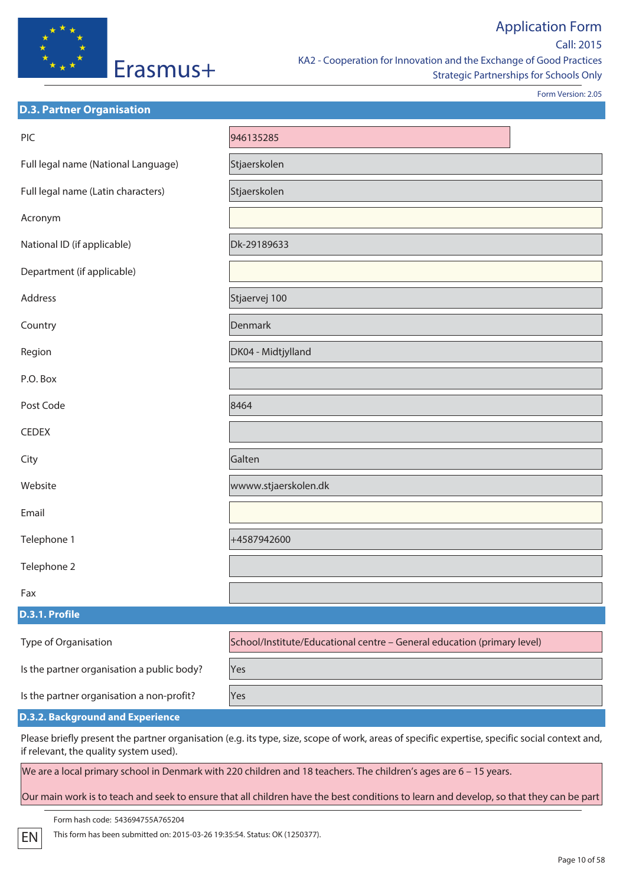## D.3. Partner Organisation

| Field | Value |
| --- | --- |
| PIC | 946135285 |
| Full legal name (National Language) | Stjaerskolen |
| Full legal name (Latin characters) | Stjaerskolen |
| Acronym | |
| National ID (if applicable) | Dk-29189633 |
| Department (if applicable) | |
| Address | Stjaervej 100 |
| Country | Denmark |
| Region | DK04 - Midtjylland |
| P.O. Box | |
| Post Code | 8464 |
| CEDEX | |
| City | Galten |
| Website | wwww.stjaerskolen.dk |
| Email | |
| Telephone 1 | +4587942600 |
| Telephone 2 | |
| Fax | |

### D.3.1. Profile

| Field | Value |
| --- | --- |
| Type of Organisation | School/Institute/Educational centre – General education (primary level) |
| Is the partner organisation a public body? | Yes |
| Is the partner organisation a non-profit? | Yes |

### D.3.2. Background and Experience

Please briefly present the partner organisation (e.g. its type, size, scope of work, areas of specific expertise, specific social context and, if relevant, the quality system used).

We are a local primary school in Denmark with 220 children and 18 teachers. The children's ages are 6 – 15 years.

Our main work is to teach and seek to ensure that all children have the best conditions to learn and develop, so that they can be part

Form hash code: 543694755A765204

This form has been submitted on: 2015-03-26 19:35:54. Status: OK (1250377).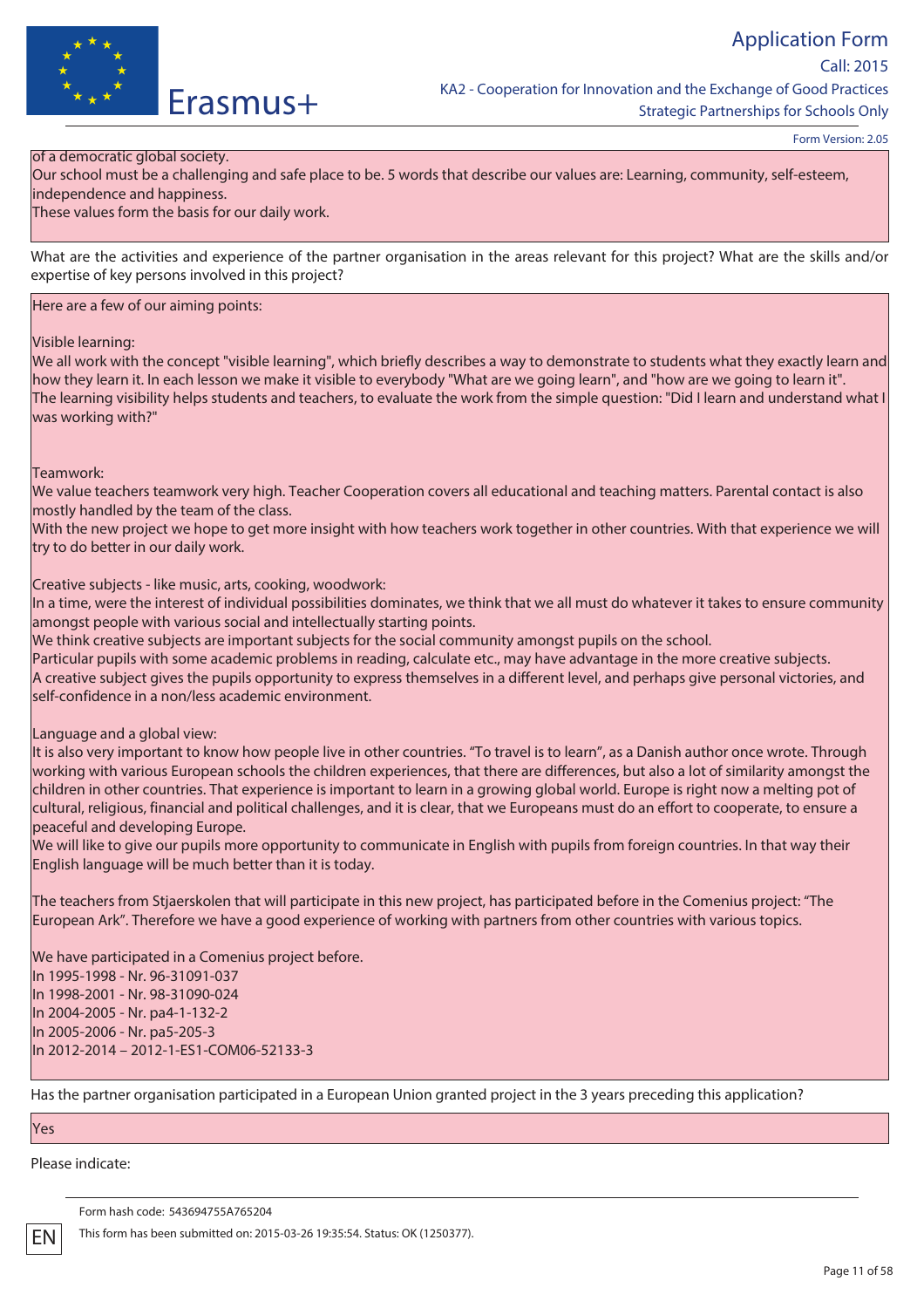of a democratic global society.
Our school must be a challenging and safe place to be. 5 words that describe our values are: Learning, community, self-esteem, independence and happiness.
These values form the basis for our daily work.

What are the activities and experience of the partner organisation in the areas relevant for this project? What are the skills and/or expertise of key persons involved in this project?

Here are a few of our aiming points:

Visible learning:
We all work with the concept "visible learning", which briefly describes a way to demonstrate to students what they exactly learn and how they learn it. In each lesson we make it visible to everybody "What are we going learn", and "how are we going to learn it".
The learning visibility helps students and teachers, to evaluate the work from the simple question: "Did I learn and understand what I was working with?"

Teamwork:
We value teachers teamwork very high. Teacher Cooperation covers all educational and teaching matters. Parental contact is also mostly handled by the team of the class.
With the new project we hope to get more insight with how teachers work together in other countries. With that experience we will try to do better in our daily work.

Creative subjects - like music, arts, cooking, woodwork:
In a time, were the interest of individual possibilities dominates, we think that we all must do whatever it takes to ensure community amongst people with various social and intellectually starting points.
We think creative subjects are important subjects for the social community amongst pupils on the school.
Particular pupils with some academic problems in reading, calculate etc., may have advantage in the more creative subjects.
A creative subject gives the pupils opportunity to express themselves in a different level, and perhaps give personal victories, and self-confidence in a non/less academic environment.

Language and a global view:
It is also very important to know how people live in other countries. "To travel is to learn", as a Danish author once wrote. Through working with various European schools the children experiences, that there are differences, but also a lot of similarity amongst the children in other countries. That experience is important to learn in a growing global world. Europe is right now a melting pot of cultural, religious, financial and political challenges, and it is clear, that we Europeans must do an effort to cooperate, to ensure a peaceful and developing Europe.
We will like to give our pupils more opportunity to communicate in English with pupils from foreign countries. In that way their English language will be much better than it is today.

The teachers from Stjaerskolen that will participate in this new project, has participated before in the Comenius project: "The European Ark". Therefore we have a good experience of working with partners from other countries with various topics.

We have participated in a Comenius project before.
In 1995-1998 - Nr. 96-31091-037
In 1998-2001 - Nr. 98-31090-024
In 2004-2005 - Nr. pa4-1-132-2
In 2005-2006 - Nr. pa5-205-3
In 2012-2014 – 2012-1-ES1-COM06-52133-3

Has the partner organisation participated in a European Union granted project in the 3 years preceding this application?

Yes

Please indicate: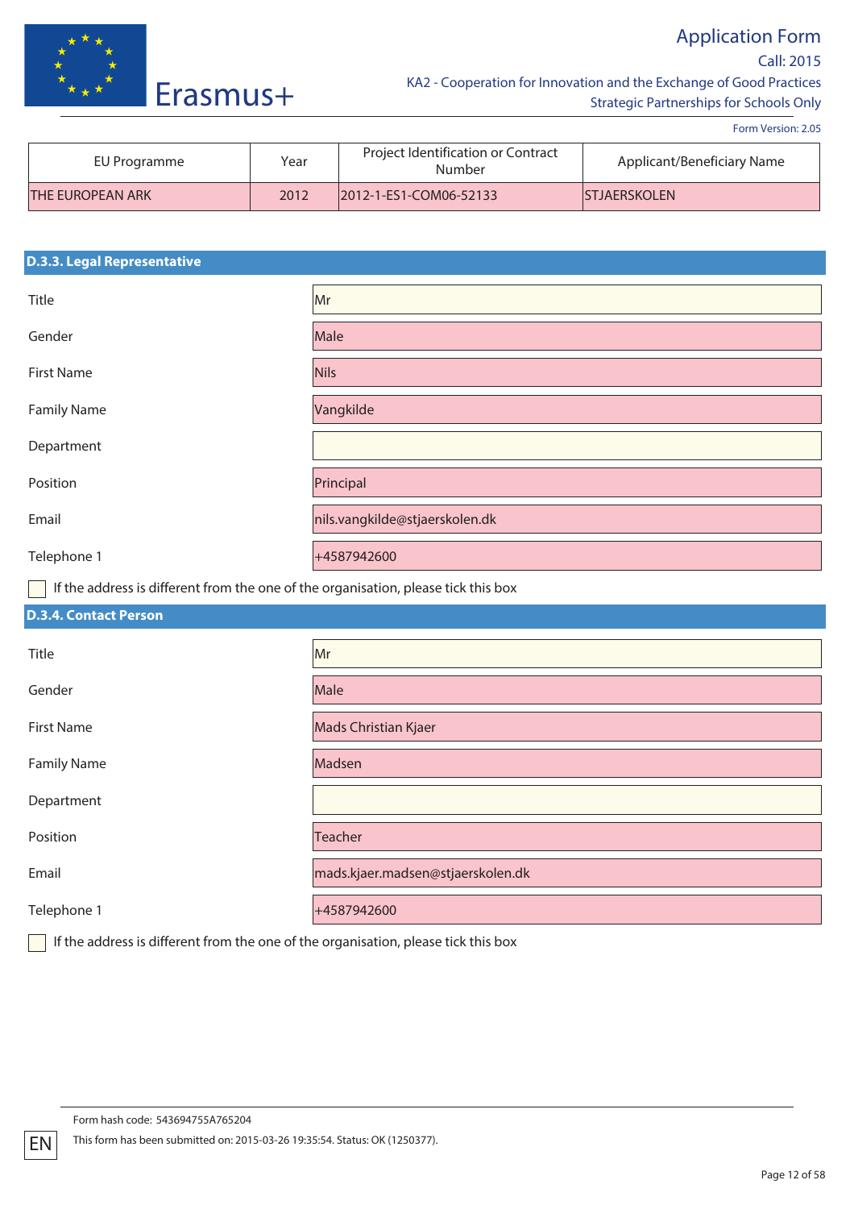| EU Programme | Year | Project Identification or Contract Number | Applicant/Beneficiary Name |
|---|---|---|---|
| THE EUROPEAN ARK | 2012 | 2012-1-ES1-COM06-52133 | STJAERSKOLEN |

### D.3.3. Legal Representative

| | |
|---|---|
| Title | Mr |
| Gender | Male |
| First Name | Nils |
| Family Name | Vangkilde |
| Department | |
| Position | Principal |
| Email | nils.vangkilde@stjaerskolen.dk |
| Telephone 1 | +4587942600 |

☐ If the address is different from the one of the organisation, please tick this box

### D.3.4. Contact Person

| | |
|---|---|
| Title | Mr |
| Gender | Male |
| First Name | Mads Christian Kjaer |
| Family Name | Madsen |
| Department | |
| Position | Teacher |
| Email | mads.kjaer.madsen@stjaerskolen.dk |
| Telephone 1 | +4587942600 |

☐ If the address is different from the one of the organisation, please tick this box

Form hash code: 543694755A765204

This form has been submitted on: 2015-03-26 19:35:54. Status: OK (1250377).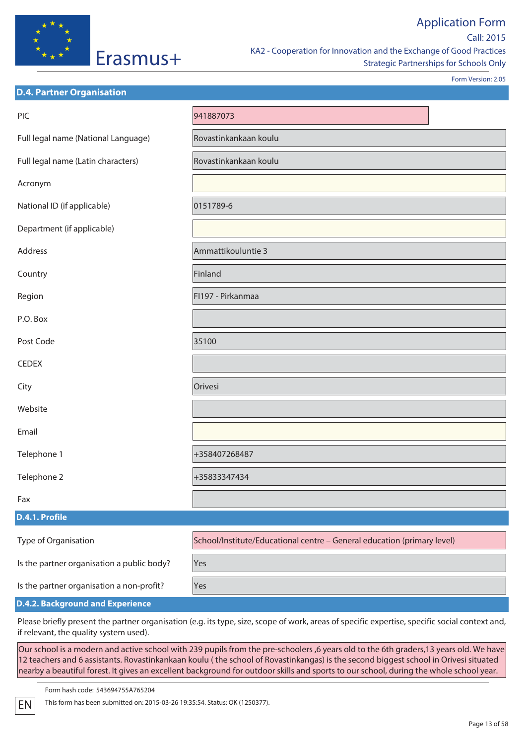## D.4. Partner Organisation

| | |
|---|---|
| PIC | 941887073 |
| Full legal name (National Language) | Rovastinkankaan koulu |
| Full legal name (Latin characters) | Rovastinkankaan koulu |
| Acronym | |
| National ID (if applicable) | 0151789-6 |
| Department (if applicable) | |
| Address | Ammattikouluntie 3 |
| Country | Finland |
| Region | FI197 - Pirkanmaa |
| P.O. Box | |
| Post Code | 35100 |
| CEDEX | |
| City | Orivesi |
| Website | |
| Email | |
| Telephone 1 | +358407268487 |
| Telephone 2 | +35833347434 |
| Fax | |

### D.4.1. Profile

| | |
|---|---|
| Type of Organisation | School/Institute/Educational centre – General education (primary level) |
| Is the partner organisation a public body? | Yes |
| Is the partner organisation a non-profit? | Yes |

### D.4.2. Background and Experience

Please briefly present the partner organisation (e.g. its type, size, scope of work, areas of specific expertise, specific social context and, if relevant, the quality system used).

Our school is a modern and active school with 239 pupils from the pre-schoolers ,6 years old to the 6th graders,13 years old. We have 12 teachers and 6 assistants. Rovastinkankaan koulu ( the school of Rovastinkangas) is the second biggest school in Orivesi situated nearby a beautiful forest. It gives an excellent background for outdoor skills and sports to our school, during the whole school year.

Form hash code: 543694755A765204

This form has been submitted on: 2015-03-26 19:35:54. Status: OK (1250377).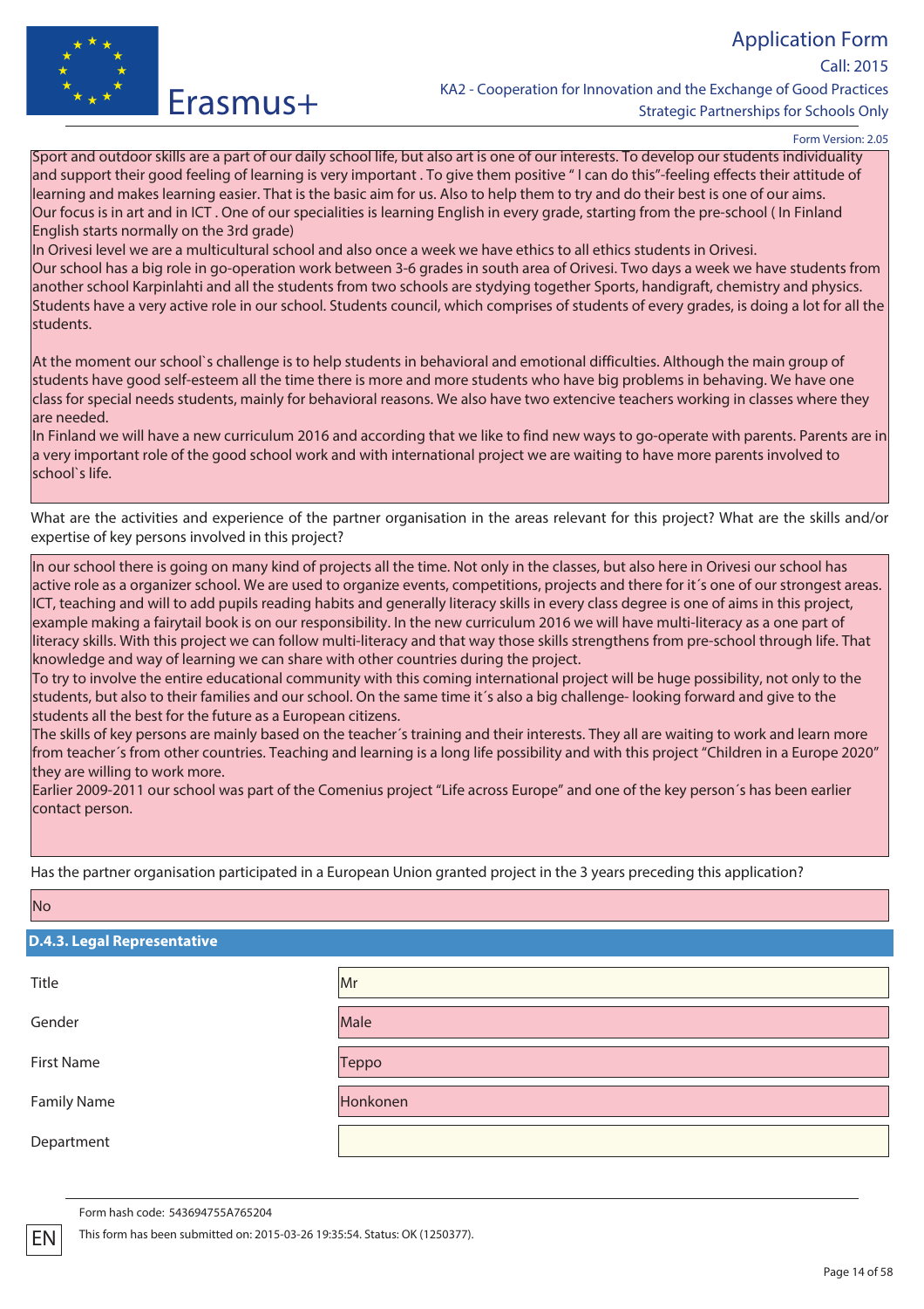Sport and outdoor skills are a part of our daily school life, but also art is one of our interests. To develop our students individuality and support their good feeling of learning is very important . To give them positive " I can do this"-feeling effects their attitude of learning and makes learning easier. That is the basic aim for us. Also to help them to try and do their best is one of our aims.
Our focus is in art and in ICT . One of our specialities is learning English in every grade, starting from the pre-school ( In Finland English starts normally on the 3rd grade)
In Orivesi level we are a multicultural school and also once a week we have ethics to all ethics students in Orivesi.
Our school has a big role in go-operation work between 3-6 grades in south area of Orivesi. Two days a week we have students from another school Karpinlahti and all the students from two schools are stydying together Sports, handigraft, chemistry and physics.
Students have a very active role in our school. Students council, which comprises of students of every grades, is doing a lot for all the students.

At the moment our school`s challenge is to help students in behavioral and emotional difficulties. Although the main group of students have good self-esteem all the time there is more and more students who have big problems in behaving. We have one class for special needs students, mainly for behavioral reasons. We also have two extencive teachers working in classes where they are needed.
In Finland we will have a new curriculum 2016 and according that we like to find new ways to go-operate with parents. Parents are in a very important role of the good school work and with international project we are waiting to have more parents involved to school`s life.

What are the activities and experience of the partner organisation in the areas relevant for this project? What are the skills and/or expertise of key persons involved in this project?

In our school there is going on many kind of projects all the time. Not only in the classes, but also here in Orivesi our school has active role as a organizer school. We are used to organize events, competitions, projects and there for it´s one of our strongest areas. ICT, teaching and will to add pupils reading habits and generally literacy skills in every class degree is one of aims in this project, example making a fairytail book is on our responsibility. In the new curriculum 2016 we will have multi-literacy as a one part of literacy skills. With this project we can follow multi-literacy and that way those skills strengthens from pre-school through life. That knowledge and way of learning we can share with other countries during the project.
To try to involve the entire educational community with this coming international project will be huge possibility, not only to the students, but also to their families and our school. On the same time it´s also a big challenge- looking forward and give to the students all the best for the future as a European citizens.
The skills of key persons are mainly based on the teacher´s training and their interests. They all are waiting to work and learn more from teacher´s from other countries. Teaching and learning is a long life possibility and with this project "Children in a Europe 2020" they are willing to work more.
Earlier 2009-2011 our school was part of the Comenius project "Life across Europe" and one of the key person´s has been earlier contact person.

Has the partner organisation participated in a European Union granted project in the 3 years preceding this application?

No

### D.4.3. Legal Representative

| | |
|---|---|
| Title | Mr |
| Gender | Male |
| First Name | Teppo |
| Family Name | Honkonen |
| Department | |

Form hash code: 543694755A765204

This form has been submitted on: 2015-03-26 19:35:54. Status: OK (1250377).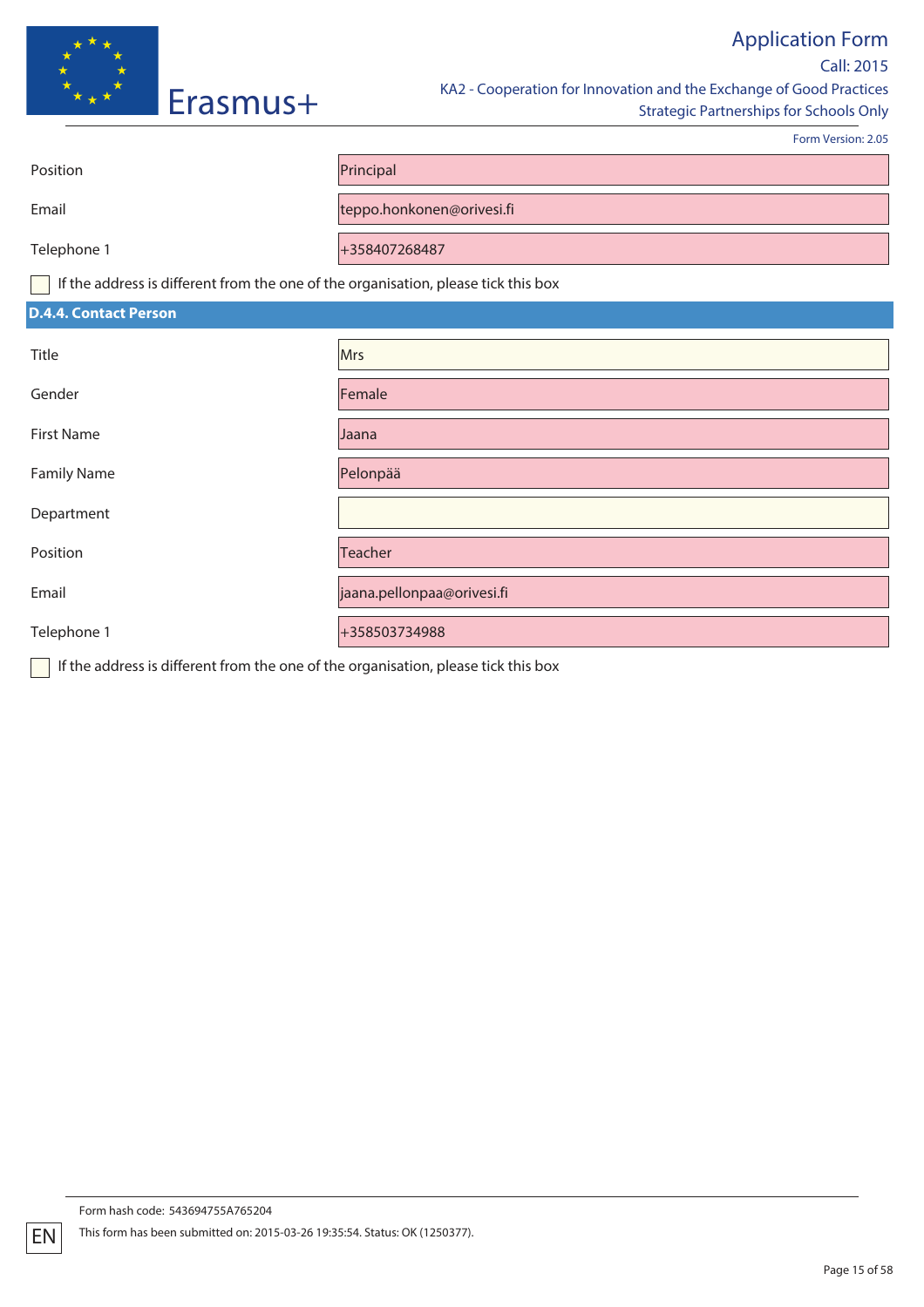| | |
|---|---|
| Position | Principal |
| Email | teppo.honkonen@orivesi.fi |
| Telephone 1 | +358407268487 |

☐ If the address is different from the one of the organisation, please tick this box

## D.4.4. Contact Person

| | |
|---|---|
| Title | Mrs |
| Gender | Female |
| First Name | Jaana |
| Family Name | Pelonpää |
| Department | |
| Position | Teacher |
| Email | jaana.pellonpaa@orivesi.fi |
| Telephone 1 | +358503734988 |

☐ If the address is different from the one of the organisation, please tick this box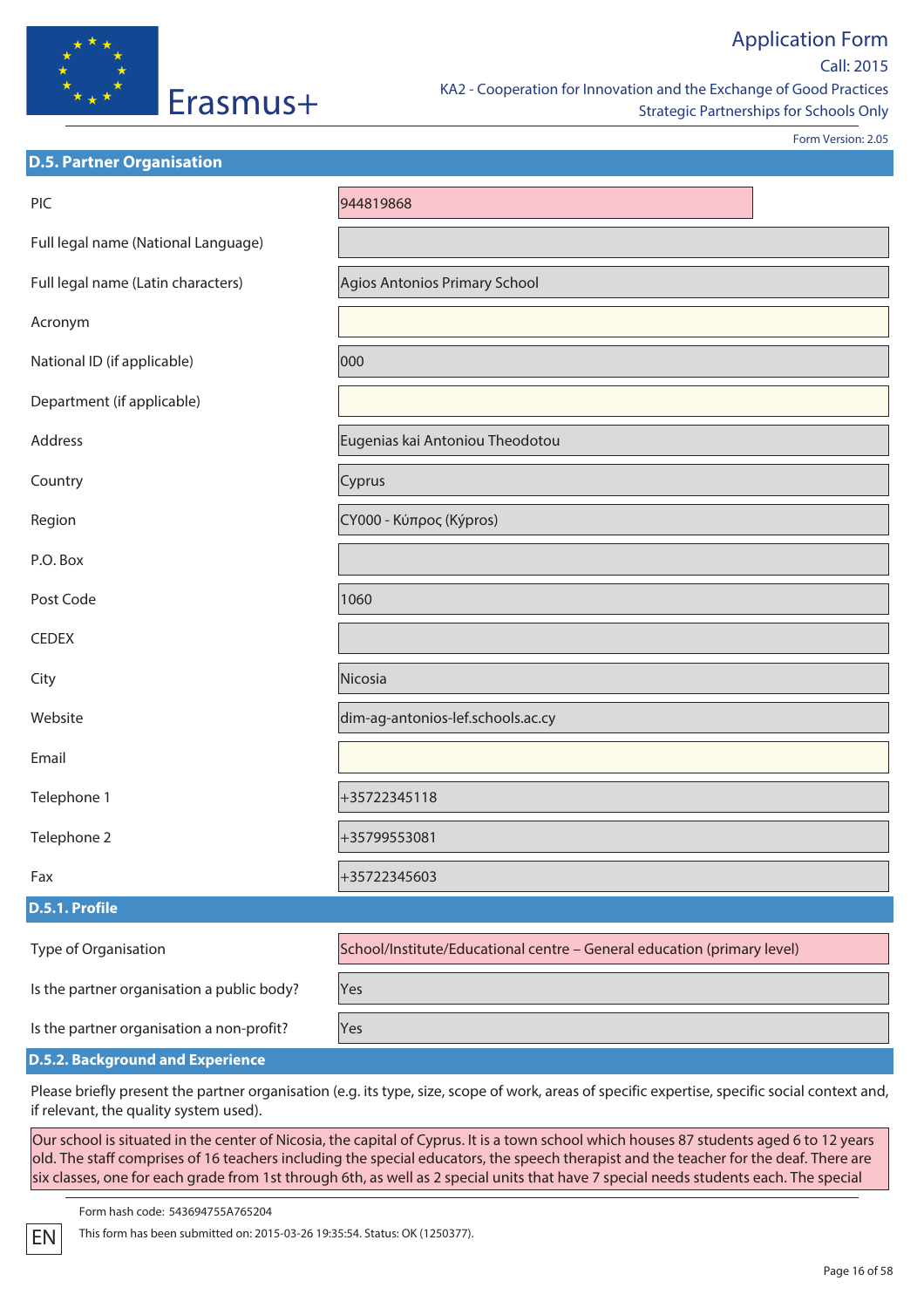## D.5. Partner Organisation

| | |
|---|---|
| PIC | 944819868 |
| Full legal name (National Language) | |
| Full legal name (Latin characters) | Agios Antonios Primary School |
| Acronym | |
| National ID (if applicable) | 000 |
| Department (if applicable) | |
| Address | Eugenias kai Antoniou Theodotou |
| Country | Cyprus |
| Region | CY000 - Κύπρος (Kýpros) |
| P.O. Box | |
| Post Code | 1060 |
| CEDEX | |
| City | Nicosia |
| Website | dim-ag-antonios-lef.schools.ac.cy |
| Email | |
| Telephone 1 | +35722345118 |
| Telephone 2 | +35799553081 |
| Fax | +35722345603 |

### D.5.1. Profile

| | |
|---|---|
| Type of Organisation | School/Institute/Educational centre – General education (primary level) |
| Is the partner organisation a public body? | Yes |
| Is the partner organisation a non-profit? | Yes |

### D.5.2. Background and Experience

Please briefly present the partner organisation (e.g. its type, size, scope of work, areas of specific expertise, specific social context and, if relevant, the quality system used).

Our school is situated in the center of Nicosia, the capital of Cyprus. It is a town school which houses 87 students aged 6 to 12 years old. The staff comprises of 16 teachers including the special educators, the speech therapist and the teacher for the deaf. There are six classes, one for each grade from 1st through 6th, as well as 2 special units that have 7 special needs students each. The special

Form hash code: 543694755A765204

This form has been submitted on: 2015-03-26 19:35:54. Status: OK (1250377).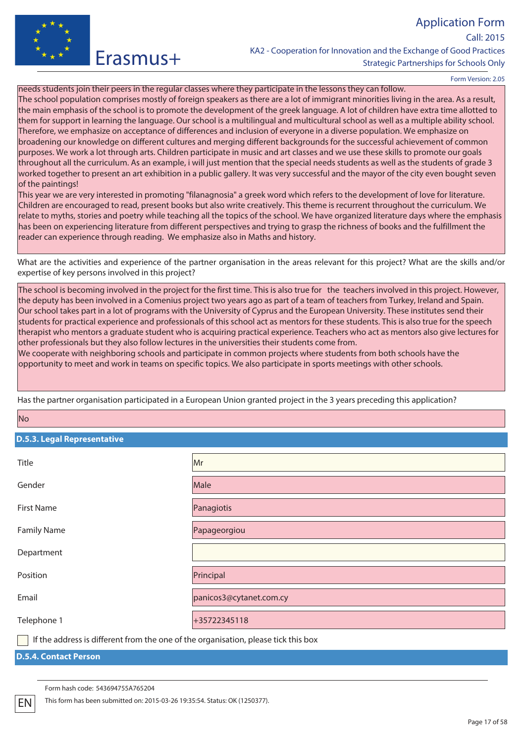needs students join their peers in the regular classes where they participate in the lessons they can follow.
The school population comprises mostly of foreign speakers as there are a lot of immigrant minorities living in the area. As a result, the main emphasis of the school is to promote the development of the greek language. A lot of children have extra time allotted to them for support in learning the language. Our school is a multilingual and multicultural school as well as a multiple ability school. Therefore, we emphasize on acceptance of differences and inclusion of everyone in a diverse population. We emphasize on broadening our knowledge on different cultures and merging different backgrounds for the successful achievement of common purposes. We work a lot through arts. Children participate in music and art classes and we use these skills to promote our goals throughout all the curriculum. As an example, i will just mention that the special needs students as well as the students of grade 3 worked together to present an art exhibition in a public gallery. It was very successful and the mayor of the city even bought seven of the paintings!
This year we are very interested in promoting "filanagnosia" a greek word which refers to the development of love for literature. Children are encouraged to read, present books but also write creatively. This theme is recurrent throughout the curriculum. We relate to myths, stories and poetry while teaching all the topics of the school. We have organized literature days where the emphasis has been on experiencing literature from different perspectives and trying to grasp the richness of books and the fulfillment the reader can experience through reading. We emphasize also in Maths and history.

What are the activities and experience of the partner organisation in the areas relevant for this project? What are the skills and/or expertise of key persons involved in this project?

The school is becoming involved in the project for the first time. This is also true for the teachers involved in this project. However, the deputy has been involved in a Comenius project two years ago as part of a team of teachers from Turkey, Ireland and Spain. Our school takes part in a lot of programs with the University of Cyprus and the European University. These institutes send their students for practical experience and professionals of this school act as mentors for these students. This is also true for the speech therapist who mentors a graduate student who is acquiring practical experience. Teachers who act as mentors also give lectures for other professionals but they also follow lectures in the universities their students come from.
We cooperate with neighboring schools and participate in common projects where students from both schools have the opportunity to meet and work in teams on specific topics. We also participate in sports meetings with other schools.

Has the partner organisation participated in a European Union granted project in the 3 years preceding this application?

No

### D.5.3. Legal Representative

| | |
|---|---|
| Title | Mr |
| Gender | Male |
| First Name | Panagiotis |
| Family Name | Papageorgiou |
| Department | |
| Position | Principal |
| Email | panicos3@cytanet.com.cy |
| Telephone 1 | +35722345118 |

☐ If the address is different from the one of the organisation, please tick this box

### D.5.4. Contact Person

Form hash code: 543694755A765204

This form has been submitted on: 2015-03-26 19:35:54. Status: OK (1250377).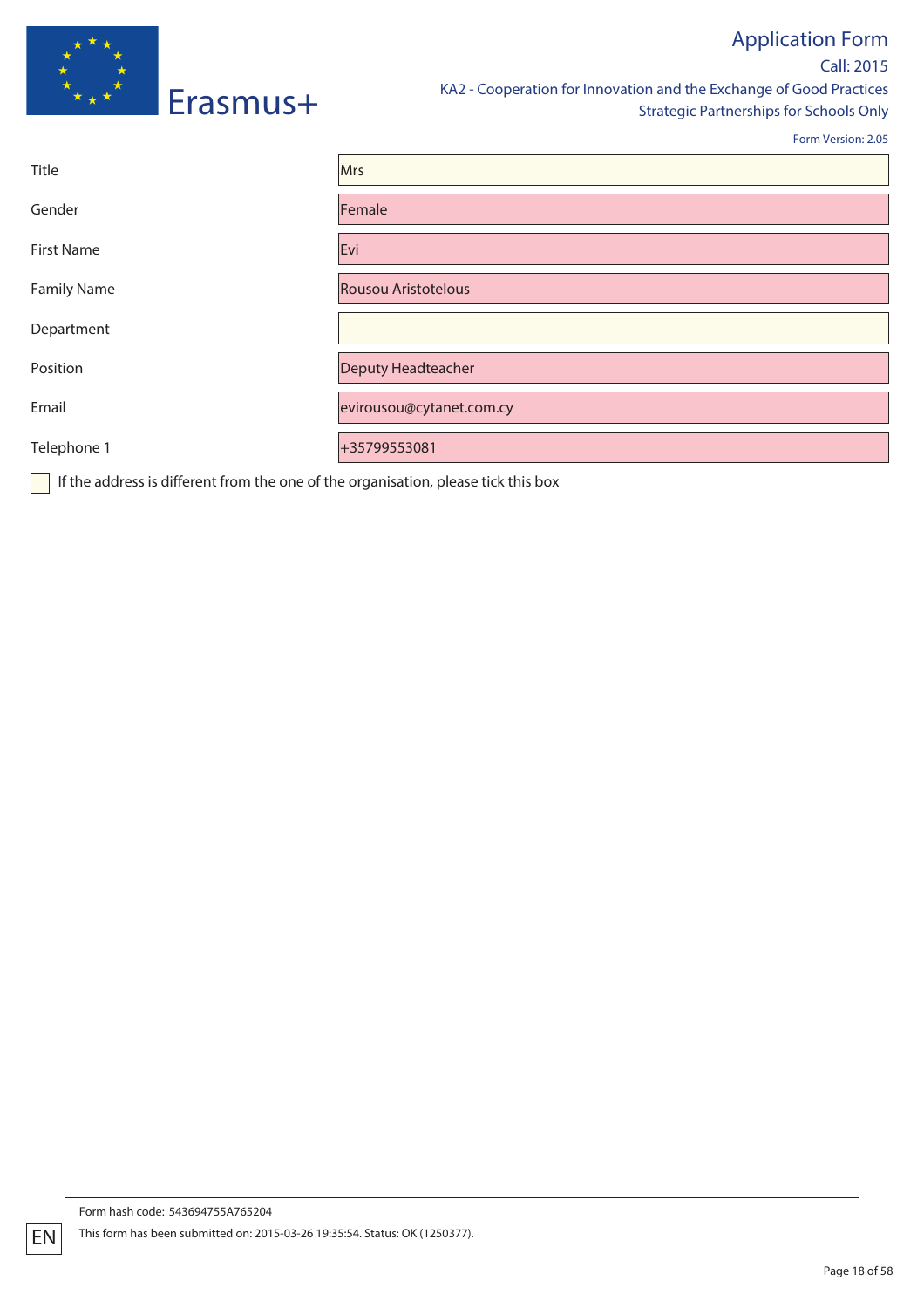| Title | Mrs |
| --- | --- |
| Gender | Female |
| First Name | Evi |
| Family Name | Rousou Aristotelous |
| Department | |
| Position | Deputy Headteacher |
| Email | evirousou@cytanet.com.cy |
| Telephone 1 | +35799553081 |

☐ If the address is different from the one of the organisation, please tick this box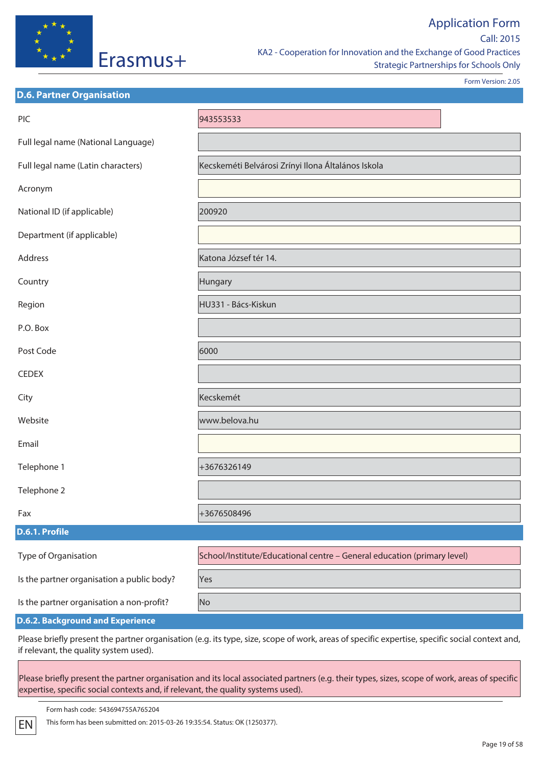## D.6. Partner Organisation

| | |
|---|---|
| PIC | 943553533 |
| Full legal name (National Language) | |
| Full legal name (Latin characters) | Kecskeméti Belvárosi Zrínyi Ilona Általános Iskola |
| Acronym | |
| National ID (if applicable) | 200920 |
| Department (if applicable) | |
| Address | Katona József tér 14. |
| Country | Hungary |
| Region | HU331 - Bács-Kiskun |
| P.O. Box | |
| Post Code | 6000 |
| CEDEX | |
| City | Kecskemét |
| Website | www.belova.hu |
| Email | |
| Telephone 1 | +3676326149 |
| Telephone 2 | |
| Fax | +3676508496 |

### D.6.1. Profile

| | |
|---|---|
| Type of Organisation | School/Institute/Educational centre – General education (primary level) |
| Is the partner organisation a public body? | Yes |
| Is the partner organisation a non-profit? | No |

### D.6.2. Background and Experience

Please briefly present the partner organisation (e.g. its type, size, scope of work, areas of specific expertise, specific social context and, if relevant, the quality system used).

Please briefly present the partner organisation and its local associated partners (e.g. their types, sizes, scope of work, areas of specific expertise, specific social contexts and, if relevant, the quality systems used).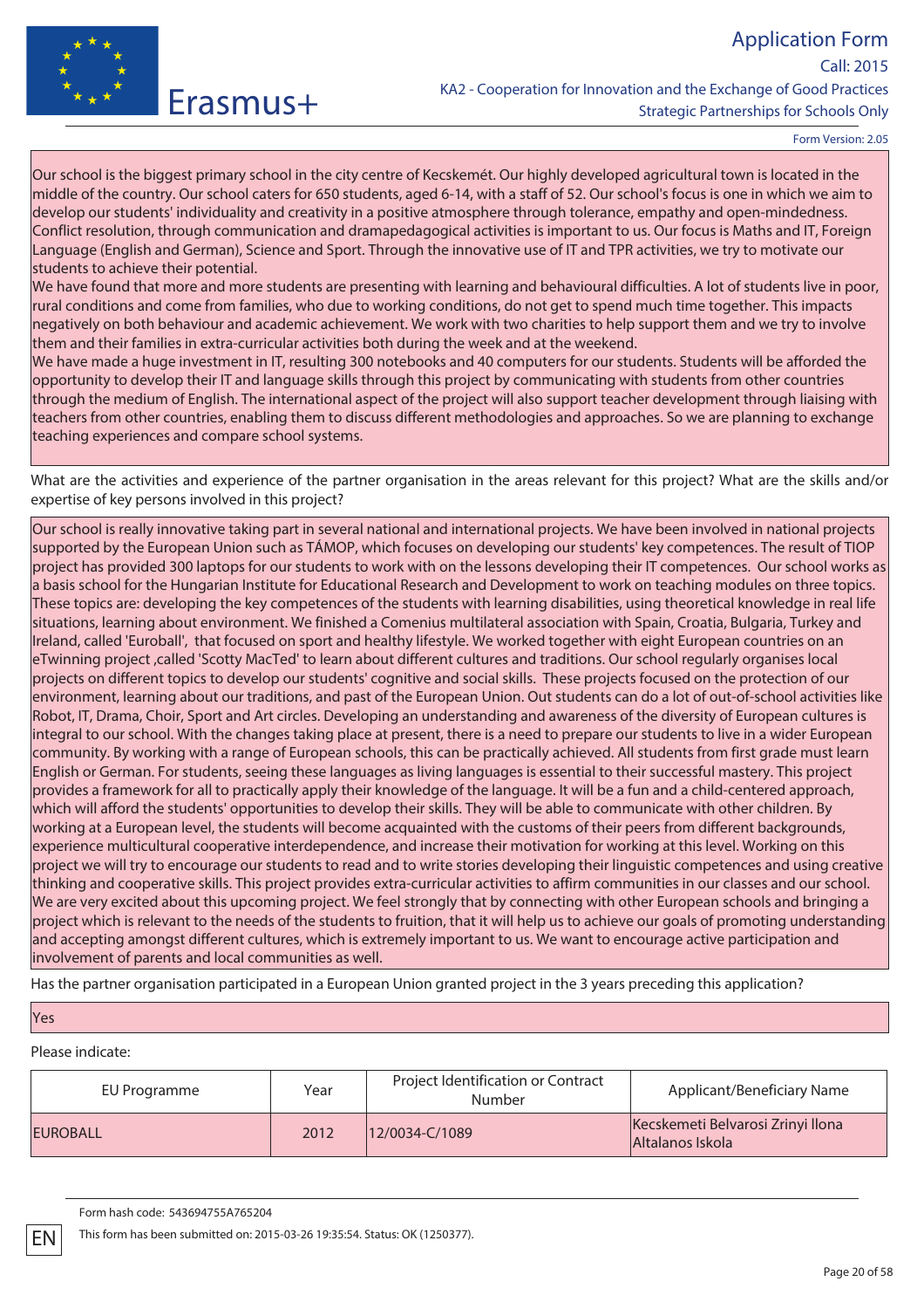Our school is the biggest primary school in the city centre of Kecskemét. Our highly developed agricultural town is located in the middle of the country. Our school caters for 650 students, aged 6-14, with a staff of 52. Our school's focus is one in which we aim to develop our students' individuality and creativity in a positive atmosphere through tolerance, empathy and open-mindedness. Conflict resolution, through communication and dramapedagogical activities is important to us. Our focus is Maths and IT, Foreign Language (English and German), Science and Sport. Through the innovative use of IT and TPR activities, we try to motivate our students to achieve their potential.
We have found that more and more students are presenting with learning and behavioural difficulties. A lot of students live in poor, rural conditions and come from families, who due to working conditions, do not get to spend much time together. This impacts negatively on both behaviour and academic achievement. We work with two charities to help support them and we try to involve them and their families in extra-curricular activities both during the week and at the weekend.
We have made a huge investment in IT, resulting 300 notebooks and 40 computers for our students. Students will be afforded the opportunity to develop their IT and language skills through this project by communicating with students from other countries through the medium of English. The international aspect of the project will also support teacher development through liaising with teachers from other countries, enabling them to discuss different methodologies and approaches. So we are planning to exchange teaching experiences and compare school systems.

What are the activities and experience of the partner organisation in the areas relevant for this project? What are the skills and/or expertise of key persons involved in this project?

Our school is really innovative taking part in several national and international projects. We have been involved in national projects supported by the European Union such as TÁMOP, which focuses on developing our students' key competences. The result of TIOP project has provided 300 laptops for our students to work with on the lessons developing their IT competences. Our school works as a basis school for the Hungarian Institute for Educational Research and Development to work on teaching modules on three topics. These topics are: developing the key competences of the students with learning disabilities, using theoretical knowledge in real life situations, learning about environment. We finished a Comenius multilateral association with Spain, Croatia, Bulgaria, Turkey and Ireland, called 'Euroball', that focused on sport and healthy lifestyle. We worked together with eight European countries on an eTwinning project ,called 'Scotty MacTed' to learn about different cultures and traditions. Our school regularly organises local projects on different topics to develop our students' cognitive and social skills. These projects focused on the protection of our environment, learning about our traditions, and past of the European Union. Out students can do a lot of out-of-school activities like Robot, IT, Drama, Choir, Sport and Art circles. Developing an understanding and awareness of the diversity of European cultures is integral to our school. With the changes taking place at present, there is a need to prepare our students to live in a wider European community. By working with a range of European schools, this can be practically achieved. All students from first grade must learn English or German. For students, seeing these languages as living languages is essential to their successful mastery. This project provides a framework for all to practically apply their knowledge of the language. It will be a fun and a child-centered approach, which will afford the students' opportunities to develop their skills. They will be able to communicate with other children. By working at a European level, the students will become acquainted with the customs of their peers from different backgrounds, experience multicultural cooperative interdependence, and increase their motivation for working at this level. Working on this project we will try to encourage our students to read and to write stories developing their linguistic competences and using creative thinking and cooperative skills. This project provides extra-curricular activities to affirm communities in our classes and our school. We are very excited about this upcoming project. We feel strongly that by connecting with other European schools and bringing a project which is relevant to the needs of the students to fruition, that it will help us to achieve our goals of promoting understanding and accepting amongst different cultures, which is extremely important to us. We want to encourage active participation and involvement of parents and local communities as well.

Has the partner organisation participated in a European Union granted project in the 3 years preceding this application?

Yes

Please indicate:

| EU Programme | Year | Project Identification or Contract Number | Applicant/Beneficiary Name |
|---|---|---|---|
| EUROBALL | 2012 | 12/0034-C/1089 | Kecskemeti Belvarosi Zrinyi Ilona Altalanos Iskola |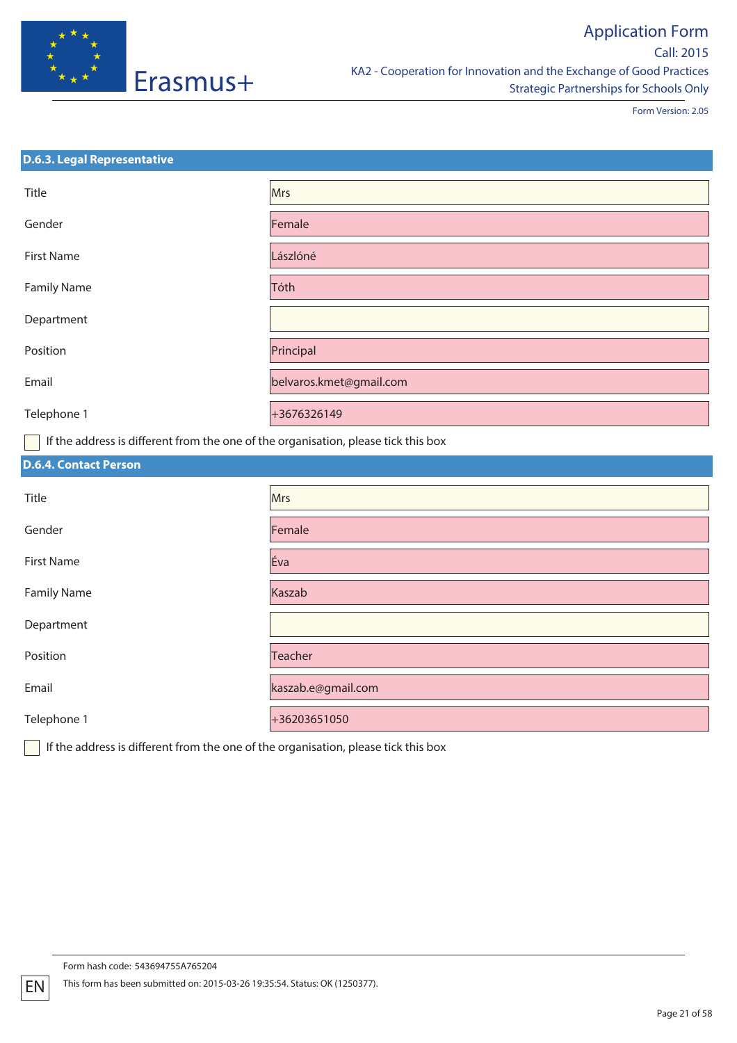### D.6.3. Legal Representative

| | |
|---|---|
| Title | Mrs |
| Gender | Female |
| First Name | Lászlóné |
| Family Name | Tóth |
| Department | |
| Position | Principal |
| Email | belvaros.kmet@gmail.com |
| Telephone 1 | +3676326149 |

☐ If the address is different from the one of the organisation, please tick this box

### D.6.4. Contact Person

| | |
|---|---|
| Title | Mrs |
| Gender | Female |
| First Name | Éva |
| Family Name | Kaszab |
| Department | |
| Position | Teacher |
| Email | kaszab.e@gmail.com |
| Telephone 1 | +36203651050 |

☐ If the address is different from the one of the organisation, please tick this box

Form hash code: 543694755A765204

This form has been submitted on: 2015-03-26 19:35:54. Status: OK (1250377).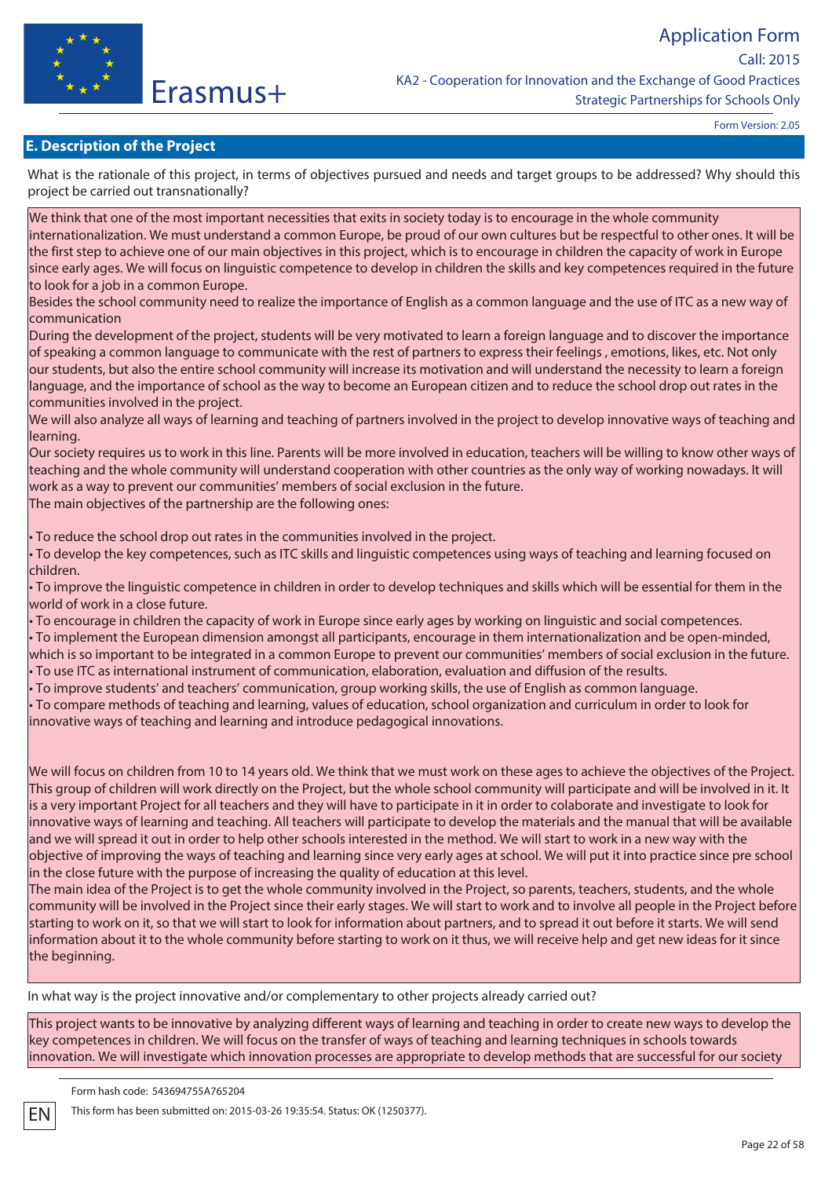## E. Description of the Project

What is the rationale of this project, in terms of objectives pursued and needs and target groups to be addressed? Why should this project be carried out transnationally?

We think that one of the most important necessities that exits in society today is to encourage in the whole community internationalization. We must understand a common Europe, be proud of our own cultures but be respectful to other ones. It will be the first step to achieve one of our main objectives in this project, which is to encourage in children the capacity of work in Europe since early ages. We will focus on linguistic competence to develop in children the skills and key competences required in the future to look for a job in a common Europe.

Besides the school community need to realize the importance of English as a common language and the use of ITC as a new way of communication

During the development of the project, students will be very motivated to learn a foreign language and to discover the importance of speaking a common language to communicate with the rest of partners to express their feelings , emotions, likes, etc. Not only our students, but also the entire school community will increase its motivation and will understand the necessity to learn a foreign language, and the importance of school as the way to become an European citizen and to reduce the school drop out rates in the communities involved in the project.

We will also analyze all ways of learning and teaching of partners involved in the project to develop innovative ways of teaching and learning.

Our society requires us to work in this line. Parents will be more involved in education, teachers will be willing to know other ways of teaching and the whole community will understand cooperation with other countries as the only way of working nowadays. It will work as a way to prevent our communities' members of social exclusion in the future.

The main objectives of the partnership are the following ones:

- To reduce the school drop out rates in the communities involved in the project.
- To develop the key competences, such as ITC skills and linguistic competences using ways of teaching and learning focused on children.
- To improve the linguistic competence in children in order to develop techniques and skills which will be essential for them in the world of work in a close future.
- To encourage in children the capacity of work in Europe since early ages by working on linguistic and social competences.
- To implement the European dimension amongst all participants, encourage in them internationalization and be open-minded, which is so important to be integrated in a common Europe to prevent our communities' members of social exclusion in the future.
- To use ITC as international instrument of communication, elaboration, evaluation and diffusion of the results.
- To improve students' and teachers' communication, group working skills, the use of English as common language.
- To compare methods of teaching and learning, values of education, school organization and curriculum in order to look for innovative ways of teaching and learning and introduce pedagogical innovations.

We will focus on children from 10 to 14 years old. We think that we must work on these ages to achieve the objectives of the Project. This group of children will work directly on the Project, but the whole school community will participate and will be involved in it. It is a very important Project for all teachers and they will have to participate in it in order to colaborate and investigate to look for innovative ways of learning and teaching. All teachers will participate to develop the materials and the manual that will be available and we will spread it out in order to help other schools interested in the method. We will start to work in a new way with the objective of improving the ways of teaching and learning since very early ages at school. We will put it into practice since pre school in the close future with the purpose of increasing the quality of education at this level.

The main idea of the Project is to get the whole community involved in the Project, so parents, teachers, students, and the whole community will be involved in the Project since their early stages. We will start to work and to involve all people in the Project before starting to work on it, so that we will start to look for information about partners, and to spread it out before it starts. We will send information about it to the whole community before starting to work on it thus, we will receive help and get new ideas for it since the beginning.

In what way is the project innovative and/or complementary to other projects already carried out?

This project wants to be innovative by analyzing different ways of learning and teaching in order to create new ways to develop the key competences in children. We will focus on the transfer of ways of teaching and learning techniques in schools towards innovation. We will investigate which innovation processes are appropriate to develop methods that are successful for our society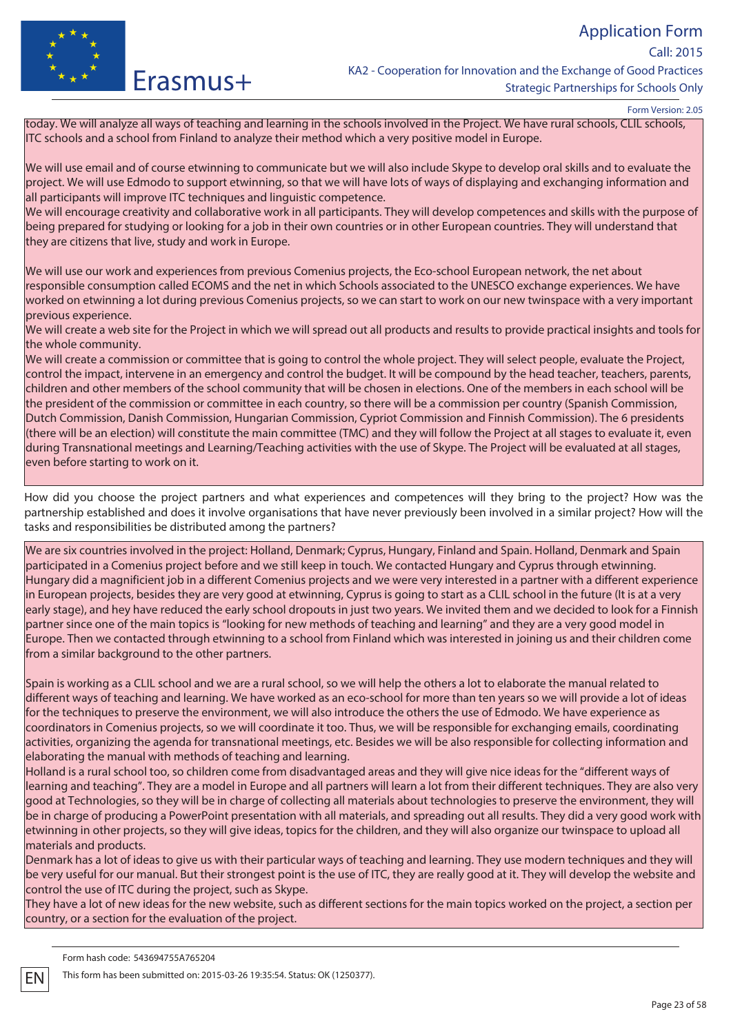today. We will analyze all ways of teaching and learning in the schools involved in the Project. We have rural schools, CLIL schools, ITC schools and a school from Finland to analyze their method which a very positive model in Europe.

We will use email and of course etwinning to communicate but we will also include Skype to develop oral skills and to evaluate the project. We will use Edmodo to support etwinning, so that we will have lots of ways of displaying and exchanging information and all participants will improve ITC techniques and linguistic competence.
We will encourage creativity and collaborative work in all participants. They will develop competences and skills with the purpose of being prepared for studying or looking for a job in their own countries or in other European countries. They will understand that they are citizens that live, study and work in Europe.

We will use our work and experiences from previous Comenius projects, the Eco-school European network, the net about responsible consumption called ECOMS and the net in which Schools associated to the UNESCO exchange experiences. We have worked on etwinning a lot during previous Comenius projects, so we can start to work on our new twinspace with a very important previous experience.
We will create a web site for the Project in which we will spread out all products and results to provide practical insights and tools for the whole community.
We will create a commission or committee that is going to control the whole project. They will select people, evaluate the Project, control the impact, intervene in an emergency and control the budget. It will be compound by the head teacher, teachers, parents, children and other members of the school community that will be chosen in elections. One of the members in each school will be the president of the commission or committee in each country, so there will be a commission per country (Spanish Commission, Dutch Commission, Danish Commission, Hungarian Commission, Cypriot Commission and Finnish Commission). The 6 presidents (there will be an election) will constitute the main committee (TMC) and they will follow the Project at all stages to evaluate it, even during Transnational meetings and Learning/Teaching activities with the use of Skype. The Project will be evaluated at all stages, even before starting to work on it.

How did you choose the project partners and what experiences and competences will they bring to the project? How was the partnership established and does it involve organisations that have never previously been involved in a similar project? How will the tasks and responsibilities be distributed among the partners?

We are six countries involved in the project: Holland, Denmark; Cyprus, Hungary, Finland and Spain. Holland, Denmark and Spain participated in a Comenius project before and we still keep in touch. We contacted Hungary and Cyprus through etwinning. Hungary did a magnificient job in a different Comenius projects and we were very interested in a partner with a different experience in European projects, besides they are very good at etwinning, Cyprus is going to start as a CLIL school in the future (It is at a very early stage), and hey have reduced the early school dropouts in just two years. We invited them and we decided to look for a Finnish partner since one of the main topics is "looking for new methods of teaching and learning" and they are a very good model in Europe. Then we contacted through etwinning to a school from Finland which was interested in joining us and their children come from a similar background to the other partners.

Spain is working as a CLIL school and we are a rural school, so we will help the others a lot to elaborate the manual related to different ways of teaching and learning. We have worked as an eco-school for more than ten years so we will provide a lot of ideas for the techniques to preserve the environment, we will also introduce the others the use of Edmodo. We have experience as coordinators in Comenius projects, so we will coordinate it too. Thus, we will be responsible for exchanging emails, coordinating activities, organizing the agenda for transnational meetings, etc. Besides we will be also responsible for collecting information and elaborating the manual with methods of teaching and learning.
Holland is a rural school too, so children come from disadvantaged areas and they will give nice ideas for the "different ways of learning and teaching". They are a model in Europe and all partners will learn a lot from their different techniques. They are also very good at Technologies, so they will be in charge of collecting all materials about technologies to preserve the environment, they will be in charge of producing a PowerPoint presentation with all materials, and spreading out all results. They did a very good work with etwinning in other projects, so they will give ideas, topics for the children, and they will also organize our twinspace to upload all materials and products.
Denmark has a lot of ideas to give us with their particular ways of teaching and learning. They use modern techniques and they will be very useful for our manual. But their strongest point is the use of ITC, they are really good at it. They will develop the website and control the use of ITC during the project, such as Skype.
They have a lot of new ideas for the new website, such as different sections for the main topics worked on the project, a section per country, or a section for the evaluation of the project.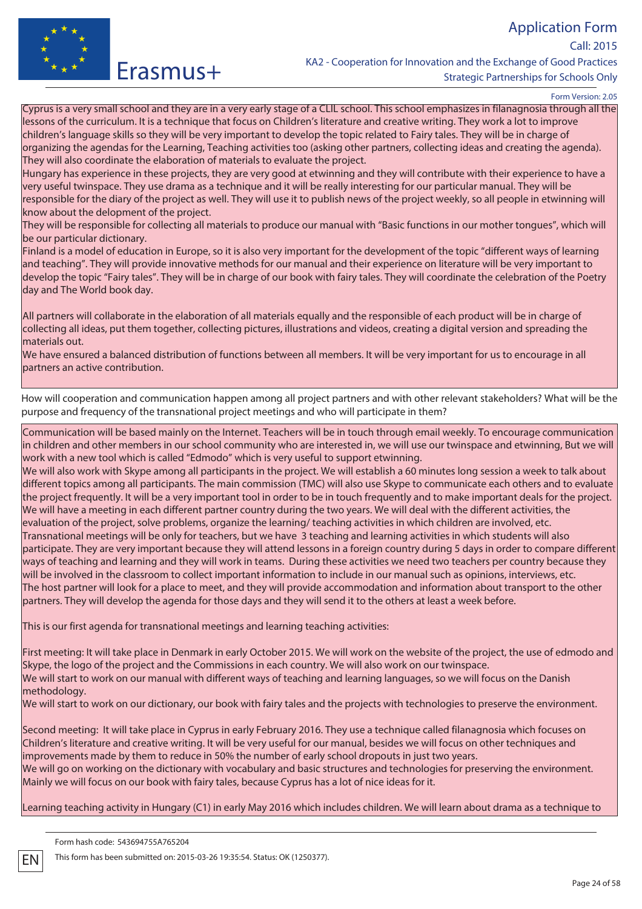Cyprus is a very small school and they are in a very early stage of a CLIL school. This school emphasizes in filanagnosia through all the lessons of the curriculum. It is a technique that focus on Children's literature and creative writing. They work a lot to improve children's language skills so they will be very important to develop the topic related to Fairy tales. They will be in charge of organizing the agendas for the Learning, Teaching activities too (asking other partners, collecting ideas and creating the agenda). They will also coordinate the elaboration of materials to evaluate the project.

Hungary has experience in these projects, they are very good at etwinning and they will contribute with their experience to have a very useful twinspace. They use drama as a technique and it will be really interesting for our particular manual. They will be responsible for the diary of the project as well. They will use it to publish news of the project weekly, so all people in etwinning will know about the delopment of the project.

They will be responsible for collecting all materials to produce our manual with "Basic functions in our mother tongues", which will be our particular dictionary.

Finland is a model of education in Europe, so it is also very important for the development of the topic "different ways of learning and teaching". They will provide innovative methods for our manual and their experience on literature will be very important to develop the topic "Fairy tales". They will be in charge of our book with fairy tales. They will coordinate the celebration of the Poetry day and The World book day.

All partners will collaborate in the elaboration of all materials equally and the responsible of each product will be in charge of collecting all ideas, put them together, collecting pictures, illustrations and videos, creating a digital version and spreading the materials out.

We have ensured a balanced distribution of functions between all members. It will be very important for us to encourage in all partners an active contribution.

How will cooperation and communication happen among all project partners and with other relevant stakeholders? What will be the purpose and frequency of the transnational project meetings and who will participate in them?

Communication will be based mainly on the Internet. Teachers will be in touch through email weekly. To encourage communication in children and other members in our school community who are interested in, we will use our twinspace and etwinning, But we will work with a new tool which is called "Edmodo" which is very useful to support etwinning.

We will also work with Skype among all participants in the project. We will establish a 60 minutes long session a week to talk about different topics among all participants. The main commission (TMC) will also use Skype to communicate each others and to evaluate the project frequently. It will be a very important tool in order to be in touch frequently and to make important deals for the project.

We will have a meeting in each different partner country during the two years. We will deal with the different activities, the evaluation of the project, solve problems, organize the learning/ teaching activities in which children are involved, etc.

Transnational meetings will be only for teachers, but we have 3 teaching and learning activities in which students will also participate. They are very important because they will attend lessons in a foreign country during 5 days in order to compare different ways of teaching and learning and they will work in teams. During these activities we need two teachers per country because they will be involved in the classroom to collect important information to include in our manual such as opinions, interviews, etc.

The host partner will look for a place to meet, and they will provide accommodation and information about transport to the other partners. They will develop the agenda for those days and they will send it to the others at least a week before.

This is our first agenda for transnational meetings and learning teaching activities:

First meeting: It will take place in Denmark in early October 2015. We will work on the website of the project, the use of edmodo and Skype, the logo of the project and the Commissions in each country. We will also work on our twinspace.

We will start to work on our manual with different ways of teaching and learning languages, so we will focus on the Danish methodology.

We will start to work on our dictionary, our book with fairy tales and the projects with technologies to preserve the environment.

Second meeting: It will take place in Cyprus in early February 2016. They use a technique called filanagnosia which focuses on Children's literature and creative writing. It will be very useful for our manual, besides we will focus on other techniques and improvements made by them to reduce in 50% the number of early school dropouts in just two years.

We will go on working on the dictionary with vocabulary and basic structures and technologies for preserving the environment. Mainly we will focus on our book with fairy tales, because Cyprus has a lot of nice ideas for it.

Learning teaching activity in Hungary (C1) in early May 2016 which includes children. We will learn about drama as a technique to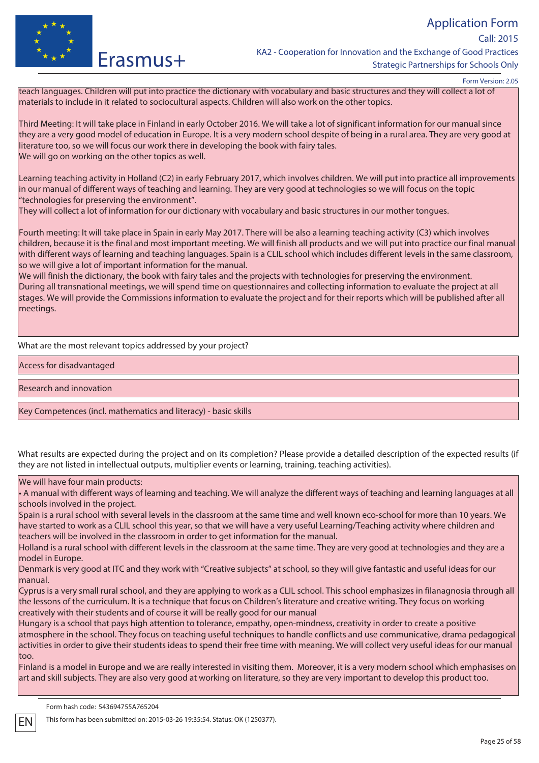teach languages. Children will put into practice the dictionary with vocabulary and basic structures and they will collect a lot of materials to include in it related to sociocultural aspects. Children will also work on the other topics.

Third Meeting: It will take place in Finland in early October 2016. We will take a lot of significant information for our manual since they are a very good model of education in Europe. It is a very modern school despite of being in a rural area. They are very good at literature too, so we will focus our work there in developing the book with fairy tales.
We will go on working on the other topics as well.

Learning teaching activity in Holland (C2) in early February 2017, which involves children. We will put into practice all improvements in our manual of different ways of teaching and learning. They are very good at technologies so we will focus on the topic "technologies for preserving the environment".
They will collect a lot of information for our dictionary with vocabulary and basic structures in our mother tongues.

Fourth meeting: It will take place in Spain in early May 2017. There will be also a learning teaching activity (C3) which involves children, because it is the final and most important meeting. We will finish all products and we will put into practice our final manual with different ways of learning and teaching languages. Spain is a CLIL school which includes different levels in the same classroom, so we will give a lot of important information for the manual.
We will finish the dictionary, the book with fairy tales and the projects with technologies for preserving the environment.
During all transnational meetings, we will spend time on questionnaires and collecting information to evaluate the project at all stages. We will provide the Commissions information to evaluate the project and for their reports which will be published after all meetings.

What are the most relevant topics addressed by your project?

Access for disadvantaged

Research and innovation

Key Competences (incl. mathematics and literacy) - basic skills

What results are expected during the project and on its completion? Please provide a detailed description of the expected results (if they are not listed in intellectual outputs, multiplier events or learning, training, teaching activities).

We will have four main products:
• A manual with different ways of learning and teaching. We will analyze the different ways of teaching and learning languages at all schools involved in the project.
Spain is a rural school with several levels in the classroom at the same time and well known eco-school for more than 10 years. We have started to work as a CLIL school this year, so that we will have a very useful Learning/Teaching activity where children and teachers will be involved in the classroom in order to get information for the manual.
Holland is a rural school with different levels in the classroom at the same time. They are very good at technologies and they are a model in Europe.
Denmark is very good at ITC and they work with "Creative subjects" at school, so they will give fantastic and useful ideas for our manual.
Cyprus is a very small rural school, and they are applying to work as a CLIL school. This school emphasizes in filanagnosia through all the lessons of the curriculum. It is a technique that focus on Children's literature and creative writing. They focus on working creatively with their students and of course it will be really good for our manual
Hungary is a school that pays high attention to tolerance, empathy, open-mindness, creativity in order to create a positive atmosphere in the school. They focus on teaching useful techniques to handle conflicts and use communicative, drama pedagogical activities in order to give their students ideas to spend their free time with meaning. We will collect very useful ideas for our manual too.
Finland is a model in Europe and we are really interested in visiting them. Moreover, it is a very modern school which emphasises on art and skill subjects. They are also very good at working on literature, so they are very important to develop this product too.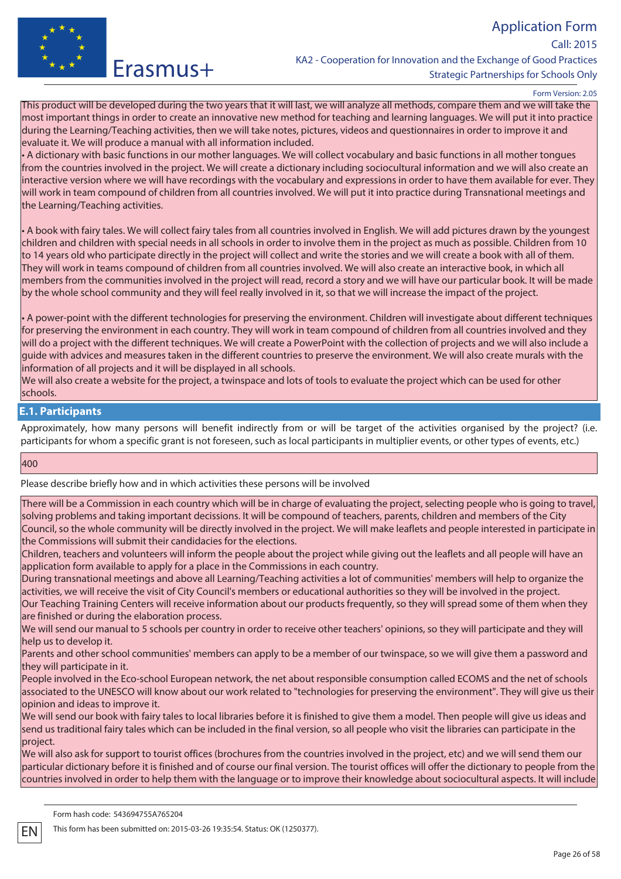This product will be developed during the two years that it will last, we will analyze all methods, compare them and we will take the most important things in order to create an innovative new method for teaching and learning languages. We will put it into practice during the Learning/Teaching activities, then we will take notes, pictures, videos and questionnaires in order to improve it and evaluate it. We will produce a manual with all information included.

• A dictionary with basic functions in our mother languages. We will collect vocabulary and basic functions in all mother tongues from the countries involved in the project. We will create a dictionary including sociocultural information and we will also create an interactive version where we will have recordings with the vocabulary and expressions in order to have them available for ever. They will work in team compound of children from all countries involved. We will put it into practice during Transnational meetings and the Learning/Teaching activities.

• A book with fairy tales. We will collect fairy tales from all countries involved in English. We will add pictures drawn by the youngest children and children with special needs in all schools in order to involve them in the project as much as possible. Children from 10 to 14 years old who participate directly in the project will collect and write the stories and we will create a book with all of them. They will work in teams compound of children from all countries involved. We will also create an interactive book, in which all members from the communities involved in the project will read, record a story and we will have our particular book. It will be made by the whole school community and they will feel really involved in it, so that we will increase the impact of the project.

• A power-point with the different technologies for preserving the environment. Children will investigate about different techniques for preserving the environment in each country. They will work in team compound of children from all countries involved and they will do a project with the different techniques. We will create a PowerPoint with the collection of projects and we will also include a guide with advices and measures taken in the different countries to preserve the environment. We will also create murals with the information of all projects and it will be displayed in all schools.

We will also create a website for the project, a twinspace and lots of tools to evaluate the project which can be used for other schools.

## E.1. Participants

Approximately, how many persons will benefit indirectly from or will be target of the activities organised by the project? (i.e. participants for whom a specific grant is not foreseen, such as local participants in multiplier events, or other types of events, etc.)

400

Please describe briefly how and in which activities these persons will be involved

There will be a Commission in each country which will be in charge of evaluating the project, selecting people who is going to travel, solving problems and taking important decissions. It will be compound of teachers, parents, children and members of the City Council, so the whole community will be directly involved in the project. We will make leaflets and people interested in participate in the Commissions will submit their candidacies for the elections.

Children, teachers and volunteers will inform the people about the project while giving out the leaflets and all people will have an application form available to apply for a place in the Commissions in each country.

During transnational meetings and above all Learning/Teaching activities a lot of communities' members will help to organize the activities, we will receive the visit of City Council's members or educational authorities so they will be involved in the project.

Our Teaching Training Centers will receive information about our products frequently, so they will spread some of them when they are finished or during the elaboration process.

We will send our manual to 5 schools per country in order to receive other teachers' opinions, so they will participate and they will help us to develop it.

Parents and other school communities' members can apply to be a member of our twinspace, so we will give them a password and they will participate in it.

People involved in the Eco-school European network, the net about responsible consumption called ECOMS and the net of schools associated to the UNESCO will know about our work related to "technologies for preserving the environment". They will give us their opinion and ideas to improve it.

We will send our book with fairy tales to local libraries before it is finished to give them a model. Then people will give us ideas and send us traditional fairy tales which can be included in the final version, so all people who visit the libraries can participate in the project.

We will also ask for support to tourist offices (brochures from the countries involved in the project, etc) and we will send them our particular dictionary before it is finished and of course our final version. The tourist offices will offer the dictionary to people from the countries involved in order to help them with the language or to improve their knowledge about sociocultural aspects. It will include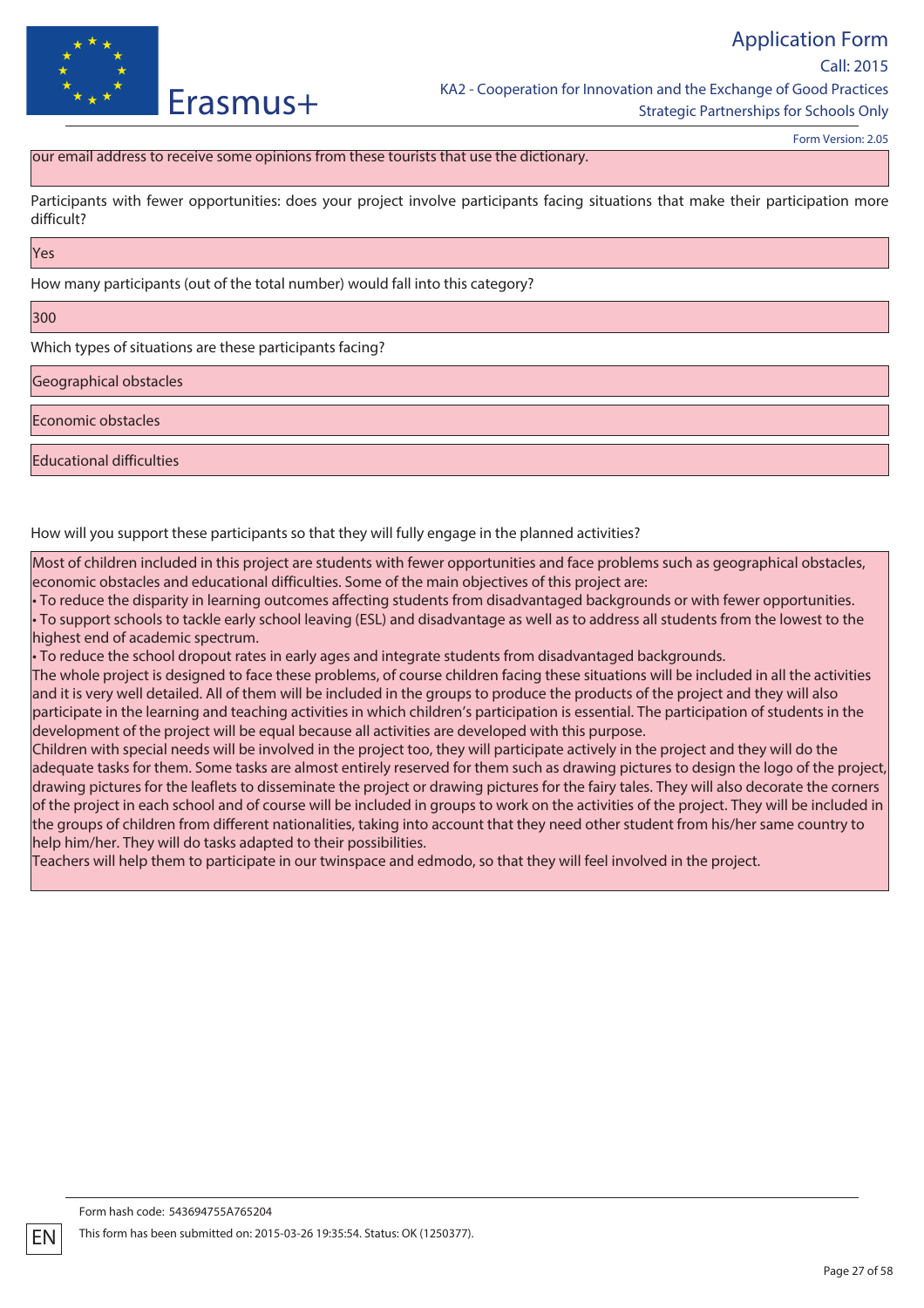our email address to receive some opinions from these tourists that use the dictionary.

Participants with fewer opportunities: does your project involve participants facing situations that make their participation more difficult?

Yes

How many participants (out of the total number) would fall into this category?

300

Which types of situations are these participants facing?

Geographical obstacles

Economic obstacles

Educational difficulties

How will you support these participants so that they will fully engage in the planned activities?

Most of children included in this project are students with fewer opportunities and face problems such as geographical obstacles, economic obstacles and educational difficulties. Some of the main objectives of this project are:

- To reduce the disparity in learning outcomes affecting students from disadvantaged backgrounds or with fewer opportunities.
- To support schools to tackle early school leaving (ESL) and disadvantage as well as to address all students from the lowest to the highest end of academic spectrum.
- To reduce the school dropout rates in early ages and integrate students from disadvantaged backgrounds.

The whole project is designed to face these problems, of course children facing these situations will be included in all the activities and it is very well detailed. All of them will be included in the groups to produce the products of the project and they will also participate in the learning and teaching activities in which children's participation is essential. The participation of students in the development of the project will be equal because all activities are developed with this purpose.

Children with special needs will be involved in the project too, they will participate actively in the project and they will do the adequate tasks for them. Some tasks are almost entirely reserved for them such as drawing pictures to design the logo of the project, drawing pictures for the leaflets to disseminate the project or drawing pictures for the fairy tales. They will also decorate the corners of the project in each school and of course will be included in groups to work on the activities of the project. They will be included in the groups of children from different nationalities, taking into account that they need other student from his/her same country to help him/her. They will do tasks adapted to their possibilities.

Teachers will help them to participate in our twinspace and edmodo, so that they will feel involved in the project.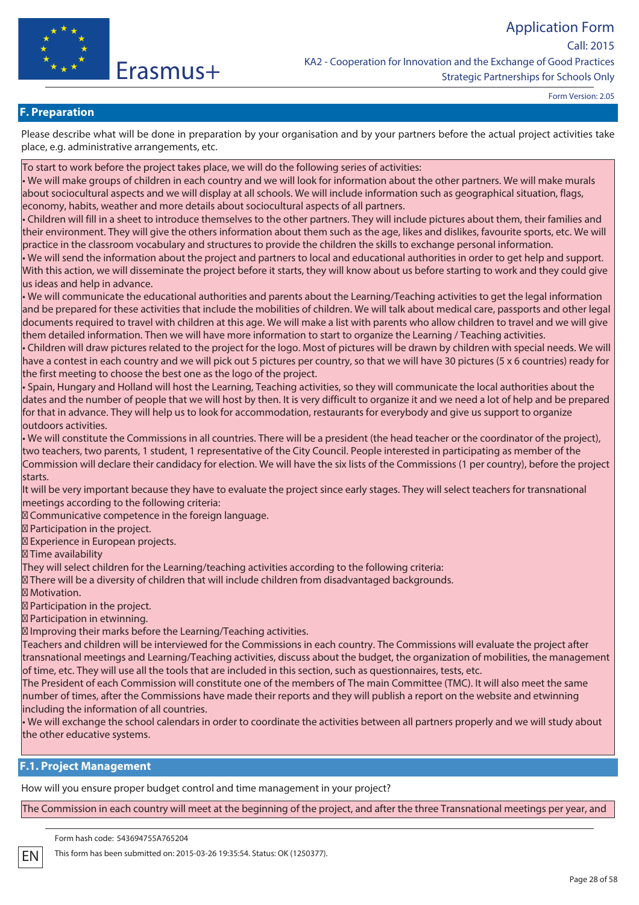## F. Preparation

Please describe what will be done in preparation by your organisation and by your partners before the actual project activities take place, e.g. administrative arrangements, etc.

To start to work before the project takes place, we will do the following series of activities:

- We will make groups of children in each country and we will look for information about the other partners. We will make murals about sociocultural aspects and we will display at all schools. We will include information such as geographical situation, flags, economy, habits, weather and more details about sociocultural aspects of all partners.
- Children will fill in a sheet to introduce themselves to the other partners. They will include pictures about them, their families and their environment. They will give the others information about them such as the age, likes and dislikes, favourite sports, etc. We will practice in the classroom vocabulary and structures to provide the children the skills to exchange personal information.
- We will send the information about the project and partners to local and educational authorities in order to get help and support. With this action, we will disseminate the project before it starts, they will know about us before starting to work and they could give us ideas and help in advance.
- We will communicate the educational authorities and parents about the Learning/Teaching activities to get the legal information and be prepared for these activities that include the mobilities of children. We will talk about medical care, passports and other legal documents required to travel with children at this age. We will make a list with parents who allow children to travel and we will give them detailed information. Then we will have more information to start to organize the Learning / Teaching activities.
- Children will draw pictures related to the project for the logo. Most of pictures will be drawn by children with special needs. We will have a contest in each country and we will pick out 5 pictures per country, so that we will have 30 pictures (5 x 6 countries) ready for the first meeting to choose the best one as the logo of the project.
- Spain, Hungary and Holland will host the Learning, Teaching activities, so they will communicate the local authorities about the dates and the number of people that we will host by then. It is very difficult to organize it and we need a lot of help and be prepared for that in advance. They will help us to look for accommodation, restaurants for everybody and give us support to organize outdoors activities.
- We will constitute the Commissions in all countries. There will be a president (the head teacher or the coordinator of the project), two teachers, two parents, 1 student, 1 representative of the City Council. People interested in participating as member of the Commission will declare their candidacy for election. We will have the six lists of the Commissions (1 per country), before the project starts.

It will be very important because they have to evaluate the project since early stages. They will select teachers for transnational meetings according to the following criteria:

- Communicative competence in the foreign language.
- Participation in the project.
- Experience in European projects.
- Time availability

They will select children for the Learning/teaching activities according to the following criteria:

- There will be a diversity of children that will include children from disadvantaged backgrounds.
- Motivation.
- Participation in the project.
- Participation in etwinning.
- Improving their marks before the Learning/Teaching activities.

Teachers and children will be interviewed for the Commissions in each country. The Commissions will evaluate the project after transnational meetings and Learning/Teaching activities, discuss about the budget, the organization of mobilities, the management of time, etc. They will use all the tools that are included in this section, such as questionnaires, tests, etc.

The President of each Commission will constitute one of the members of The main Committee (TMC). It will also meet the same number of times, after the Commissions have made their reports and they will publish a report on the website and etwinning including the information of all countries.

- We will exchange the school calendars in order to coordinate the activities between all partners properly and we will study about the other educative systems.

## F.1. Project Management

How will you ensure proper budget control and time management in your project?

The Commission in each country will meet at the beginning of the project, and after the three Transnational meetings per year, and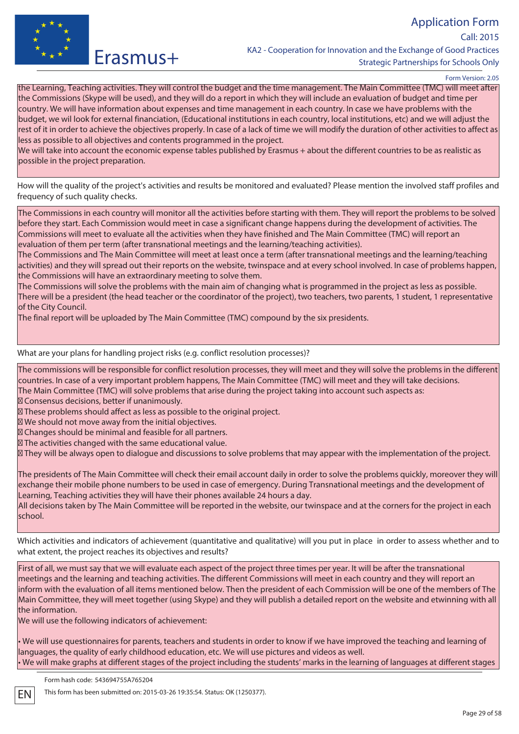the Learning, Teaching activities. They will control the budget and the time management. The Main Committee (TMC) will meet after the Commissions (Skype will be used), and they will do a report in which they will include an evaluation of budget and time per country. We will have information about expenses and time management in each country. In case we have problems with the budget, we wil look for external financiation, (Educational institutions in each country, local institutions, etc) and we will adjust the rest of it in order to achieve the objectives properly. In case of a lack of time we will modify the duration of other activities to affect as less as possible to all objectives and contents programmed in the project.
We will take into account the economic expense tables published by Erasmus + about the different countries to be as realistic as possible in the project preparation.

How will the quality of the project's activities and results be monitored and evaluated? Please mention the involved staff profiles and frequency of such quality checks.

The Commissions in each country will monitor all the activities before starting with them. They will report the problems to be solved before they start. Each Commission would meet in case a significant change happens during the development of activities. The Commissions will meet to evaluate all the activities when they have finished and The Main Committee (TMC) will report an evaluation of them per term (after transnational meetings and the learning/teaching activities).
The Commissions and The Main Committee will meet at least once a term (after transnational meetings and the learning/teaching activities) and they will spread out their reports on the website, twinspace and at every school involved. In case of problems happen, the Commissions will have an extraordinary meeting to solve them.
The Commissions will solve the problems with the main aim of changing what is programmed in the project as less as possible.
There will be a president (the head teacher or the coordinator of the project), two teachers, two parents, 1 student, 1 representative of the City Council.
The final report will be uploaded by The Main Committee (TMC) compound by the six presidents.

What are your plans for handling project risks (e.g. conflict resolution processes)?

The commissions will be responsible for conflict resolution processes, they will meet and they will solve the problems in the different countries. In case of a very important problem happens, The Main Committee (TMC) will meet and they will take decisions.
The Main Committee (TMC) will solve problems that arise during the project taking into account such aspects as:
- Consensus decisions, better if unanimously.
- These problems should affect as less as possible to the original project.
- We should not move away from the initial objectives.
- Changes should be minimal and feasible for all partners.
- The activities changed with the same educational value.
- They will be always open to dialogue and discussions to solve problems that may appear with the implementation of the project.

The presidents of The Main Committee will check their email account daily in order to solve the problems quickly, moreover they will exchange their mobile phone numbers to be used in case of emergency. During Transnational meetings and the development of Learning, Teaching activities they will have their phones available 24 hours a day.
All decisions taken by The Main Committee will be reported in the website, our twinspace and at the corners for the project in each school.

Which activities and indicators of achievement (quantitative and qualitative) will you put in place in order to assess whether and to what extent, the project reaches its objectives and results?

First of all, we must say that we will evaluate each aspect of the project three times per year. It will be after the transnational meetings and the learning and teaching activities. The different Commissions will meet in each country and they will report an inform with the evaluation of all items mentioned below. Then the president of each Commission will be one of the members of The Main Committee, they will meet together (using Skype) and they will publish a detailed report on the website and etwinning with all the information.
We will use the following indicators of achievement:

- We will use questionnaires for parents, teachers and students in order to know if we have improved the teaching and learning of languages, the quality of early childhood education, etc. We will use pictures and videos as well.
- We will make graphs at different stages of the project including the students' marks in the learning of languages at different stages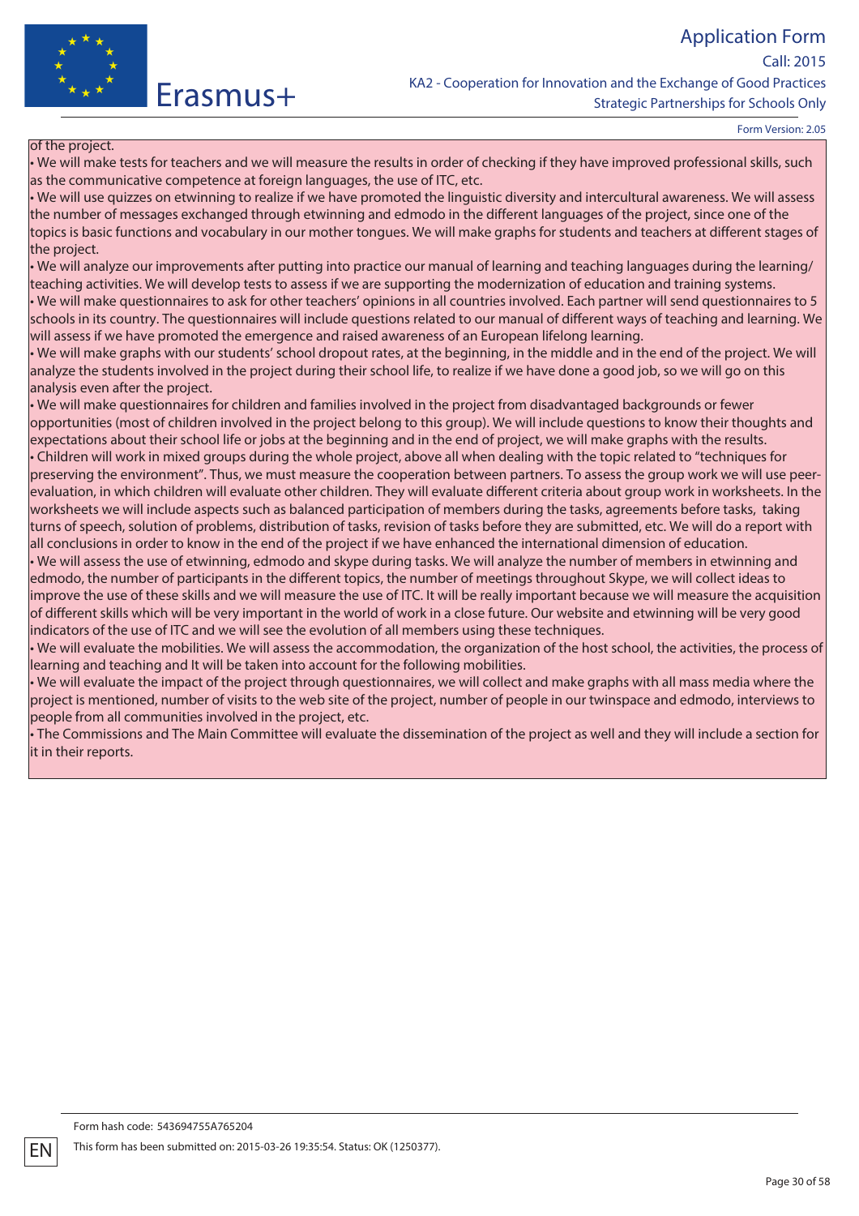of the project.

- We will make tests for teachers and we will measure the results in order of checking if they have improved professional skills, such as the communicative competence at foreign languages, the use of ITC, etc.
- We will use quizzes on etwinning to realize if we have promoted the linguistic diversity and intercultural awareness. We will assess the number of messages exchanged through etwinning and edmodo in the different languages of the project, since one of the topics is basic functions and vocabulary in our mother tongues. We will make graphs for students and teachers at different stages of the project.
- We will analyze our improvements after putting into practice our manual of learning and teaching languages during the learning/ teaching activities. We will develop tests to assess if we are supporting the modernization of education and training systems.
- We will make questionnaires to ask for other teachers' opinions in all countries involved. Each partner will send questionnaires to 5 schools in its country. The questionnaires will include questions related to our manual of different ways of teaching and learning. We will assess if we have promoted the emergence and raised awareness of an European lifelong learning.
- We will make graphs with our students' school dropout rates, at the beginning, in the middle and in the end of the project. We will analyze the students involved in the project during their school life, to realize if we have done a good job, so we will go on this analysis even after the project.
- We will make questionnaires for children and families involved in the project from disadvantaged backgrounds or fewer opportunities (most of children involved in the project belong to this group). We will include questions to know their thoughts and expectations about their school life or jobs at the beginning and in the end of project, we will make graphs with the results.
- Children will work in mixed groups during the whole project, above all when dealing with the topic related to "techniques for preserving the environment". Thus, we must measure the cooperation between partners. To assess the group work we will use peer-evaluation, in which children will evaluate other children. They will evaluate different criteria about group work in worksheets. In the worksheets we will include aspects such as balanced participation of members during the tasks, agreements before tasks, taking turns of speech, solution of problems, distribution of tasks, revision of tasks before they are submitted, etc. We will do a report with all conclusions in order to know in the end of the project if we have enhanced the international dimension of education.
- We will assess the use of etwinning, edmodo and skype during tasks. We will analyze the number of members in etwinning and edmodo, the number of participants in the different topics, the number of meetings throughout Skype, we will collect ideas to improve the use of these skills and we will measure the use of ITC. It will be really important because we will measure the acquisition of different skills which will be very important in the world of work in a close future. Our website and etwinning will be very good indicators of the use of ITC and we will see the evolution of all members using these techniques.
- We will evaluate the mobilities. We will assess the accommodation, the organization of the host school, the activities, the process of learning and teaching and It will be taken into account for the following mobilities.
- We will evaluate the impact of the project through questionnaires, we will collect and make graphs with all mass media where the project is mentioned, number of visits to the web site of the project, number of people in our twinspace and edmodo, interviews to people from all communities involved in the project, etc.
- The Commissions and The Main Committee will evaluate the dissemination of the project as well and they will include a section for it in their reports.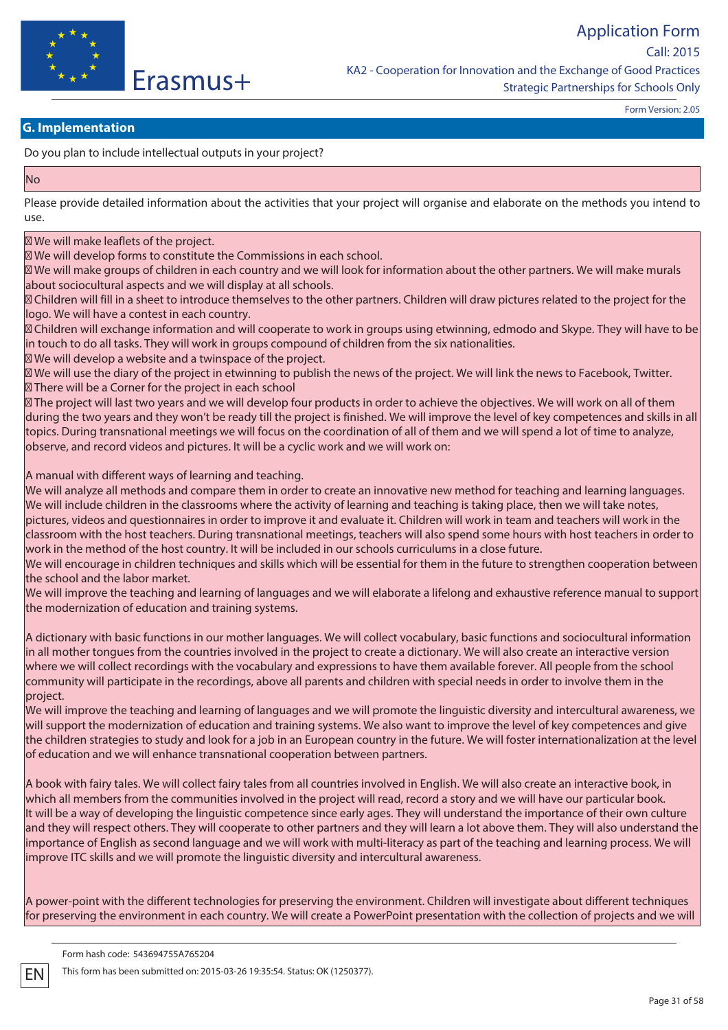## G. Implementation

Do you plan to include intellectual outputs in your project?

No

Please provide detailed information about the activities that your project will organise and elaborate on the methods you intend to use.

 We will make leaflets of the project.
 We will develop forms to constitute the Commissions in each school.
 We will make groups of children in each country and we will look for information about the other partners. We will make murals about sociocultural aspects and we will display at all schools.
 Children will fill in a sheet to introduce themselves to the other partners. Children will draw pictures related to the project for the logo. We will have a contest in each country.
 Children will exchange information and will cooperate to work in groups using etwinning, edmodo and Skype. They will have to be in touch to do all tasks. They will work in groups compound of children from the six nationalities.
 We will develop a website and a twinspace of the project.
 We will use the diary of the project in etwinning to publish the news of the project. We will link the news to Facebook, Twitter.
 There will be a Corner for the project in each school
 The project will last two years and we will develop four products in order to achieve the objectives. We will work on all of them during the two years and they won't be ready till the project is finished. We will improve the level of key competences and skills in all topics. During transnational meetings we will focus on the coordination of all of them and we will spend a lot of time to analyze, observe, and record videos and pictures. It will be a cyclic work and we will work on:

A manual with different ways of learning and teaching.
We will analyze all methods and compare them in order to create an innovative new method for teaching and learning languages. We will include children in the classrooms where the activity of learning and teaching is taking place, then we will take notes, pictures, videos and questionnaires in order to improve it and evaluate it. Children will work in team and teachers will work in the classroom with the host teachers. During transnational meetings, teachers will also spend some hours with host teachers in order to work in the method of the host country. It will be included in our schools curriculums in a close future.
We will encourage in children techniques and skills which will be essential for them in the future to strengthen cooperation between the school and the labor market.
We will improve the teaching and learning of languages and we will elaborate a lifelong and exhaustive reference manual to support the modernization of education and training systems.

A dictionary with basic functions in our mother languages. We will collect vocabulary, basic functions and sociocultural information in all mother tongues from the countries involved in the project to create a dictionary. We will also create an interactive version where we will collect recordings with the vocabulary and expressions to have them available forever. All people from the school community will participate in the recordings, above all parents and children with special needs in order to involve them in the project.
We will improve the teaching and learning of languages and we will promote the linguistic diversity and intercultural awareness, we will support the modernization of education and training systems. We also want to improve the level of key competences and give the children strategies to study and look for a job in an European country in the future. We will foster internationalization at the level of education and we will enhance transnational cooperation between partners.

A book with fairy tales. We will collect fairy tales from all countries involved in English. We will also create an interactive book, in which all members from the communities involved in the project will read, record a story and we will have our particular book.
It will be a way of developing the linguistic competence since early ages. They will understand the importance of their own culture and they will respect others. They will cooperate to other partners and they will learn a lot above them. They will also understand the importance of English as second language and we will work with multi-literacy as part of the teaching and learning process. We will improve ITC skills and we will promote the linguistic diversity and intercultural awareness.

A power-point with the different technologies for preserving the environment. Children will investigate about different techniques for preserving the environment in each country. We will create a PowerPoint presentation with the collection of projects and we will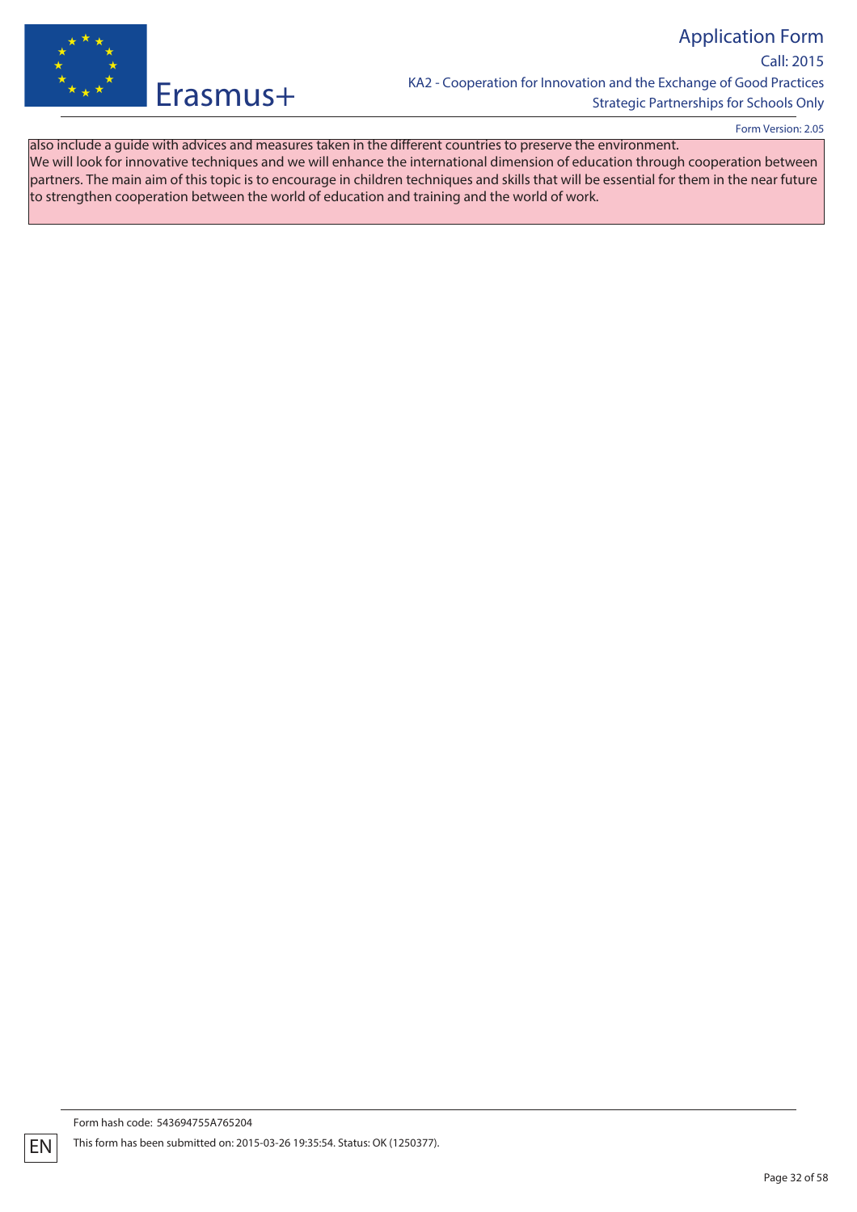also include a guide with advices and measures taken in the different countries to preserve the environment.
We will look for innovative techniques and we will enhance the international dimension of education through cooperation between partners. The main aim of this topic is to encourage in children techniques and skills that will be essential for them in the near future to strengthen cooperation between the world of education and training and the world of work.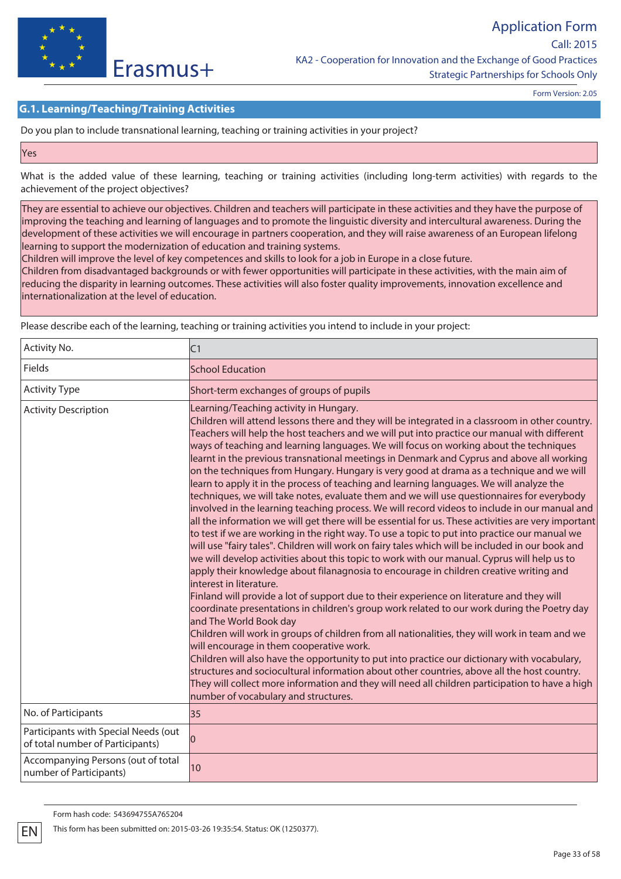## G.1. Learning/Teaching/Training Activities

Do you plan to include transnational learning, teaching or training activities in your project?

Yes

What is the added value of these learning, teaching or training activities (including long-term activities) with regards to the achievement of the project objectives?

They are essential to achieve our objectives. Children and teachers will participate in these activities and they have the purpose of improving the teaching and learning of languages and to promote the linguistic diversity and intercultural awareness. During the development of these activities we will encourage in partners cooperation, and they will raise awareness of an European lifelong learning to support the modernization of education and training systems.
Children will improve the level of key competences and skills to look for a job in Europe in a close future.
Children from disadvantaged backgrounds or with fewer opportunities will participate in these activities, with the main aim of reducing the disparity in learning outcomes. These activities will also foster quality improvements, innovation excellence and internationalization at the level of education.

Please describe each of the learning, teaching or training activities you intend to include in your project:

| Activity No. | C1 |
|---|---|
| Fields | School Education |
| Activity Type | Short-term exchanges of groups of pupils |
| Activity Description | Learning/Teaching activity in Hungary.<br>Children will attend lessons there and they will be integrated in a classroom in other country. Teachers will help the host teachers and we will put into practice our manual with different ways of teaching and learning languages. We will focus on working about the techniques learnt in the previous transnational meetings in Denmark and Cyprus and above all working on the techniques from Hungary. Hungary is very good at drama as a technique and we will learn to apply it in the process of teaching and learning languages. We will analyze the techniques, we will take notes, evaluate them and we will use questionnaires for everybody involved in the learning teaching process. We will record videos to include in our manual and all the information we will get there will be essential for us. These activities are very important to test if we are working in the right way. To use a topic to put into practice our manual we will use "fairy tales". Children will work on fairy tales which will be included in our book and we will develop activities about this topic to work with our manual. Cyprus will help us to apply their knowledge about filanagnosia to encourage in children creative writing and interest in literature.<br>Finland will provide a lot of support due to their experience on literature and they will coordinate presentations in children's group work related to our work during the Poetry day and The World Book day<br>Children will work in groups of children from all nationalities, they will work in team and we will encourage in them cooperative work.<br>Children will also have the opportunity to put into practice our dictionary with vocabulary, structures and sociocultural information about other countries, above all the host country. They will collect more information and they will need all children participation to have a high number of vocabulary and structures. |
| No. of Participants | 35 |
| Participants with Special Needs (out of total number of Participants) | 0 |
| Accompanying Persons (out of total number of Participants) | 10 |

Form hash code: 543694755A765204

This form has been submitted on: 2015-03-26 19:35:54. Status: OK (1250377).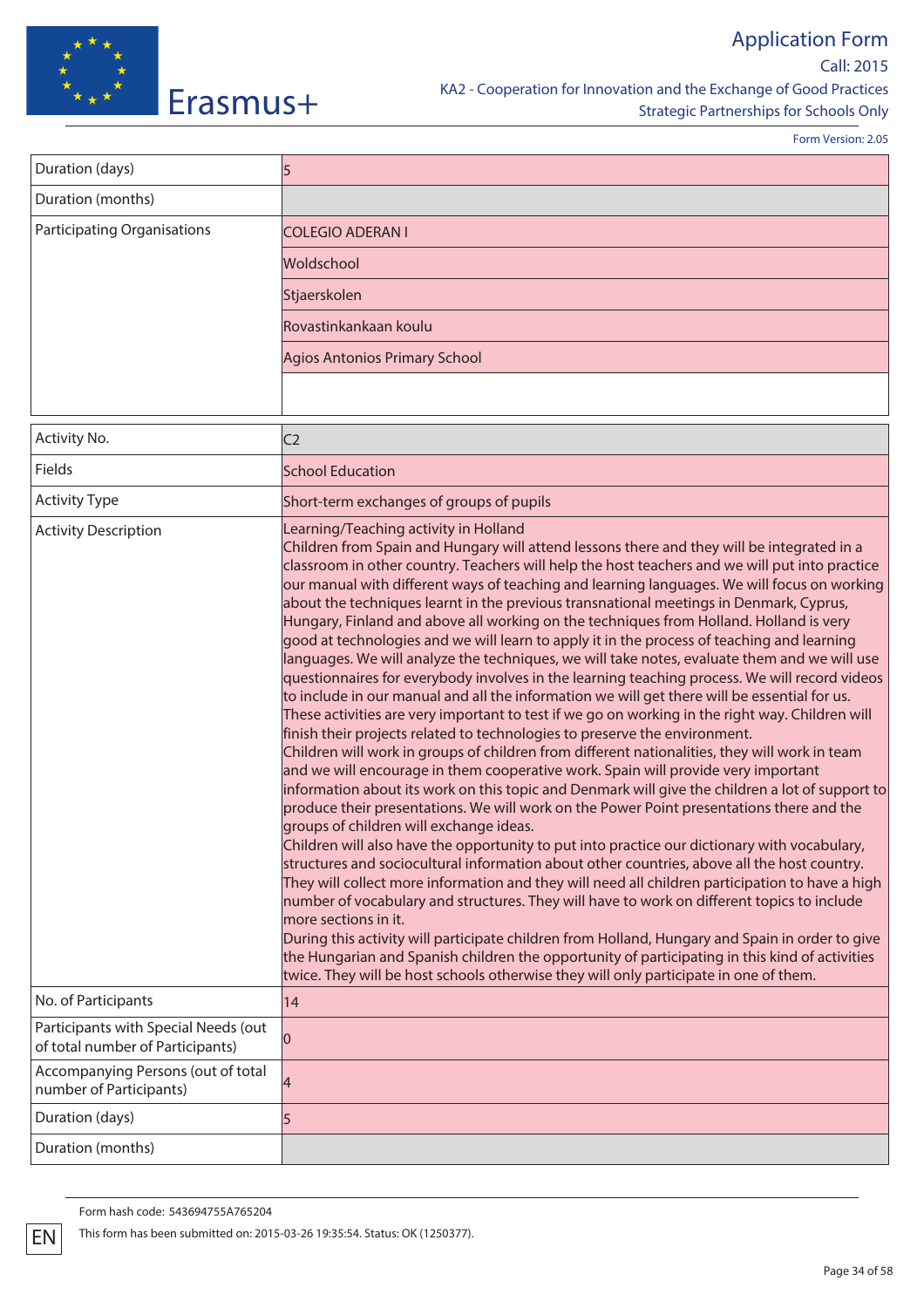| Duration (days) | 5 |
|---|---|
| Duration (months) | |
| Participating Organisations | COLEGIO ADERAN I |
| | Woldschool |
| | Stjaerskolen |
| | Rovastinkankaan koulu |
| | Agios Antonios Primary School |
| | |

| Activity No. | C2 |
|---|---|
| Fields | School Education |
| Activity Type | Short-term exchanges of groups of pupils |
| Activity Description | Learning/Teaching activity in Holland<br>Children from Spain and Hungary will attend lessons there and they will be integrated in a classroom in other country. Teachers will help the host teachers and we will put into practice our manual with different ways of teaching and learning languages. We will focus on working about the techniques learnt in the previous transnational meetings in Denmark, Cyprus, Hungary, Finland and above all working on the techniques from Holland. Holland is very good at technologies and we will learn to apply it in the process of teaching and learning languages. We will analyze the techniques, we will take notes, evaluate them and we will use questionnaires for everybody involves in the learning teaching process. We will record videos to include in our manual and all the information we will get there will be essential for us. These activities are very important to test if we go on working in the right way. Children will finish their projects related to technologies to preserve the environment.<br>Children will work in groups of children from different nationalities, they will work in team and we will encourage in them cooperative work. Spain will provide very important information about its work on this topic and Denmark will give the children a lot of support to produce their presentations. We will work on the Power Point presentations there and the groups of children will exchange ideas.<br>Children will also have the opportunity to put into practice our dictionary with vocabulary, structures and sociocultural information about other countries, above all the host country. They will collect more information and they will need all children participation to have a high number of vocabulary and structures. They will have to work on different topics to include more sections in it.<br>During this activity will participate children from Holland, Hungary and Spain in order to give the Hungarian and Spanish children the opportunity of participating in this kind of activities twice. They will be host schools otherwise they will only participate in one of them. |
| No. of Participants | 14 |
| Participants with Special Needs (out of total number of Participants) | 0 |
| Accompanying Persons (out of total number of Participants) | 4 |
| Duration (days) | 5 |
| Duration (months) | |

Form hash code: 543694755A765204

This form has been submitted on: 2015-03-26 19:35:54. Status: OK (1250377).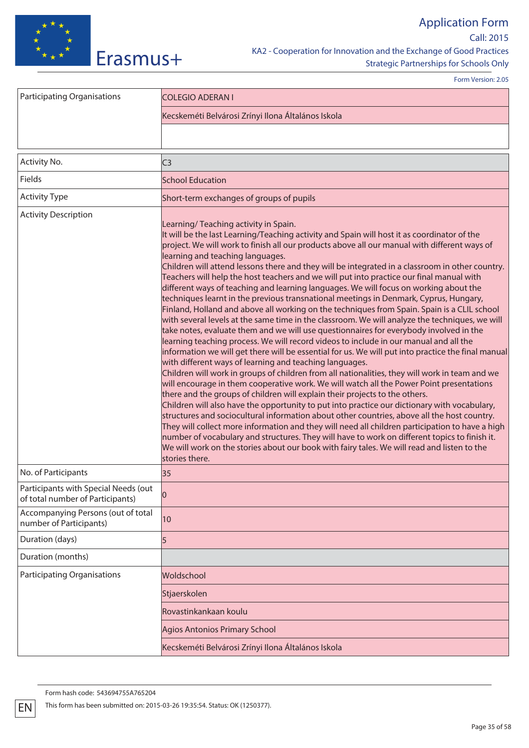| Participating Organisations | COLEGIO ADERAN I |
|---|---|
| | Kecskeméti Belvárosi Zrínyi Ilona Általános Iskola |
| | |

| Activity No. | C3 |
|---|---|
| Fields | School Education |
| Activity Type | Short-term exchanges of groups of pupils |
| Activity Description | Learning/ Teaching activity in Spain.<br>It will be the last Learning/Teaching activity and Spain will host it as coordinator of the project. We will work to finish all our products above all our manual with different ways of learning and teaching languages.<br>Children will attend lessons there and they will be integrated in a classroom in other country. Teachers will help the host teachers and we will put into practice our final manual with different ways of teaching and learning languages. We will focus on working about the techniques learnt in the previous transnational meetings in Denmark, Cyprus, Hungary, Finland, Holland and above all working on the techniques from Spain. Spain is a CLIL school with several levels at the same time in the classroom. We will analyze the techniques, we will take notes, evaluate them and we will use questionnaires for everybody involved in the learning teaching process. We will record videos to include in our manual and all the information we will get there will be essential for us. We will put into practice the final manual with different ways of learning and teaching languages.<br>Children will work in groups of children from all nationalities, they will work in team and we will encourage in them cooperative work. We will watch all the Power Point presentations there and their groups of children will explain their projects to the others.<br>Children will also have the opportunity to put into practice our dictionary with vocabulary, structures and sociocultural information about other countries, above all the host country. They will collect more information and they will need all children participation to have a high number of vocabulary and structures. They will have to work on different topics to finish it.<br>We will work on the stories about our book with fairy tales. We will read and listen to the stories there. |
| No. of Participants | 35 |
| Participants with Special Needs (out of total number of Participants) | 0 |
| Accompanying Persons (out of total number of Participants) | 10 |
| Duration (days) | 5 |
| Duration (months) | |
| Participating Organisations | Woldschool |
| | Stjaerskolen |
| | Rovastinkankaan koulu |
| | Agios Antonios Primary School |
| | Kecskeméti Belvárosi Zrínyi Ilona Általános Iskola |

Form hash code: 543694755A765204

This form has been submitted on: 2015-03-26 19:35:54. Status: OK (1250377).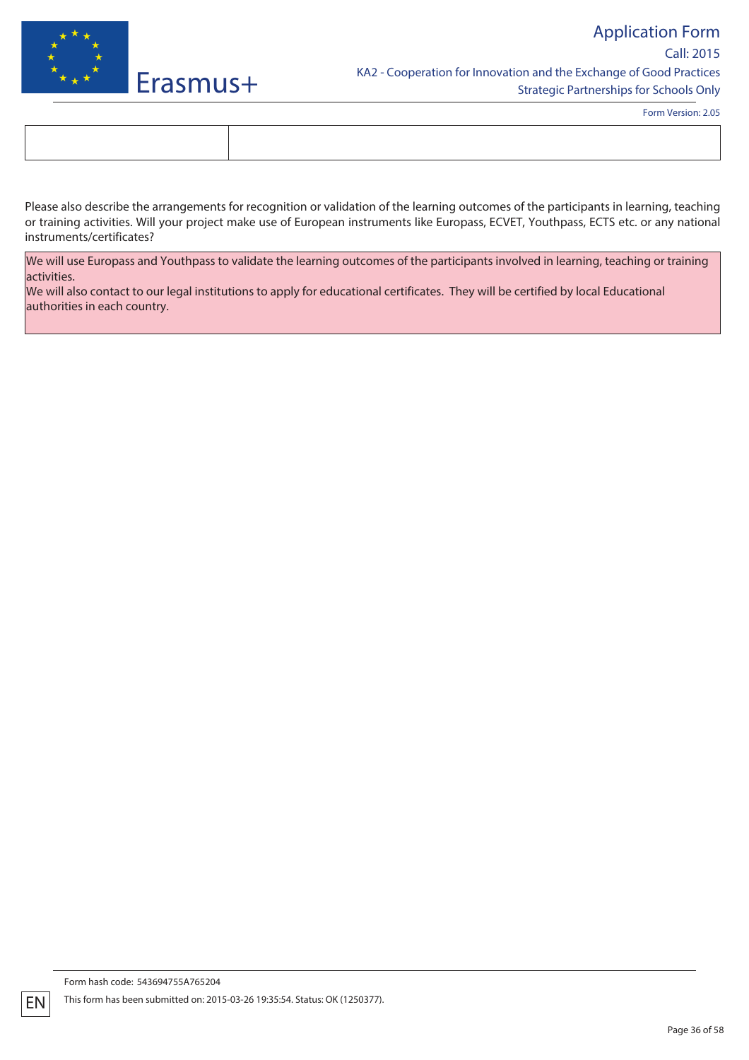| | |
|---|---|
| | |

Please also describe the arrangements for recognition or validation of the learning outcomes of the participants in learning, teaching or training activities. Will your project make use of European instruments like Europass, ECVET, Youthpass, ECTS etc. or any national instruments/certificates?

We will use Europass and Youthpass to validate the learning outcomes of the participants involved in learning, teaching or training activities.
We will also contact to our legal institutions to apply for educational certificates. They will be certified by local Educational authorities in each country.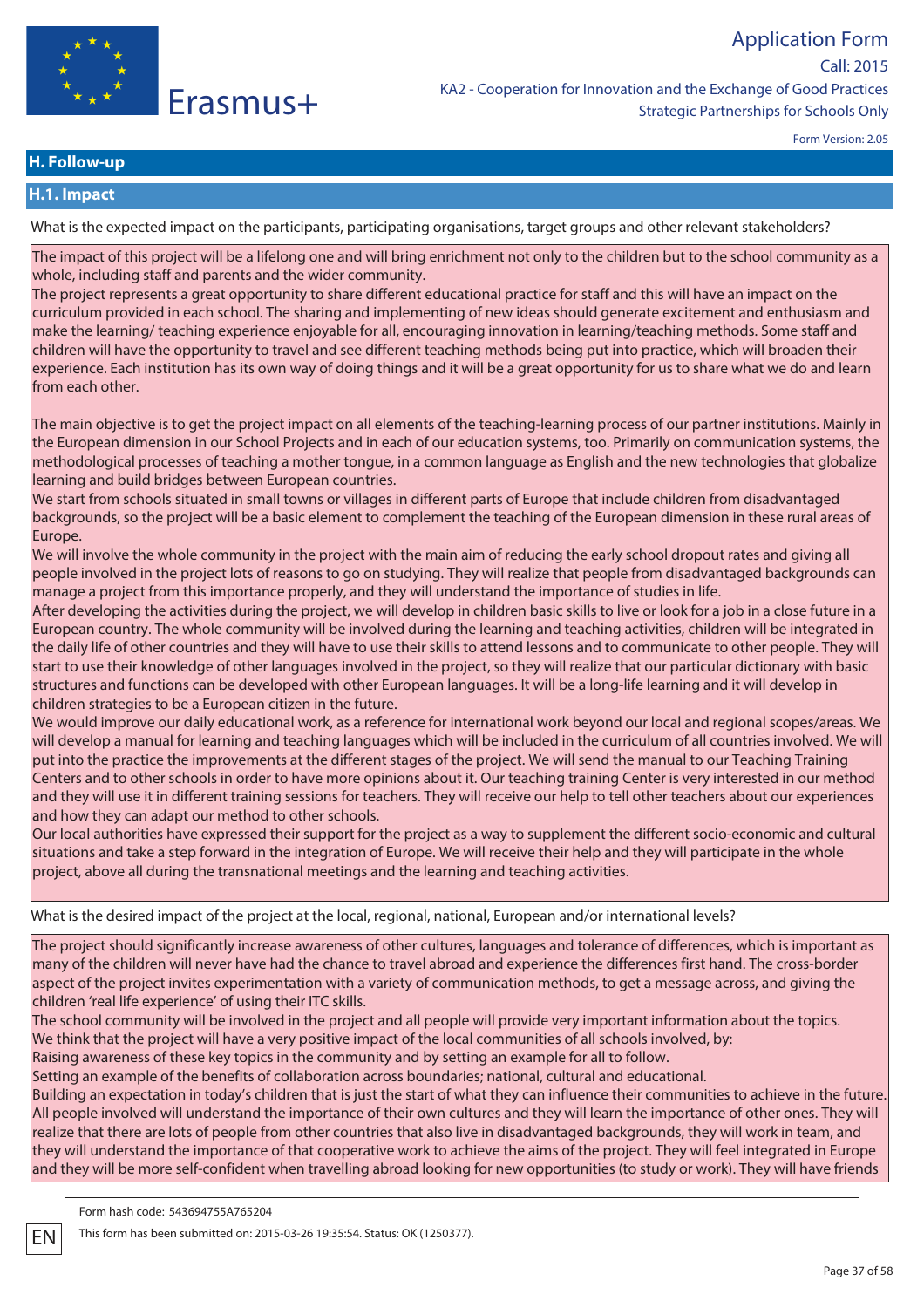## H. Follow-up

### H.1. Impact

What is the expected impact on the participants, participating organisations, target groups and other relevant stakeholders?

The impact of this project will be a lifelong one and will bring enrichment not only to the children but to the school community as a whole, including staff and parents and the wider community.
The project represents a great opportunity to share different educational practice for staff and this will have an impact on the curriculum provided in each school. The sharing and implementing of new ideas should generate excitement and enthusiasm and make the learning/ teaching experience enjoyable for all, encouraging innovation in learning/teaching methods. Some staff and children will have the opportunity to travel and see different teaching methods being put into practice, which will broaden their experience. Each institution has its own way of doing things and it will be a great opportunity for us to share what we do and learn from each other.

The main objective is to get the project impact on all elements of the teaching-learning process of our partner institutions. Mainly in the European dimension in our School Projects and in each of our education systems, too. Primarily on communication systems, the methodological processes of teaching a mother tongue, in a common language as English and the new technologies that globalize learning and build bridges between European countries.
We start from schools situated in small towns or villages in different parts of Europe that include children from disadvantaged backgrounds, so the project will be a basic element to complement the teaching of the European dimension in these rural areas of Europe.
We will involve the whole community in the project with the main aim of reducing the early school dropout rates and giving all people involved in the project lots of reasons to go on studying. They will realize that people from disadvantaged backgrounds can manage a project from this importance properly, and they will understand the importance of studies in life.
After developing the activities during the project, we will develop in children basic skills to live or look for a job in a close future in a European country. The whole community will be involved during the learning and teaching activities, children will be integrated in the daily life of other countries and they will have to use their skills to attend lessons and to communicate to other people. They will start to use their knowledge of other languages involved in the project, so they will realize that our particular dictionary with basic structures and functions can be developed with other European languages. It will be a long-life learning and it will develop in children strategies to be a European citizen in the future.
We would improve our daily educational work, as a reference for international work beyond our local and regional scopes/areas. We will develop a manual for learning and teaching languages which will be included in the curriculum of all countries involved. We will put into the practice the improvements at the different stages of the project. We will send the manual to our Teaching Training Centers and to other schools in order to have more opinions about it. Our teaching training Center is very interested in our method and they will use it in different training sessions for teachers. They will receive our help to tell other teachers about our experiences and how they can adapt our method to other schools.
Our local authorities have expressed their support for the project as a way to supplement the different socio-economic and cultural situations and take a step forward in the integration of Europe. We will receive their help and they will participate in the whole project, above all during the transnational meetings and the learning and teaching activities.

What is the desired impact of the project at the local, regional, national, European and/or international levels?

The project should significantly increase awareness of other cultures, languages and tolerance of differences, which is important as many of the children will never have had the chance to travel abroad and experience the differences first hand. The cross-border aspect of the project invites experimentation with a variety of communication methods, to get a message across, and giving the children 'real life experience' of using their ITC skills.
The school community will be involved in the project and all people will provide very important information about the topics.
We think that the project will have a very positive impact of the local communities of all schools involved, by:
Raising awareness of these key topics in the community and by setting an example for all to follow.
Setting an example of the benefits of collaboration across boundaries; national, cultural and educational.
Building an expectation in today's children that is just the start of what they can influence their communities to achieve in the future.
All people involved will understand the importance of their own cultures and they will learn the importance of other ones. They will realize that there are lots of people from other countries that also live in disadvantaged backgrounds, they will work in team, and they will understand the importance of that cooperative work to achieve the aims of the project. They will feel integrated in Europe and they will be more self-confident when travelling abroad looking for new opportunities (to study or work). They will have friends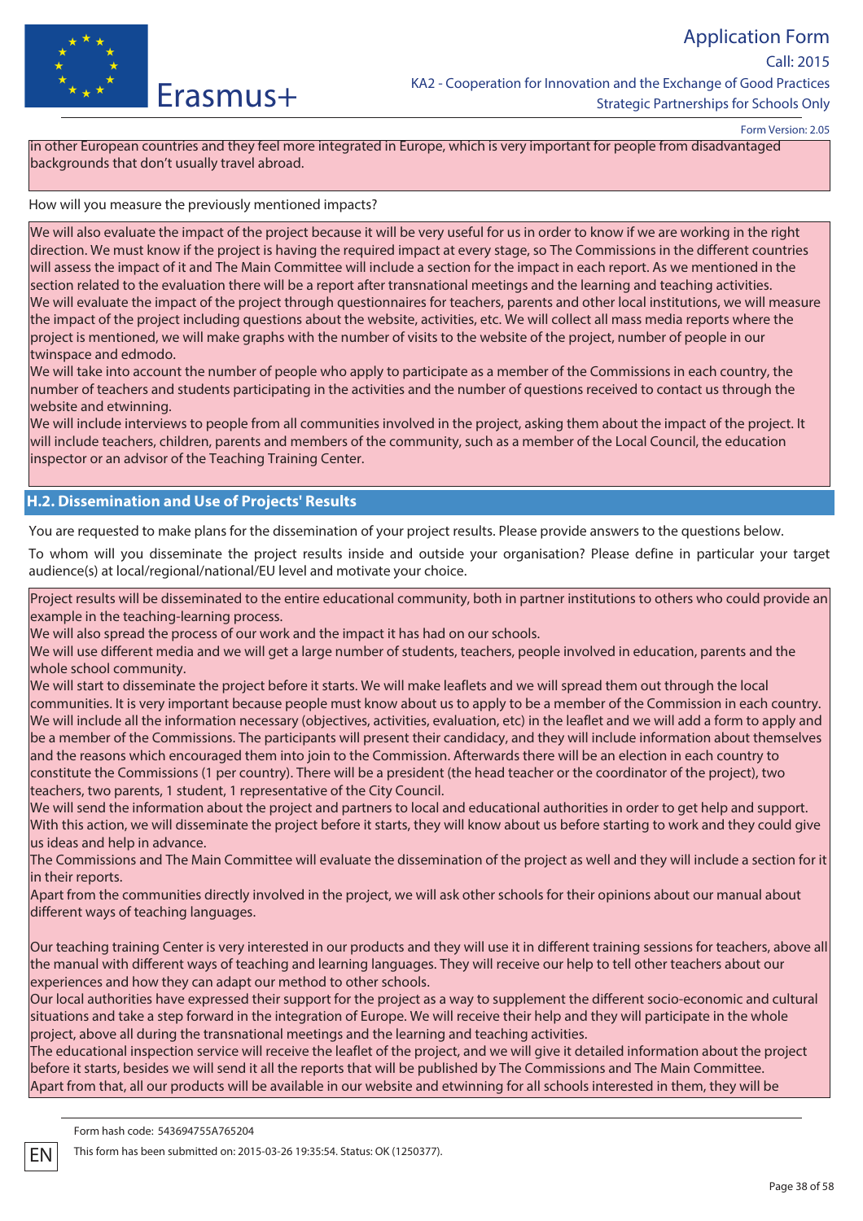in other European countries and they feel more integrated in Europe, which is very important for people from disadvantaged backgrounds that don't usually travel abroad.

How will you measure the previously mentioned impacts?

We will also evaluate the impact of the project because it will be very useful for us in order to know if we are working in the right direction. We must know if the project is having the required impact at every stage, so The Commissions in the different countries will assess the impact of it and The Main Committee will include a section for the impact in each report. As we mentioned in the section related to the evaluation there will be a report after transnational meetings and the learning and teaching activities.
We will evaluate the impact of the project through questionnaires for teachers, parents and other local institutions, we will measure the impact of the project including questions about the website, activities, etc. We will collect all mass media reports where the project is mentioned, we will make graphs with the number of visits to the website of the project, number of people in our twinspace and edmodo.
We will take into account the number of people who apply to participate as a member of the Commissions in each country, the number of teachers and students participating in the activities and the number of questions received to contact us through the website and etwinning.
We will include interviews to people from all communities involved in the project, asking them about the impact of the project. It will include teachers, children, parents and members of the community, such as a member of the Local Council, the education inspector or an advisor of the Teaching Training Center.

## H.2. Dissemination and Use of Projects' Results

You are requested to make plans for the dissemination of your project results. Please provide answers to the questions below.

To whom will you disseminate the project results inside and outside your organisation? Please define in particular your target audience(s) at local/regional/national/EU level and motivate your choice.

Project results will be disseminated to the entire educational community, both in partner institutions to others who could provide an example in the teaching-learning process.
We will also spread the process of our work and the impact it has had on our schools.
We will use different media and we will get a large number of students, teachers, people involved in education, parents and the whole school community.
We will start to disseminate the project before it starts. We will make leaflets and we will spread them out through the local communities. It is very important because people must know about us to apply to be a member of the Commission in each country. We will include all the information necessary (objectives, activities, evaluation, etc) in the leaflet and we will add a form to apply and be a member of the Commissions. The participants will present their candidacy, and they will include information about themselves and the reasons which encouraged them into join to the Commission. Afterwards there will be an election in each country to constitute the Commissions (1 per country). There will be a president (the head teacher or the coordinator of the project), two teachers, two parents, 1 student, 1 representative of the City Council.
We will send the information about the project and partners to local and educational authorities in order to get help and support. With this action, we will disseminate the project before it starts, they will know about us before starting to work and they could give us ideas and help in advance.
The Commissions and The Main Committee will evaluate the dissemination of the project as well and they will include a section for it in their reports.
Apart from the communities directly involved in the project, we will ask other schools for their opinions about our manual about different ways of teaching languages.

Our teaching training Center is very interested in our products and they will use it in different training sessions for teachers, above all the manual with different ways of teaching and learning languages. They will receive our help to tell other teachers about our experiences and how they can adapt our method to other schools.
Our local authorities have expressed their support for the project as a way to supplement the different socio-economic and cultural situations and take a step forward in the integration of Europe. We will receive their help and they will participate in the whole project, above all during the transnational meetings and the learning and teaching activities.
The educational inspection service will receive the leaflet of the project, and we will give it detailed information about the project before it starts, besides we will send it all the reports that will be published by The Commissions and The Main Committee.
Apart from that, all our products will be available in our website and etwinning for all schools interested in them, they will be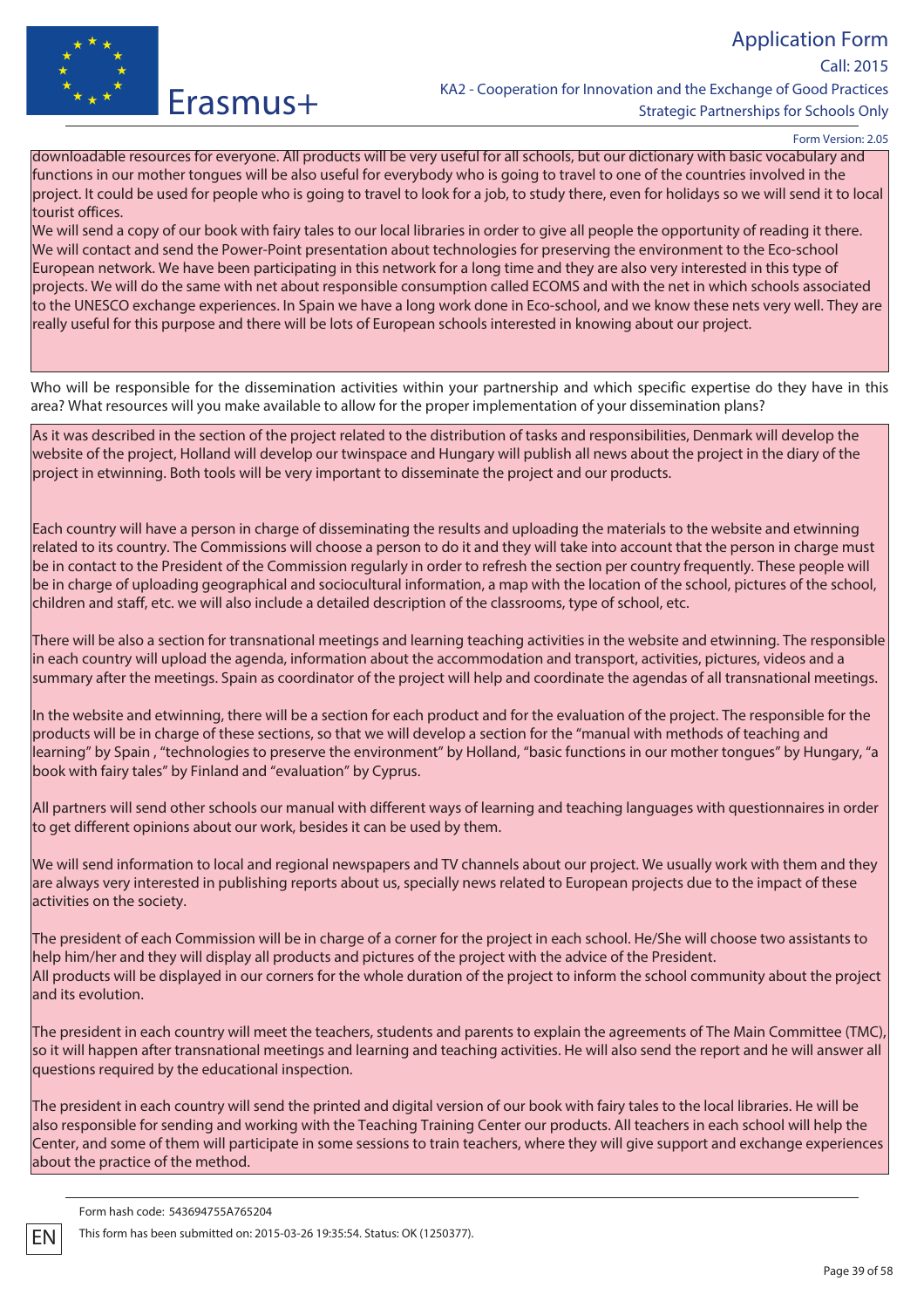downloadable resources for everyone. All products will be very useful for all schools, but our dictionary with basic vocabulary and functions in our mother tongues will be also useful for everybody who is going to travel to one of the countries involved in the project. It could be used for people who is going to travel to look for a job, to study there, even for holidays so we will send it to local tourist offices.
We will send a copy of our book with fairy tales to our local libraries in order to give all people the opportunity of reading it there.
We will contact and send the Power-Point presentation about technologies for preserving the environment to the Eco-school European network. We have been participating in this network for a long time and they are also very interested in this type of projects. We will do the same with net about responsible consumption called ECOMS and with the net in which schools associated to the UNESCO exchange experiences. In Spain we have a long work done in Eco-school, and we know these nets very well. They are really useful for this purpose and there will be lots of European schools interested in knowing about our project.

Who will be responsible for the dissemination activities within your partnership and which specific expertise do they have in this area? What resources will you make available to allow for the proper implementation of your dissemination plans?

As it was described in the section of the project related to the distribution of tasks and responsibilities, Denmark will develop the website of the project, Holland will develop our twinspace and Hungary will publish all news about the project in the diary of the project in etwinning. Both tools will be very important to disseminate the project and our products.

Each country will have a person in charge of disseminating the results and uploading the materials to the website and etwinning related to its country. The Commissions will choose a person to do it and they will take into account that the person in charge must be in contact to the President of the Commission regularly in order to refresh the section per country frequently. These people will be in charge of uploading geographical and sociocultural information, a map with the location of the school, pictures of the school, children and staff, etc. we will also include a detailed description of the classrooms, type of school, etc.

There will be also a section for transnational meetings and learning teaching activities in the website and etwinning. The responsible in each country will upload the agenda, information about the accommodation and transport, activities, pictures, videos and a summary after the meetings. Spain as coordinator of the project will help and coordinate the agendas of all transnational meetings.

In the website and etwinning, there will be a section for each product and for the evaluation of the project. The responsible for the products will be in charge of these sections, so that we will develop a section for the "manual with methods of teaching and learning" by Spain , "technologies to preserve the environment" by Holland, "basic functions in our mother tongues" by Hungary, "a book with fairy tales" by Finland and "evaluation" by Cyprus.

All partners will send other schools our manual with different ways of learning and teaching languages with questionnaires in order to get different opinions about our work, besides it can be used by them.

We will send information to local and regional newspapers and TV channels about our project. We usually work with them and they are always very interested in publishing reports about us, specially news related to European projects due to the impact of these activities on the society.

The president of each Commission will be in charge of a corner for the project in each school. He/She will choose two assistants to help him/her and they will display all products and pictures of the project with the advice of the President.
All products will be displayed in our corners for the whole duration of the project to inform the school community about the project and its evolution.

The president in each country will meet the teachers, students and parents to explain the agreements of The Main Committee (TMC), so it will happen after transnational meetings and learning and teaching activities. He will also send the report and he will answer all questions required by the educational inspection.

The president in each country will send the printed and digital version of our book with fairy tales to the local libraries. He will be also responsible for sending and working with the Teaching Training Center our products. All teachers in each school will help the Center, and some of them will participate in some sessions to train teachers, where they will give support and exchange experiences about the practice of the method.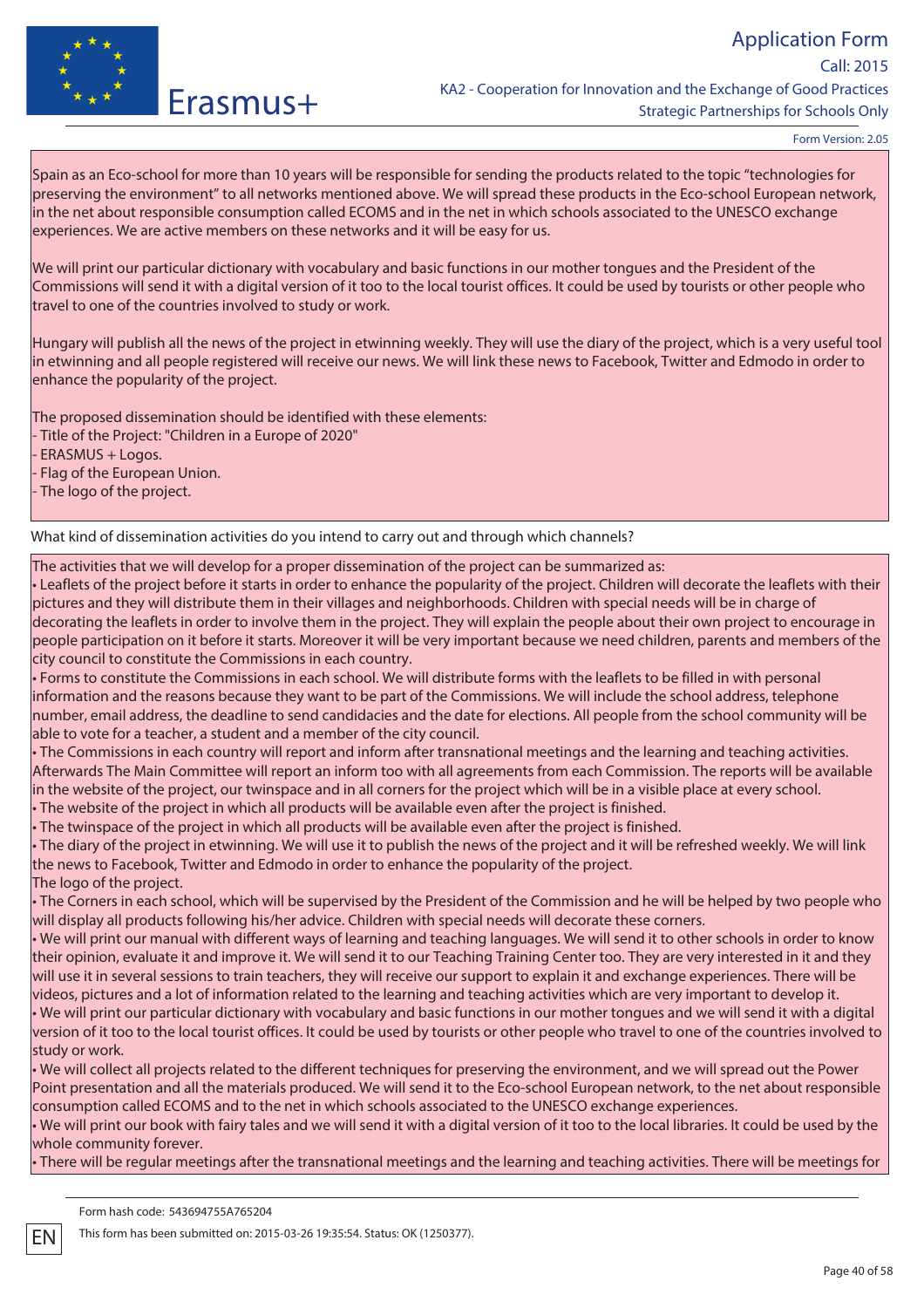Spain as an Eco-school for more than 10 years will be responsible for sending the products related to the topic "technologies for preserving the environment" to all networks mentioned above. We will spread these products in the Eco-school European network, in the net about responsible consumption called ECOMS and in the net in which schools associated to the UNESCO exchange experiences. We are active members on these networks and it will be easy for us.

We will print our particular dictionary with vocabulary and basic functions in our mother tongues and the President of the Commissions will send it with a digital version of it too to the local tourist offices. It could be used by tourists or other people who travel to one of the countries involved to study or work.

Hungary will publish all the news of the project in etwinning weekly. They will use the diary of the project, which is a very useful tool in etwinning and all people registered will receive our news. We will link these news to Facebook, Twitter and Edmodo in order to enhance the popularity of the project.

The proposed dissemination should be identified with these elements:
- Title of the Project: "Children in a Europe of 2020"
- ERASMUS + Logos.
- Flag of the European Union.
- The logo of the project.

What kind of dissemination activities do you intend to carry out and through which channels?

The activities that we will develop for a proper dissemination of the project can be summarized as:
• Leaflets of the project before it starts in order to enhance the popularity of the project. Children will decorate the leaflets with their pictures and they will distribute them in their villages and neighborhoods. Children with special needs will be in charge of decorating the leaflets in order to involve them in the project. They will explain the people about their own project to encourage in people participation on it before it starts. Moreover it will be very important because we need children, parents and members of the city council to constitute the Commissions in each country.
• Forms to constitute the Commissions in each school. We will distribute forms with the leaflets to be filled in with personal information and the reasons because they want to be part of the Commissions. We will include the school address, telephone number, email address, the deadline to send candidacies and the date for elections. All people from the school community will be able to vote for a teacher, a student and a member of the city council.
• The Commissions in each country will report and inform after transnational meetings and the learning and teaching activities. Afterwards The Main Committee will report an inform too with all agreements from each Commission. The reports will be available in the website of the project, our twinspace and in all corners for the project which will be in a visible place at every school.
• The website of the project in which all products will be available even after the project is finished.
• The twinspace of the project in which all products will be available even after the project is finished.
• The diary of the project in etwinning. We will use it to publish the news of the project and it will be refreshed weekly. We will link the news to Facebook, Twitter and Edmodo in order to enhance the popularity of the project.
The logo of the project.
• The Corners in each school, which will be supervised by the President of the Commission and he will be helped by two people who will display all products following his/her advice. Children with special needs will decorate these corners.
• We will print our manual with different ways of learning and teaching languages. We will send it to other schools in order to know their opinion, evaluate it and improve it. We will send it to our Teaching Training Center too. They are very interested in it and they will use it in several sessions to train teachers, they will receive our support to explain it and exchange experiences. There will be videos, pictures and a lot of information related to the learning and teaching activities which are very important to develop it.
• We will print our particular dictionary with vocabulary and basic functions in our mother tongues and we will send it with a digital version of it too to the local tourist offices. It could be used by tourists or other people who travel to one of the countries involved to study or work.
• We will collect all projects related to the different techniques for preserving the environment, and we will spread out the Power Point presentation and all the materials produced. We will send it to the Eco-school European network, to the net about responsible consumption called ECOMS and to the net in which schools associated to the UNESCO exchange experiences.
• We will print our book with fairy tales and we will send it with a digital version of it too to the local libraries. It could be used by the whole community forever.
• There will be regular meetings after the transnational meetings and the learning and teaching activities. There will be meetings for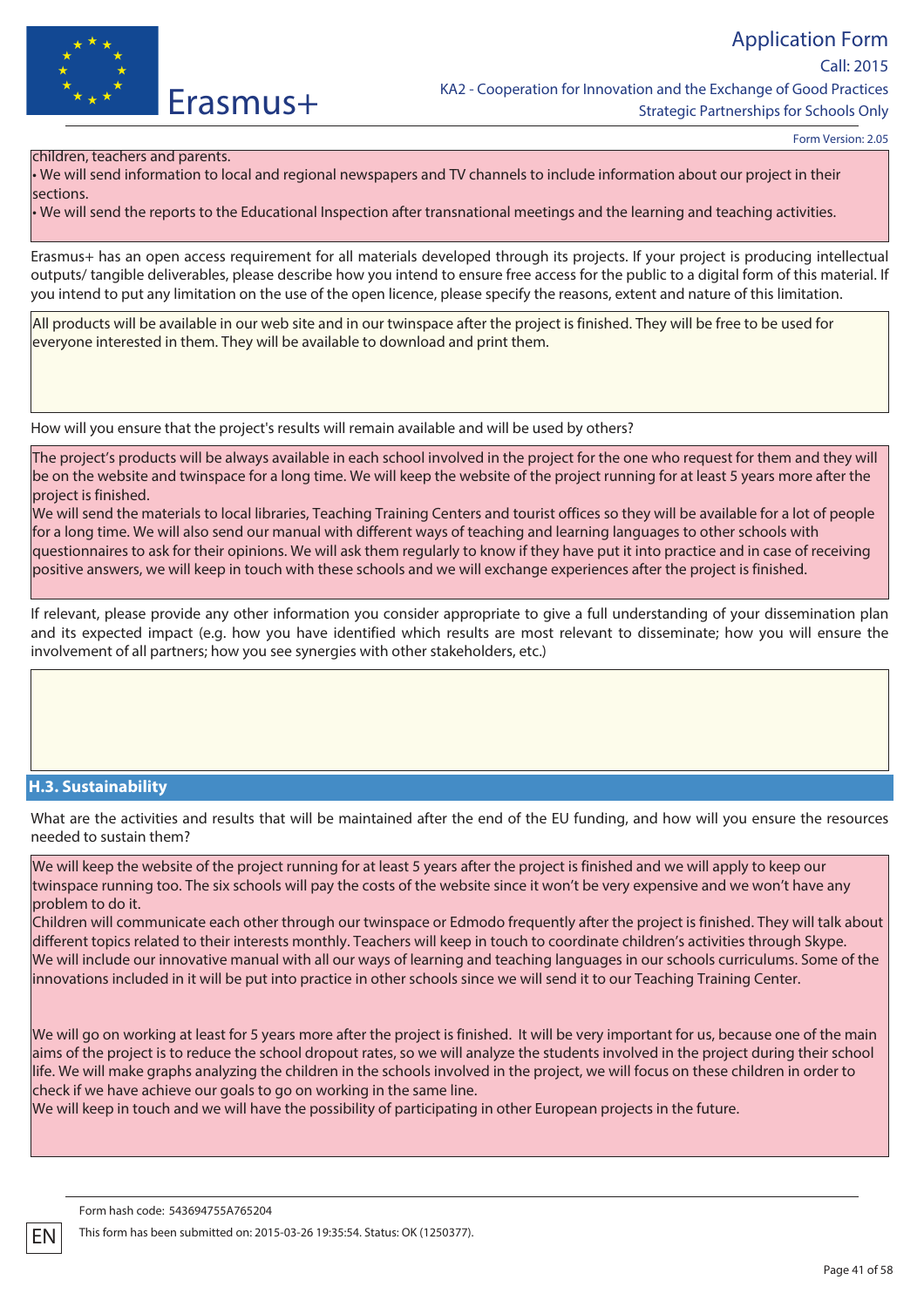children, teachers and parents.
• We will send information to local and regional newspapers and TV channels to include information about our project in their sections.
• We will send the reports to the Educational Inspection after transnational meetings and the learning and teaching activities.

Erasmus+ has an open access requirement for all materials developed through its projects. If your project is producing intellectual outputs/ tangible deliverables, please describe how you intend to ensure free access for the public to a digital form of this material. If you intend to put any limitation on the use of the open licence, please specify the reasons, extent and nature of this limitation.

All products will be available in our web site and in our twinspace after the project is finished. They will be free to be used for everyone interested in them. They will be available to download and print them.

How will you ensure that the project's results will remain available and will be used by others?

The project's products will be always available in each school involved in the project for the one who request for them and they will be on the website and twinspace for a long time. We will keep the website of the project running for at least 5 years more after the project is finished.
We will send the materials to local libraries, Teaching Training Centers and tourist offices so they will be available for a lot of people for a long time. We will also send our manual with different ways of teaching and learning languages to other schools with questionnaires to ask for their opinions. We will ask them regularly to know if they have put it into practice and in case of receiving positive answers, we will keep in touch with these schools and we will exchange experiences after the project is finished.

If relevant, please provide any other information you consider appropriate to give a full understanding of your dissemination plan and its expected impact (e.g. how you have identified which results are most relevant to disseminate; how you will ensure the involvement of all partners; how you see synergies with other stakeholders, etc.)

## H.3. Sustainability

What are the activities and results that will be maintained after the end of the EU funding, and how will you ensure the resources needed to sustain them?

We will keep the website of the project running for at least 5 years after the project is finished and we will apply to keep our twinspace running too. The six schools will pay the costs of the website since it won't be very expensive and we won't have any problem to do it.
Children will communicate each other through our twinspace or Edmodo frequently after the project is finished. They will talk about different topics related to their interests monthly. Teachers will keep in touch to coordinate children's activities through Skype.
We will include our innovative manual with all our ways of learning and teaching languages in our schools curriculums. Some of the innovations included in it will be put into practice in other schools since we will send it to our Teaching Training Center.

We will go on working at least for 5 years more after the project is finished. It will be very important for us, because one of the main aims of the project is to reduce the school dropout rates, so we will analyze the students involved in the project during their school life. We will make graphs analyzing the children in the schools involved in the project, we will focus on these children in order to check if we have achieve our goals to go on working in the same line.
We will keep in touch and we will have the possibility of participating in other European projects in the future.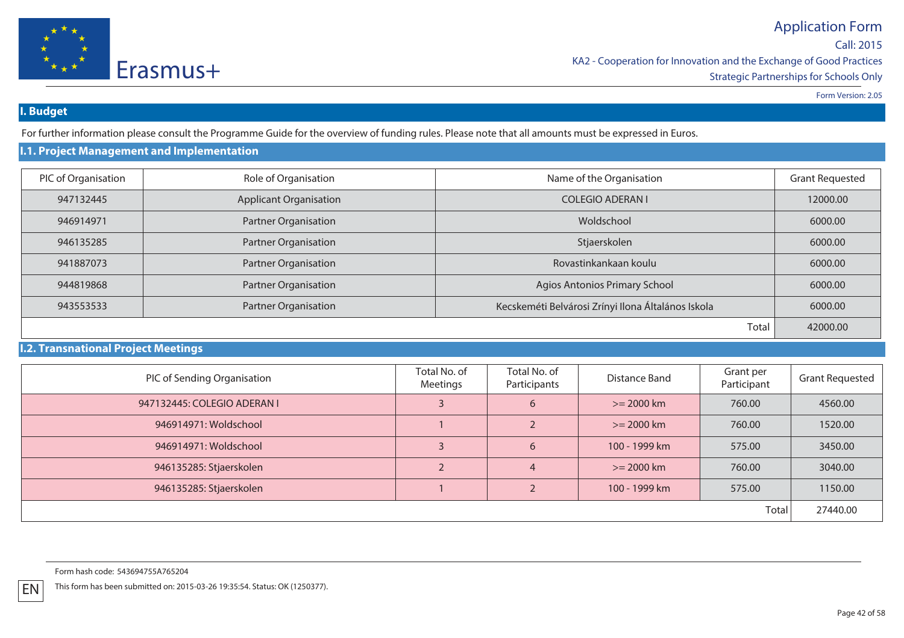## I. Budget

For further information please consult the Programme Guide for the overview of funding rules. Please note that all amounts must be expressed in Euros.

### I.1. Project Management and Implementation

| PIC of Organisation | Role of Organisation | Name of the Organisation | Grant Requested |
|---|---|---|---|
| 947132445 | Applicant Organisation | COLEGIO ADERAN I | 12000.00 |
| 946914971 | Partner Organisation | Woldschool | 6000.00 |
| 946135285 | Partner Organisation | Stjaerskolen | 6000.00 |
| 941887073 | Partner Organisation | Rovastinkankaan koulu | 6000.00 |
| 944819868 | Partner Organisation | Agios Antonios Primary School | 6000.00 |
| 943553533 | Partner Organisation | Kecskeméti Belvárosi Zrínyi Ilona Általános Iskola | 6000.00 |
| | | Total | 42000.00 |

### I.2. Transnational Project Meetings

| PIC of Sending Organisation | Total No. of Meetings | Total No. of Participants | Distance Band | Grant per Participant | Grant Requested |
|---|---|---|---|---|---|
| 947132445: COLEGIO ADERAN I | 3 | 6 | >= 2000 km | 760.00 | 4560.00 |
| 946914971: Woldschool | 1 | 2 | >= 2000 km | 760.00 | 1520.00 |
| 946914971: Woldschool | 3 | 6 | 100 - 1999 km | 575.00 | 3450.00 |
| 946135285: Stjaerskolen | 2 | 4 | >= 2000 km | 760.00 | 3040.00 |
| 946135285: Stjaerskolen | 1 | 2 | 100 - 1999 km | 575.00 | 1150.00 |
| | | | | Total | 27440.00 |

Form hash code: 543694755A765204

This form has been submitted on: 2015-03-26 19:35:54. Status: OK (1250377).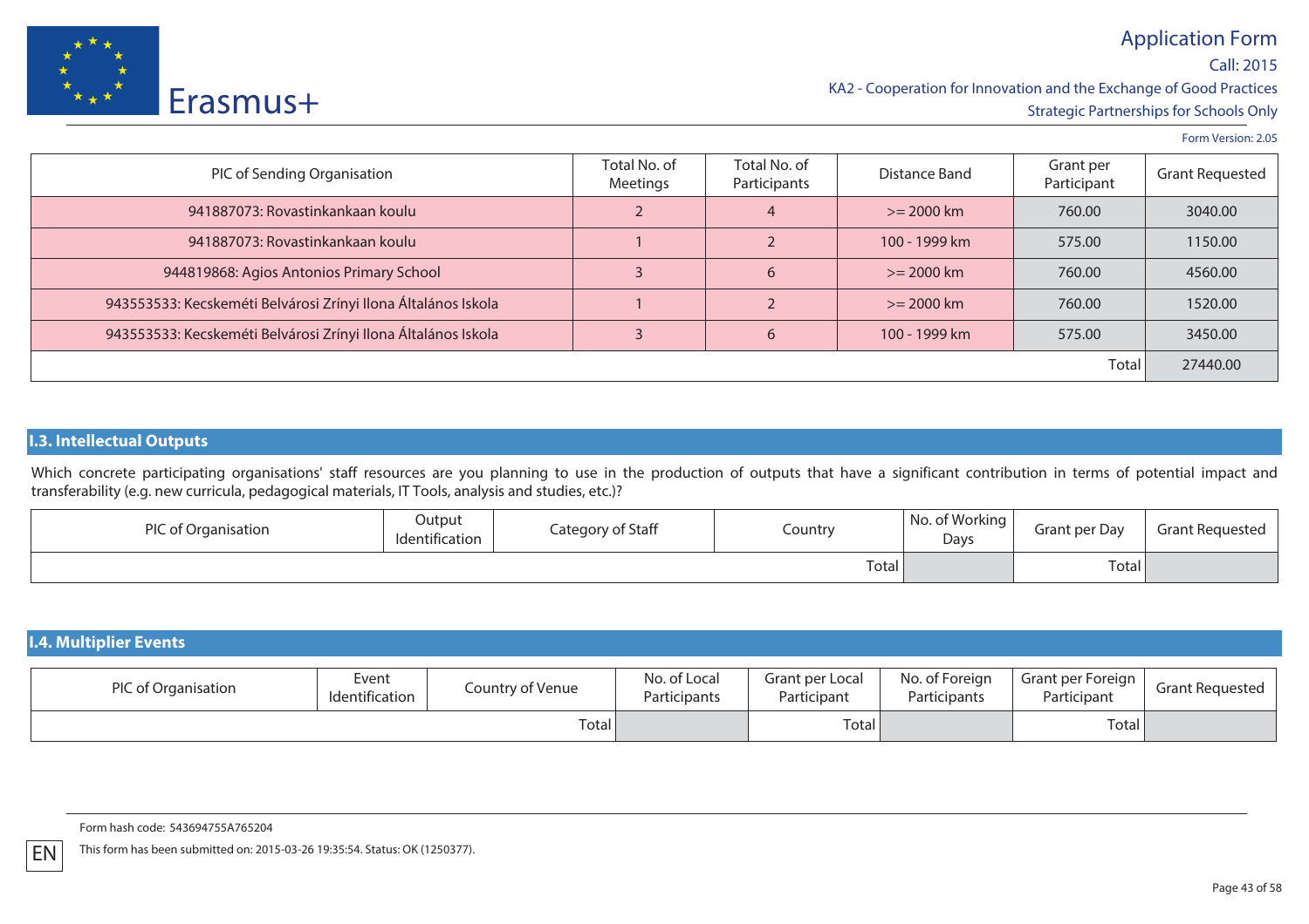| PIC of Sending Organisation | Total No. of Meetings | Total No. of Participants | Distance Band | Grant per Participant | Grant Requested |
|---|---|---|---|---|---|
| 941887073: Rovastinkankaan koulu | 2 | 4 | >= 2000 km | 760.00 | 3040.00 |
| 941887073: Rovastinkankaan koulu | 1 | 2 | 100 - 1999 km | 575.00 | 1150.00 |
| 944819868: Agios Antonios Primary School | 3 | 6 | >= 2000 km | 760.00 | 4560.00 |
| 943553533: Kecskeméti Belvárosi Zrínyi Ilona Általános Iskola | 1 | 2 | >= 2000 km | 760.00 | 1520.00 |
| 943553533: Kecskeméti Belvárosi Zrínyi Ilona Általános Iskola | 3 | 6 | 100 - 1999 km | 575.00 | 3450.00 |
| | | | | Total | 27440.00 |

## I.3. Intellectual Outputs

Which concrete participating organisations' staff resources are you planning to use in the production of outputs that have a significant contribution in terms of potential impact and transferability (e.g. new curricula, pedagogical materials, IT Tools, analysis and studies, etc.)?

| PIC of Organisation | Output Identification | Category of Staff | Country | No. of Working Days | Grant per Day | Grant Requested |
|---|---|---|---|---|---|---|
| | | | Total | | Total | |

## I.4. Multiplier Events

| PIC of Organisation | Event Identification | Country of Venue | No. of Local Participants | Grant per Local Participant | No. of Foreign Participants | Grant per Foreign Participant | Grant Requested |
|---|---|---|---|---|---|---|---|
| | | Total | | Total | | Total | |

Form hash code: 543694755A765204

This form has been submitted on: 2015-03-26 19:35:54. Status: OK (1250377).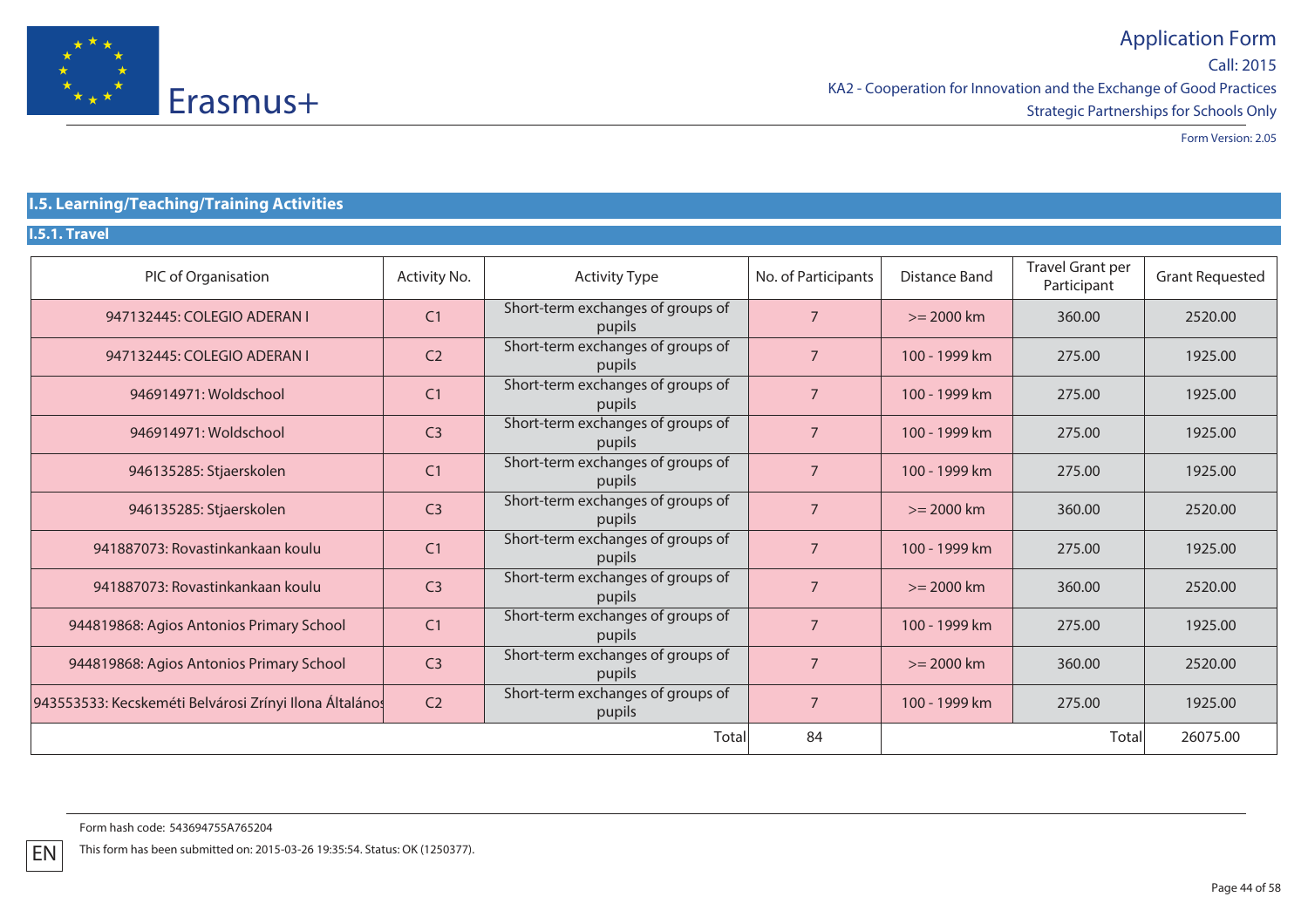## I.5. Learning/Teaching/Training Activities

### I.5.1. Travel

| PIC of Organisation | Activity No. | Activity Type | No. of Participants | Distance Band | Travel Grant per Participant | Grant Requested |
|---|---|---|---|---|---|---|
| 947132445: COLEGIO ADERAN I | C1 | Short-term exchanges of groups of pupils | 7 | >= 2000 km | 360.00 | 2520.00 |
| 947132445: COLEGIO ADERAN I | C2 | Short-term exchanges of groups of pupils | 7 | 100 - 1999 km | 275.00 | 1925.00 |
| 946914971: Woldschool | C1 | Short-term exchanges of groups of pupils | 7 | 100 - 1999 km | 275.00 | 1925.00 |
| 946914971: Woldschool | C3 | Short-term exchanges of groups of pupils | 7 | 100 - 1999 km | 275.00 | 1925.00 |
| 946135285: Stjaerskolen | C1 | Short-term exchanges of groups of pupils | 7 | 100 - 1999 km | 275.00 | 1925.00 |
| 946135285: Stjaerskolen | C3 | Short-term exchanges of groups of pupils | 7 | >= 2000 km | 360.00 | 2520.00 |
| 941887073: Rovastinkankaan koulu | C1 | Short-term exchanges of groups of pupils | 7 | 100 - 1999 km | 275.00 | 1925.00 |
| 941887073: Rovastinkankaan koulu | C3 | Short-term exchanges of groups of pupils | 7 | >= 2000 km | 360.00 | 2520.00 |
| 944819868: Agios Antonios Primary School | C1 | Short-term exchanges of groups of pupils | 7 | 100 - 1999 km | 275.00 | 1925.00 |
| 944819868: Agios Antonios Primary School | C3 | Short-term exchanges of groups of pupils | 7 | >= 2000 km | 360.00 | 2520.00 |
| 943553533: Kecskeméti Belvárosi Zrínyi Ilona Általános | C2 | Short-term exchanges of groups of pupils | 7 | 100 - 1999 km | 275.00 | 1925.00 |
| | | Total | 84 | | Total | 26075.00 |

Form hash code: 543694755A765204

This form has been submitted on: 2015-03-26 19:35:54. Status: OK (1250377).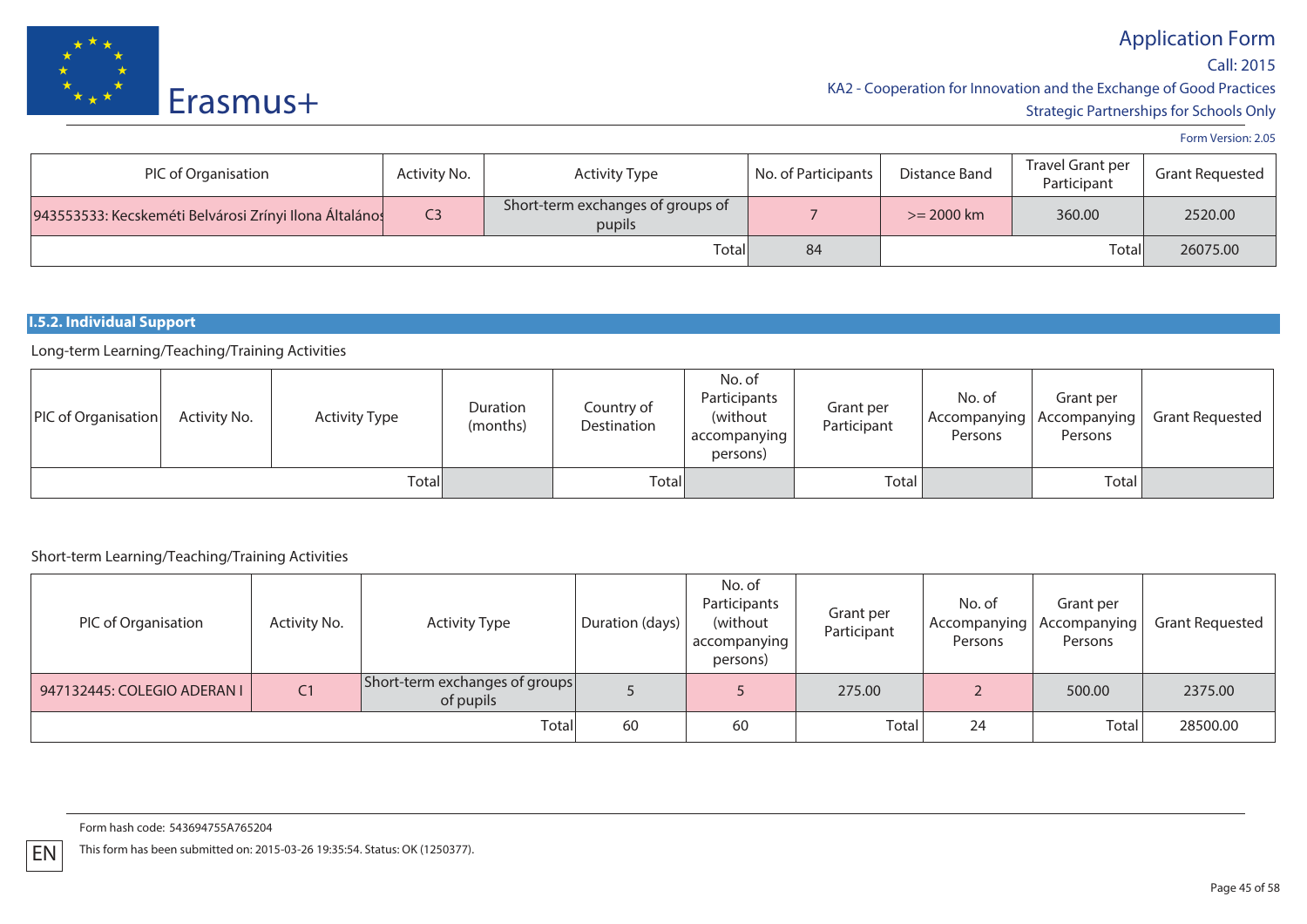| PIC of Organisation | Activity No. | Activity Type | No. of Participants | Distance Band | Travel Grant per Participant | Grant Requested |
|---|---|---|---|---|---|---|
| 943553533: Kecskeméti Belvárosi Zrínyi Ilona Általános | C3 | Short-term exchanges of groups of pupils | 7 | >= 2000 km | 360.00 | 2520.00 |
| | | Total | 84 | | Total | 26075.00 |

### I.5.2. Individual Support

Long-term Learning/Teaching/Training Activities

| PIC of Organisation | Activity No. | Activity Type | Duration (months) | Country of Destination | No. of Participants (without accompanying persons) | Grant per Participant | No. of Accompanying Persons | Grant per Accompanying Persons | Grant Requested |
|---|---|---|---|---|---|---|---|---|---|
| | | Total | | Total | | Total | | Total | |

Short-term Learning/Teaching/Training Activities

| PIC of Organisation | Activity No. | Activity Type | Duration (days) | No. of Participants (without accompanying persons) | Grant per Participant | No. of Accompanying Persons | Grant per Accompanying Persons | Grant Requested |
|---|---|---|---|---|---|---|---|---|
| 947132445: COLEGIO ADERAN I | C1 | Short-term exchanges of groups of pupils | 5 | 5 | 275.00 | 2 | 500.00 | 2375.00 |
| | | Total | 60 | 60 | Total | 24 | Total | 28500.00 |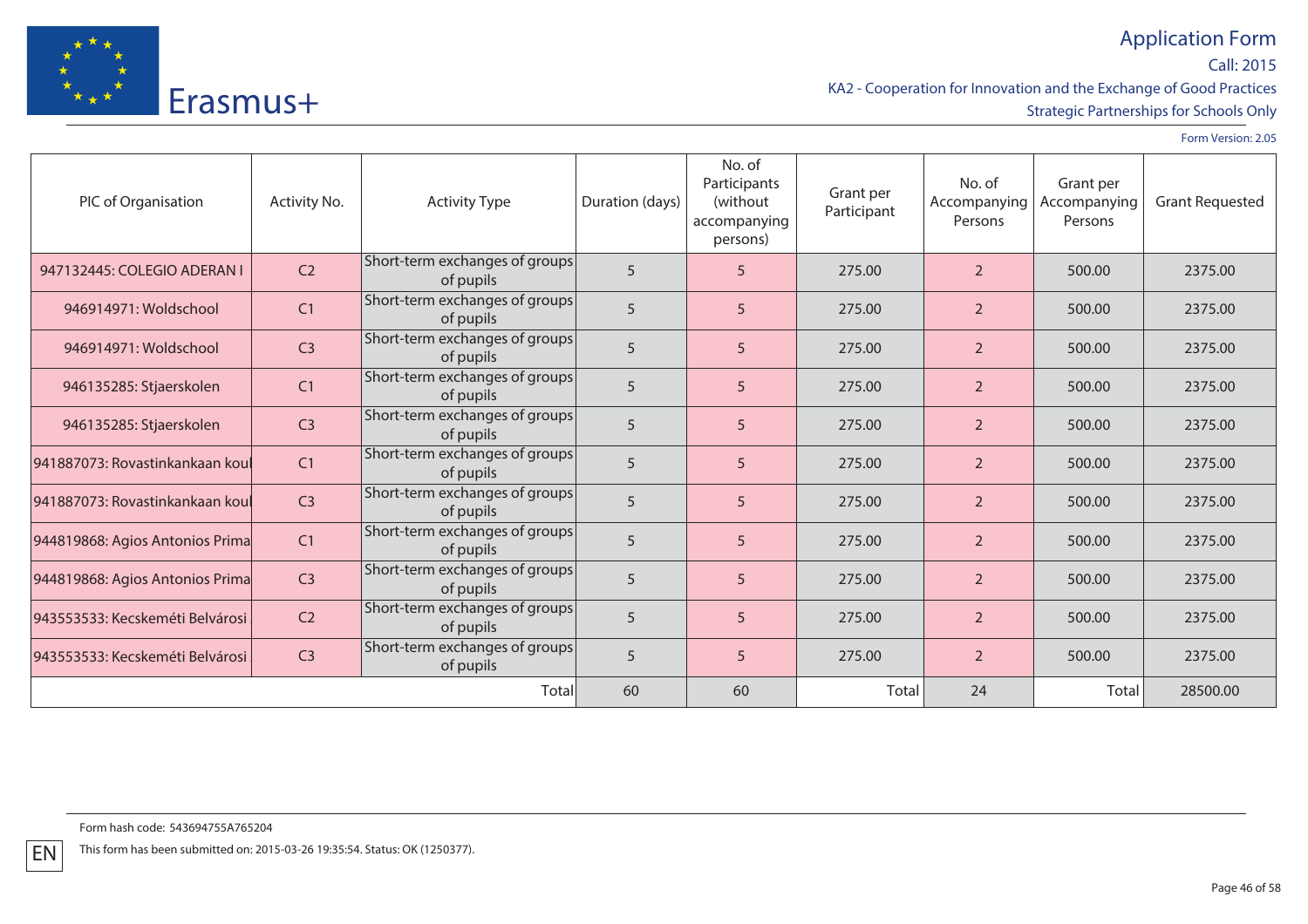| PIC of Organisation | Activity No. | Activity Type | Duration (days) | No. of Participants (without accompanying persons) | Grant per Participant | No. of Accompanying Persons | Grant per Accompanying Persons | Grant Requested |
|---|---|---|---|---|---|---|---|---|
| 947132445: COLEGIO ADERAN I | C2 | Short-term exchanges of groups of pupils | 5 | 5 | 275.00 | 2 | 500.00 | 2375.00 |
| 946914971: Woldschool | C1 | Short-term exchanges of groups of pupils | 5 | 5 | 275.00 | 2 | 500.00 | 2375.00 |
| 946914971: Woldschool | C3 | Short-term exchanges of groups of pupils | 5 | 5 | 275.00 | 2 | 500.00 | 2375.00 |
| 946135285: Stjaerskolen | C1 | Short-term exchanges of groups of pupils | 5 | 5 | 275.00 | 2 | 500.00 | 2375.00 |
| 946135285: Stjaerskolen | C3 | Short-term exchanges of groups of pupils | 5 | 5 | 275.00 | 2 | 500.00 | 2375.00 |
| 941887073: Rovastinkankaan koul | C1 | Short-term exchanges of groups of pupils | 5 | 5 | 275.00 | 2 | 500.00 | 2375.00 |
| 941887073: Rovastinkankaan koul | C3 | Short-term exchanges of groups of pupils | 5 | 5 | 275.00 | 2 | 500.00 | 2375.00 |
| 944819868: Agios Antonios Prima | C1 | Short-term exchanges of groups of pupils | 5 | 5 | 275.00 | 2 | 500.00 | 2375.00 |
| 944819868: Agios Antonios Prima | C3 | Short-term exchanges of groups of pupils | 5 | 5 | 275.00 | 2 | 500.00 | 2375.00 |
| 943553533: Kecskeméti Belvárosi | C2 | Short-term exchanges of groups of pupils | 5 | 5 | 275.00 | 2 | 500.00 | 2375.00 |
| 943553533: Kecskeméti Belvárosi | C3 | Short-term exchanges of groups of pupils | 5 | 5 | 275.00 | 2 | 500.00 | 2375.00 |
| | | Total | 60 | 60 | Total | 24 | Total | 28500.00 |

Form hash code: 543694755A765204

This form has been submitted on: 2015-03-26 19:35:54. Status: OK (1250377).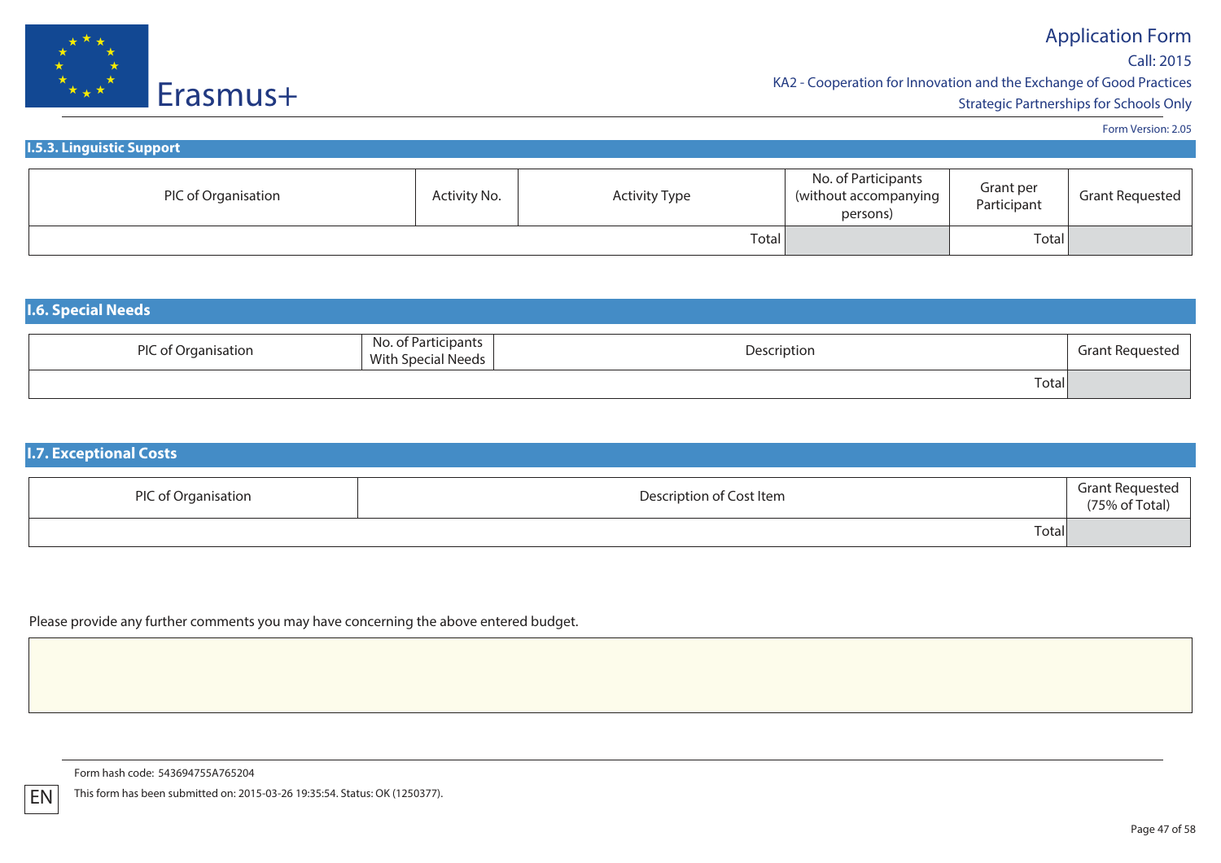### I.5.3. Linguistic Support

| PIC of Organisation | Activity No. | Activity Type | No. of Participants (without accompanying persons) | Grant per Participant | Grant Requested |
|---|---|---|---|---|---|
| | | Total | | Total | |

### I.6. Special Needs

| PIC of Organisation | No. of Participants With Special Needs | Description | Grant Requested |
|---|---|---|---|
| | | Total | |

### I.7. Exceptional Costs

| PIC of Organisation | Description of Cost Item | Grant Requested (75% of Total) |
|---|---|---|
| | Total | |

Please provide any further comments you may have concerning the above entered budget.

Form hash code: 543694755A765204

This form has been submitted on: 2015-03-26 19:35:54. Status: OK (1250377).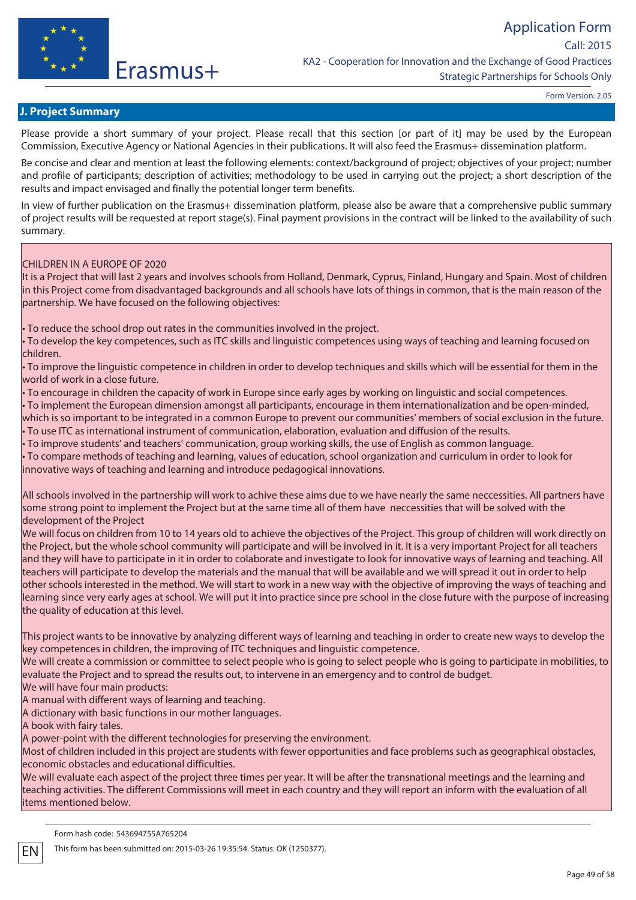## J. Project Summary

Please provide a short summary of your project. Please recall that this section [or part of it] may be used by the European Commission, Executive Agency or National Agencies in their publications. It will also feed the Erasmus+ dissemination platform.

Be concise and clear and mention at least the following elements: context/background of project; objectives of your project; number and profile of participants; description of activities; methodology to be used in carrying out the project; a short description of the results and impact envisaged and finally the potential longer term benefits.

In view of further publication on the Erasmus+ dissemination platform, please also be aware that a comprehensive public summary of project results will be requested at report stage(s). Final payment provisions in the contract will be linked to the availability of such summary.

CHILDREN IN A EUROPE OF 2020

It is a Project that will last 2 years and involves schools from Holland, Denmark, Cyprus, Finland, Hungary and Spain. Most of children in this Project come from disadvantaged backgrounds and all schools have lots of things in common, that is the main reason of the partnership. We have focused on the following objectives:

- To reduce the school drop out rates in the communities involved in the project.
- To develop the key competences, such as ITC skills and linguistic competences using ways of teaching and learning focused on children.
- To improve the linguistic competence in children in order to develop techniques and skills which will be essential for them in the world of work in a close future.
- To encourage in children the capacity of work in Europe since early ages by working on linguistic and social competences.
- To implement the European dimension amongst all participants, encourage in them internationalization and be open-minded, which is so important to be integrated in a common Europe to prevent our communities' members of social exclusion in the future.
- To use ITC as international instrument of communication, elaboration, evaluation and diffusion of the results.
- To improve students' and teachers' communication, group working skills, the use of English as common language.
- To compare methods of teaching and learning, values of education, school organization and curriculum in order to look for innovative ways of teaching and learning and introduce pedagogical innovations.

All schools involved in the partnership will work to achive these aims due to we have nearly the same neccessities. All partners have some strong point to implement the Project but at the same time all of them have neccessities that will be solved with the development of the Project

We will focus on children from 10 to 14 years old to achieve the objectives of the Project. This group of children will work directly on the Project, but the whole school community will participate and will be involved in it. It is a very important Project for all teachers and they will have to participate in it in order to colaborate and investigate to look for innovative ways of learning and teaching. All teachers will participate to develop the materials and the manual that will be available and we will spread it out in order to help other schools interested in the method. We will start to work in a new way with the objective of improving the ways of teaching and learning since very early ages at school. We will put it into practice since pre school in the close future with the purpose of increasing the quality of education at this level.

This project wants to be innovative by analyzing different ways of learning and teaching in order to create new ways to develop the key competences in children, the improving of ITC techniques and linguistic competence.

We will create a commission or committee to select people who is going to select people who is going to participate in mobilities, to evaluate the Project and to spread the results out, to intervene in an emergency and to control de budget.

We will have four main products:

A manual with different ways of learning and teaching.

A dictionary with basic functions in our mother languages.

A book with fairy tales.

A power-point with the different technologies for preserving the environment.

Most of children included in this project are students with fewer opportunities and face problems such as geographical obstacles, economic obstacles and educational difficulties.

We will evaluate each aspect of the project three times per year. It will be after the transnational meetings and the learning and teaching activities. The different Commissions will meet in each country and they will report an inform with the evaluation of all items mentioned below.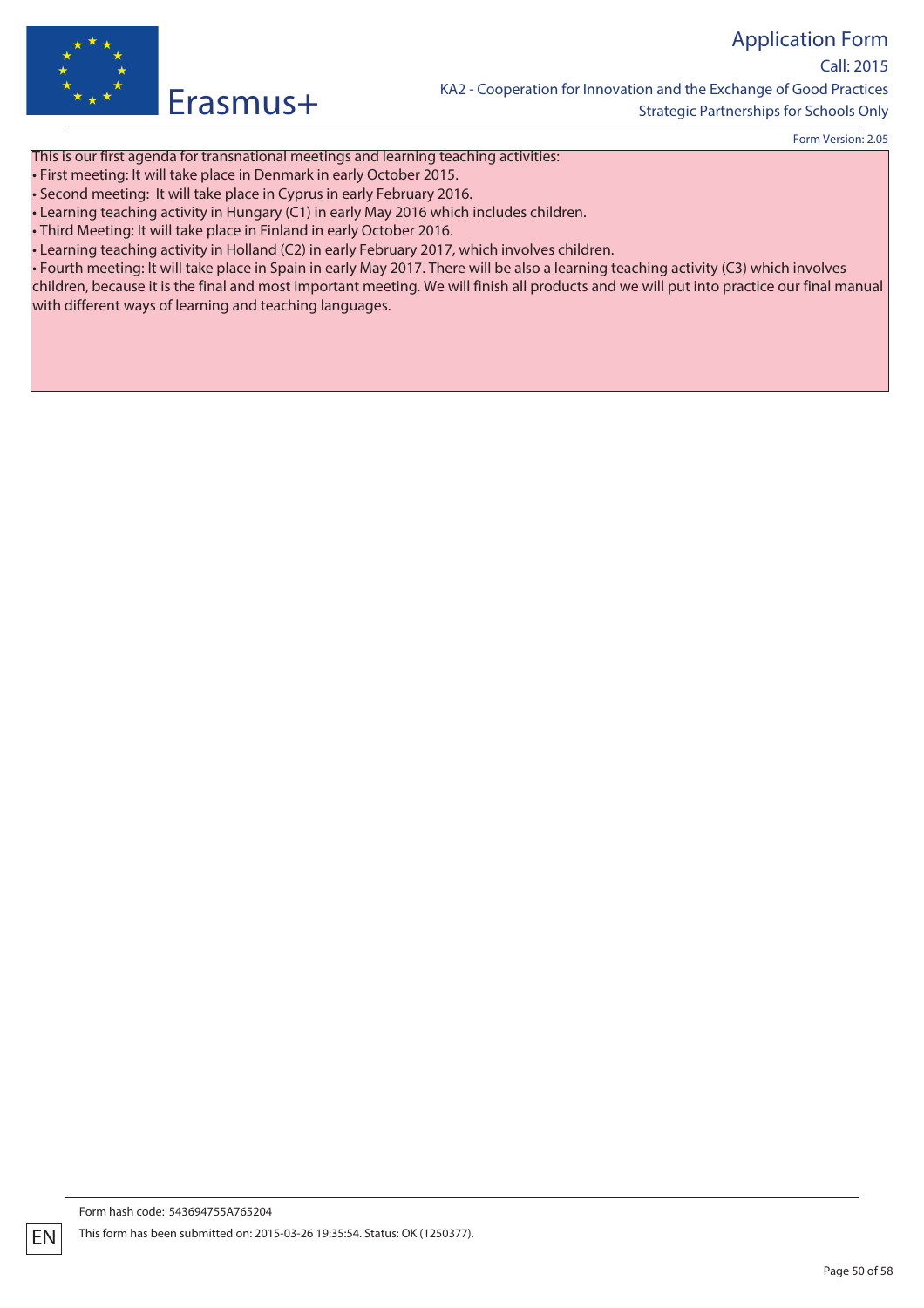This is our first agenda for transnational meetings and learning teaching activities:

- First meeting: It will take place in Denmark in early October 2015.
- Second meeting: It will take place in Cyprus in early February 2016.
- Learning teaching activity in Hungary (C1) in early May 2016 which includes children.
- Third Meeting: It will take place in Finland in early October 2016.
- Learning teaching activity in Holland (C2) in early February 2017, which involves children.
- Fourth meeting: It will take place in Spain in early May 2017. There will be also a learning teaching activity (C3) which involves children, because it is the final and most important meeting. We will finish all products and we will put into practice our final manual with different ways of learning and teaching languages.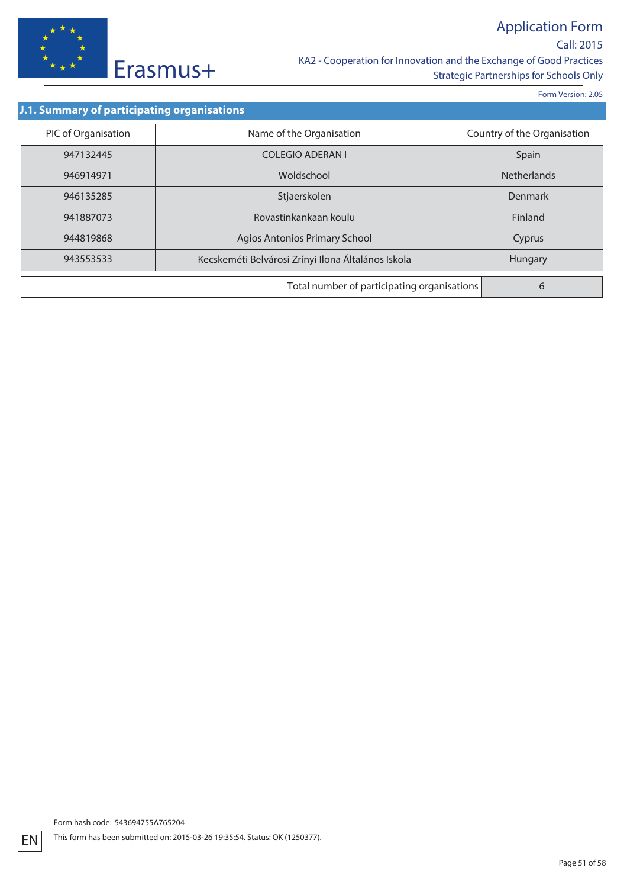## J.1. Summary of participating organisations

| PIC of Organisation | Name of the Organisation | Country of the Organisation |
|---|---|---|
| 947132445 | COLEGIO ADERAN I | Spain |
| 946914971 | Woldschool | Netherlands |
| 946135285 | Stjaerskolen | Denmark |
| 941887073 | Rovastinkankaan koulu | Finland |
| 944819868 | Agios Antonios Primary School | Cyprus |
| 943553533 | Kecskeméti Belvárosi Zrínyi Ilona Általános Iskola | Hungary |

| Total number of participating organisations | 6 |
|---|---|

Form hash code: 543694755A765204

This form has been submitted on: 2015-03-26 19:35:54. Status: OK (1250377).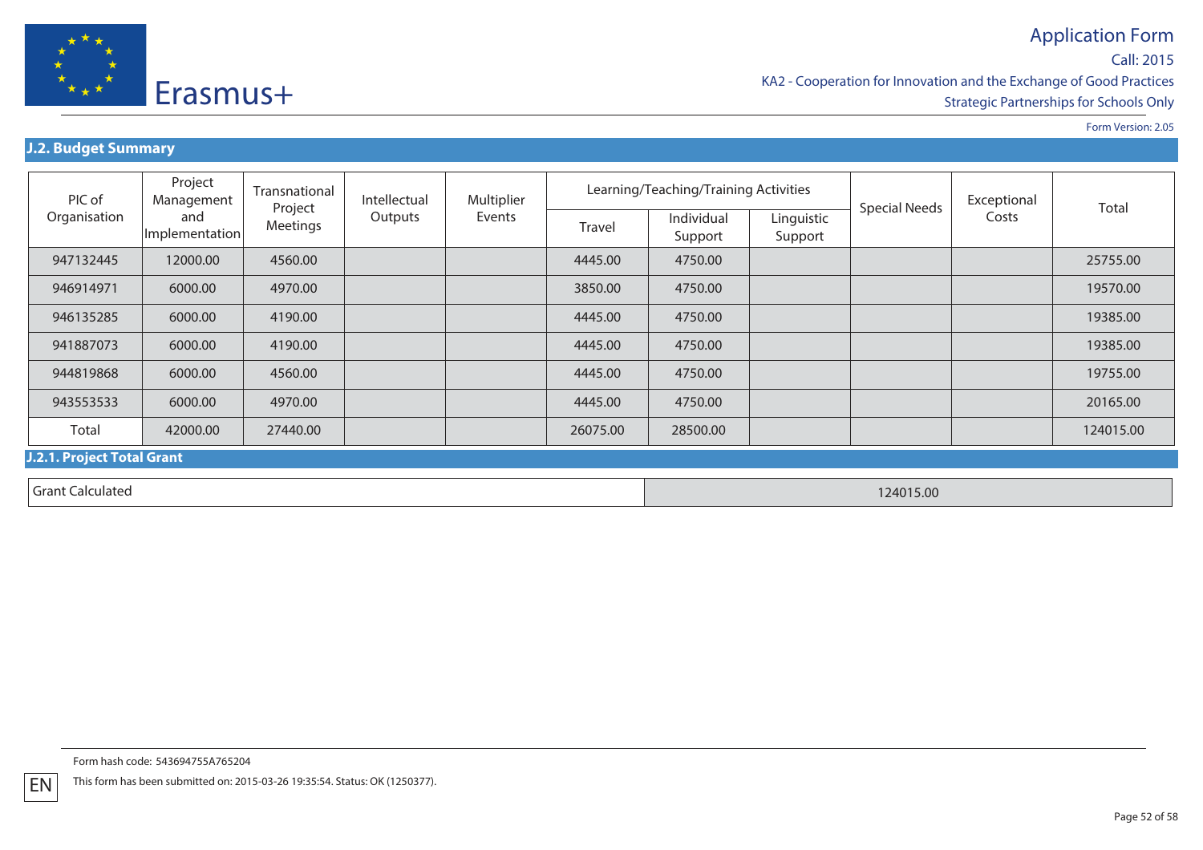## J.2. Budget Summary

| PIC of Organisation | Project Management and Implementation | Transnational Project Meetings | Intellectual Outputs | Multiplier Events | Learning/Teaching/Training Activities | | | Special Needs | Exceptional Costs | Total |
|---|---|---|---|---|---|---|---|---|---|---|
| | | | | | Travel | Individual Support | Linguistic Support | | | |
| 947132445 | 12000.00 | 4560.00 | | | 4445.00 | 4750.00 | | | | 25755.00 |
| 946914971 | 6000.00 | 4970.00 | | | 3850.00 | 4750.00 | | | | 19570.00 |
| 946135285 | 6000.00 | 4190.00 | | | 4445.00 | 4750.00 | | | | 19385.00 |
| 941887073 | 6000.00 | 4190.00 | | | 4445.00 | 4750.00 | | | | 19385.00 |
| 944819868 | 6000.00 | 4560.00 | | | 4445.00 | 4750.00 | | | | 19755.00 |
| 943553533 | 6000.00 | 4970.00 | | | 4445.00 | 4750.00 | | | | 20165.00 |
| Total | 42000.00 | 27440.00 | | | 26075.00 | 28500.00 | | | | 124015.00 |

### J.2.1. Project Total Grant

| Grant Calculated | 124015.00 |
|---|---|

Form hash code: 543694755A765204

This form has been submitted on: 2015-03-26 19:35:54. Status: OK (1250377).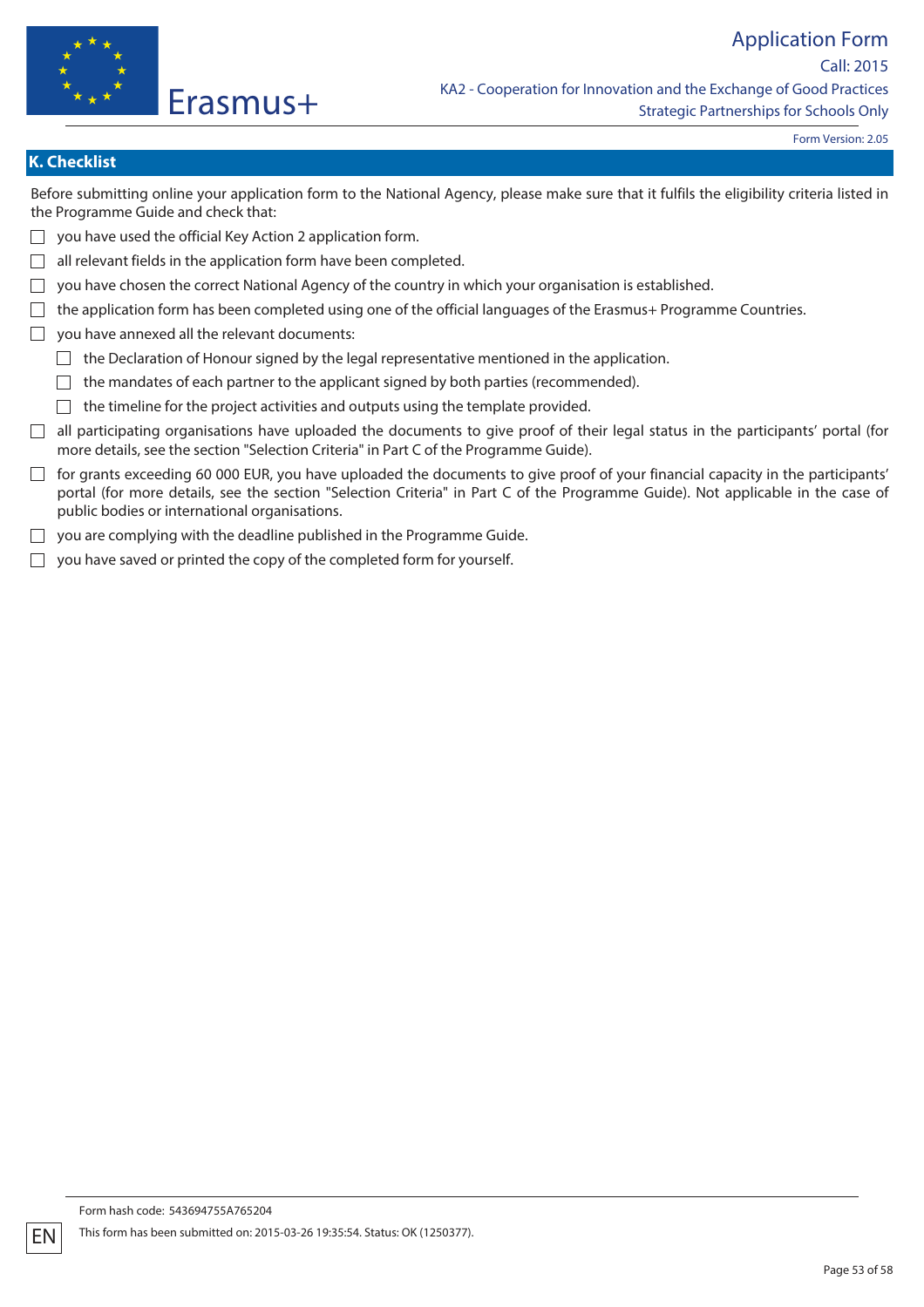## K. Checklist

Before submitting online your application form to the National Agency, please make sure that it fulfils the eligibility criteria listed in the Programme Guide and check that:

- ☐ you have used the official Key Action 2 application form.
- ☐ all relevant fields in the application form have been completed.
- ☐ you have chosen the correct National Agency of the country in which your organisation is established.
- ☐ the application form has been completed using one of the official languages of the Erasmus+ Programme Countries.
- ☐ you have annexed all the relevant documents:
  - ☐ the Declaration of Honour signed by the legal representative mentioned in the application.
  - ☐ the mandates of each partner to the applicant signed by both parties (recommended).
  - ☐ the timeline for the project activities and outputs using the template provided.
- ☐ all participating organisations have uploaded the documents to give proof of their legal status in the participants' portal (for more details, see the section "Selection Criteria" in Part C of the Programme Guide).
- ☐ for grants exceeding 60 000 EUR, you have uploaded the documents to give proof of your financial capacity in the participants' portal (for more details, see the section "Selection Criteria" in Part C of the Programme Guide). Not applicable in the case of public bodies or international organisations.
- ☐ you are complying with the deadline published in the Programme Guide.
- ☐ you have saved or printed the copy of the completed form for yourself.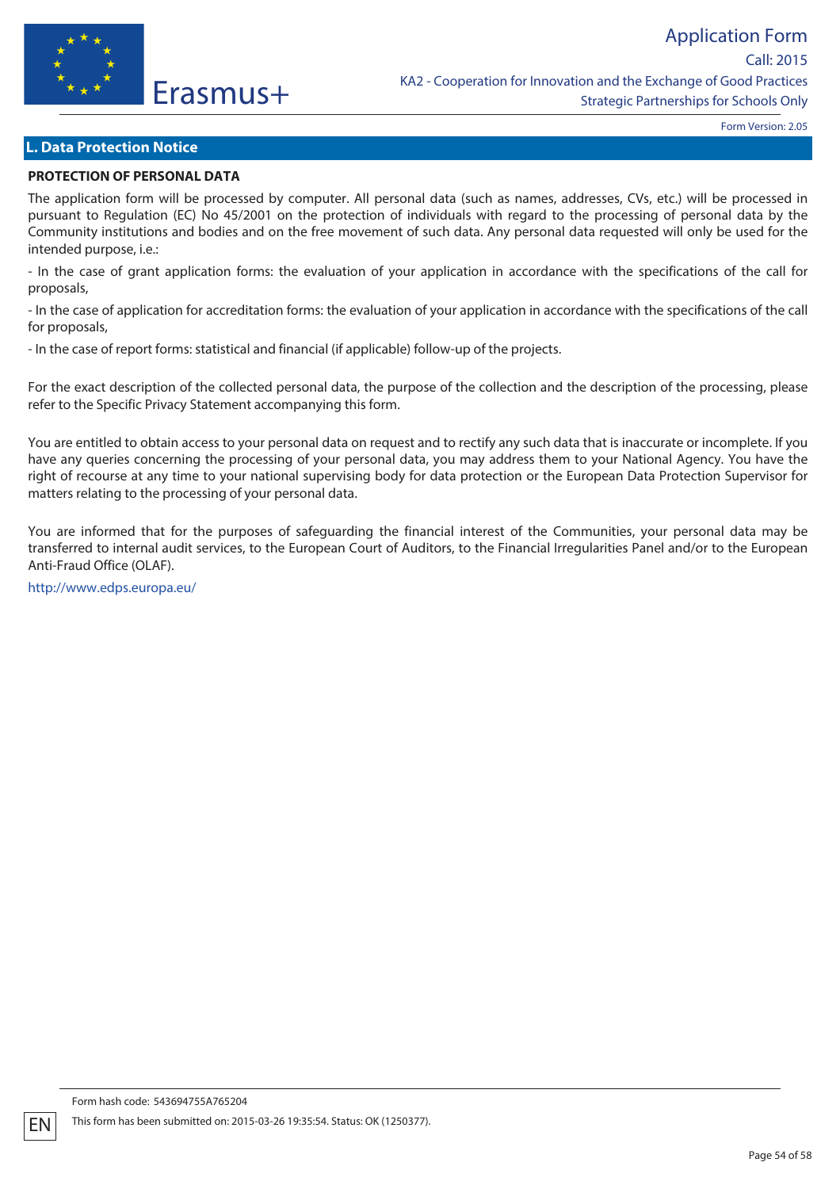## L. Data Protection Notice

**PROTECTION OF PERSONAL DATA**

The application form will be processed by computer. All personal data (such as names, addresses, CVs, etc.) will be processed in pursuant to Regulation (EC) No 45/2001 on the protection of individuals with regard to the processing of personal data by the Community institutions and bodies and on the free movement of such data. Any personal data requested will only be used for the intended purpose, i.e.:

- In the case of grant application forms: the evaluation of your application in accordance with the specifications of the call for proposals,

- In the case of application for accreditation forms: the evaluation of your application in accordance with the specifications of the call for proposals,

- In the case of report forms: statistical and financial (if applicable) follow-up of the projects.

For the exact description of the collected personal data, the purpose of the collection and the description of the processing, please refer to the Specific Privacy Statement accompanying this form.

You are entitled to obtain access to your personal data on request and to rectify any such data that is inaccurate or incomplete. If you have any queries concerning the processing of your personal data, you may address them to your National Agency. You have the right of recourse at any time to your national supervising body for data protection or the European Data Protection Supervisor for matters relating to the processing of your personal data.

You are informed that for the purposes of safeguarding the financial interest of the Communities, your personal data may be transferred to internal audit services, to the European Court of Auditors, to the Financial Irregularities Panel and/or to the European Anti-Fraud Office (OLAF).

http://www.edps.europa.eu/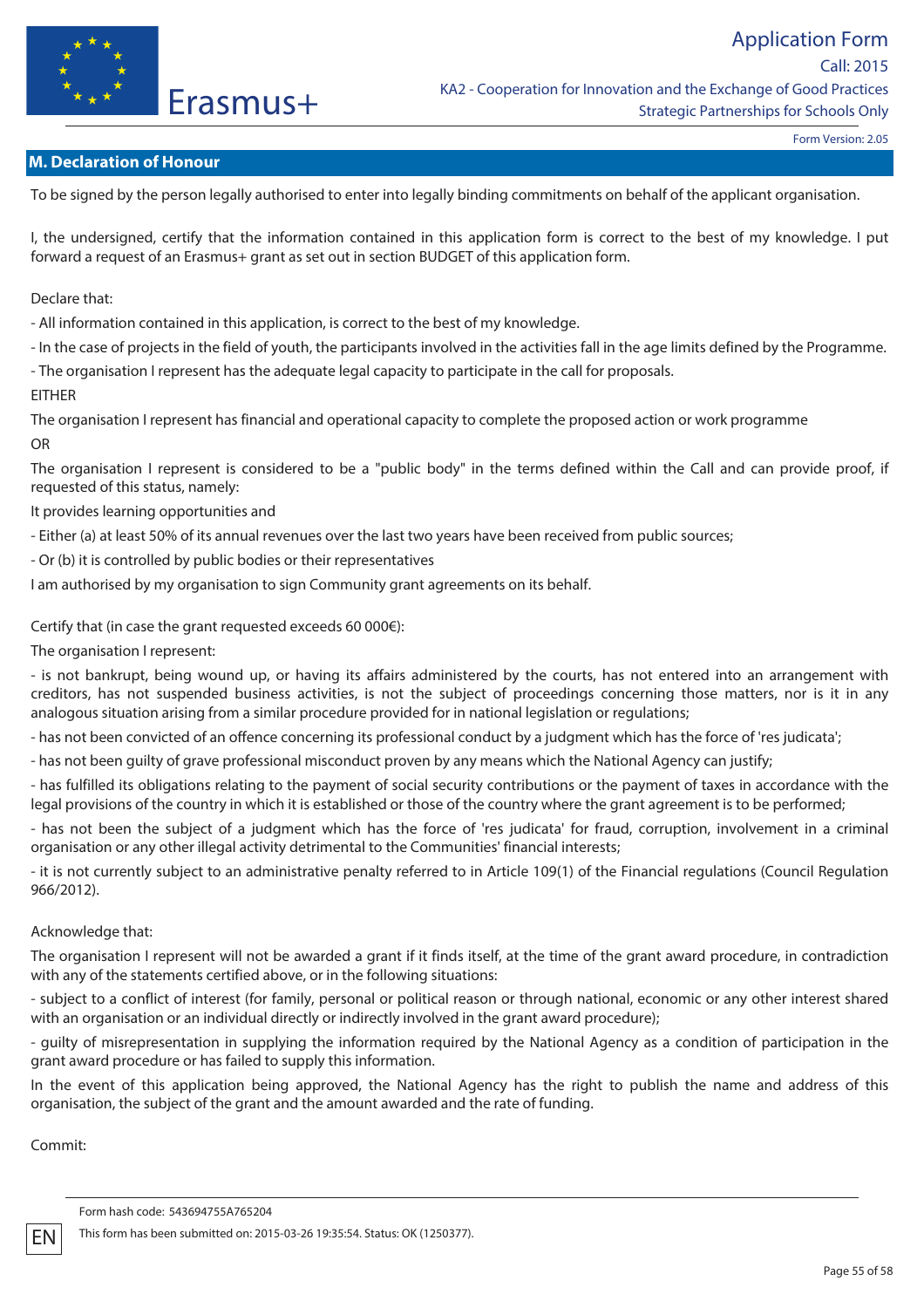## M. Declaration of Honour

To be signed by the person legally authorised to enter into legally binding commitments on behalf of the applicant organisation.

I, the undersigned, certify that the information contained in this application form is correct to the best of my knowledge. I put forward a request of an Erasmus+ grant as set out in section BUDGET of this application form.

Declare that:

- All information contained in this application, is correct to the best of my knowledge.
- In the case of projects in the field of youth, the participants involved in the activities fall in the age limits defined by the Programme.
- The organisation I represent has the adequate legal capacity to participate in the call for proposals.

EITHER

The organisation I represent has financial and operational capacity to complete the proposed action or work programme

OR

The organisation I represent is considered to be a "public body" in the terms defined within the Call and can provide proof, if requested of this status, namely:

It provides learning opportunities and

- Either (a) at least 50% of its annual revenues over the last two years have been received from public sources;
- Or (b) it is controlled by public bodies or their representatives

I am authorised by my organisation to sign Community grant agreements on its behalf.

Certify that (in case the grant requested exceeds 60 000€):

The organisation I represent:

- is not bankrupt, being wound up, or having its affairs administered by the courts, has not entered into an arrangement with creditors, has not suspended business activities, is not the subject of proceedings concerning those matters, nor is it in any analogous situation arising from a similar procedure provided for in national legislation or regulations;
- has not been convicted of an offence concerning its professional conduct by a judgment which has the force of 'res judicata';
- has not been guilty of grave professional misconduct proven by any means which the National Agency can justify;
- has fulfilled its obligations relating to the payment of social security contributions or the payment of taxes in accordance with the legal provisions of the country in which it is established or those of the country where the grant agreement is to be performed;
- has not been the subject of a judgment which has the force of 'res judicata' for fraud, corruption, involvement in a criminal organisation or any other illegal activity detrimental to the Communities' financial interests;
- it is not currently subject to an administrative penalty referred to in Article 109(1) of the Financial regulations (Council Regulation 966/2012).

Acknowledge that:

The organisation I represent will not be awarded a grant if it finds itself, at the time of the grant award procedure, in contradiction with any of the statements certified above, or in the following situations:

- subject to a conflict of interest (for family, personal or political reason or through national, economic or any other interest shared with an organisation or an individual directly or indirectly involved in the grant award procedure);
- guilty of misrepresentation in supplying the information required by the National Agency as a condition of participation in the grant award procedure or has failed to supply this information.

In the event of this application being approved, the National Agency has the right to publish the name and address of this organisation, the subject of the grant and the amount awarded and the rate of funding.

Commit: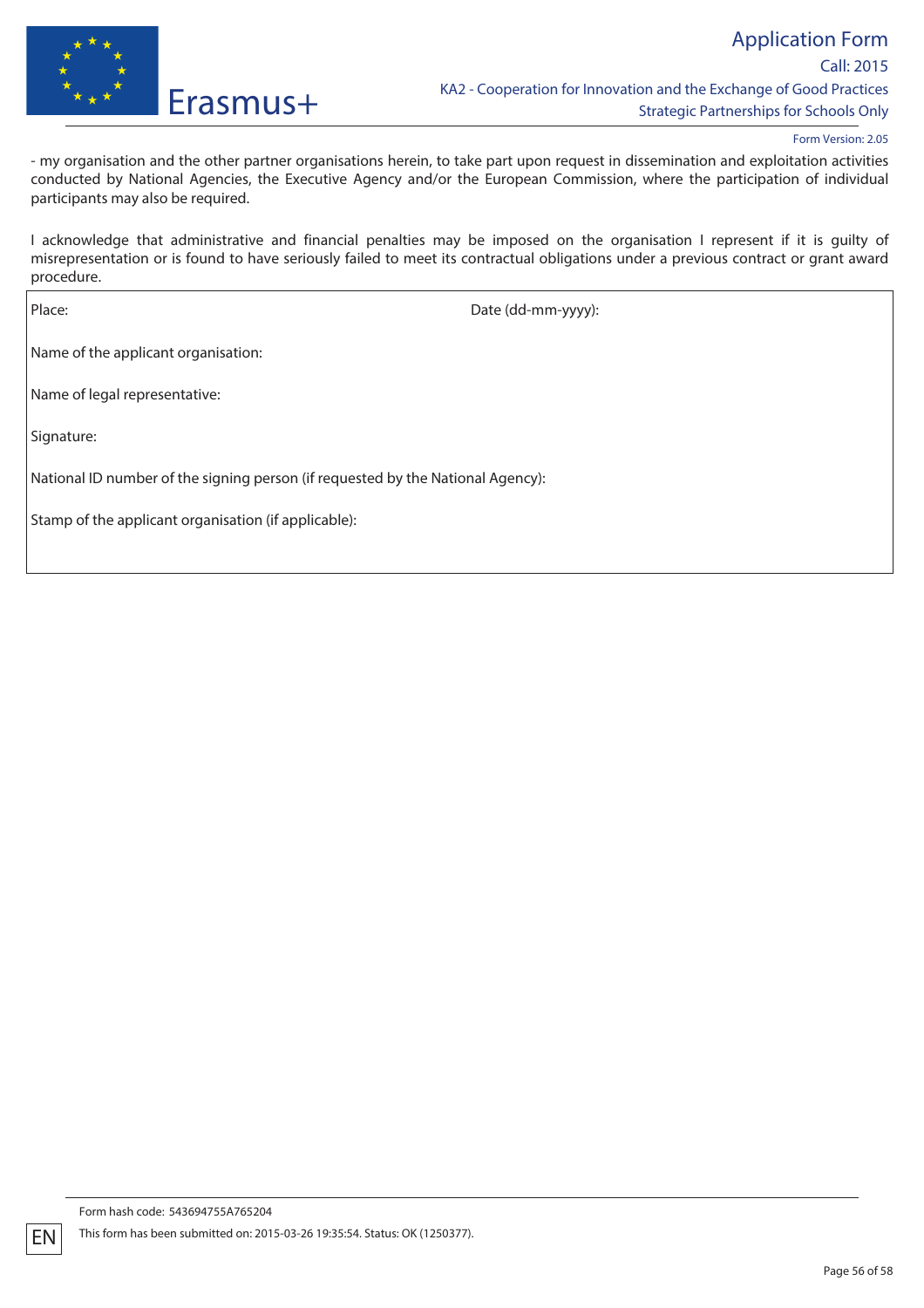- my organisation and the other partner organisations herein, to take part upon request in dissemination and exploitation activities conducted by National Agencies, the Executive Agency and/or the European Commission, where the participation of individual participants may also be required.

I acknowledge that administrative and financial penalties may be imposed on the organisation I represent if it is guilty of misrepresentation or is found to have seriously failed to meet its contractual obligations under a previous contract or grant award procedure.

| Place: | Date (dd-mm-yyyy): |
|---|---|
| Name of the applicant organisation: | |
| Name of legal representative: | |
| Signature: | |
| National ID number of the signing person (if requested by the National Agency): | |
| Stamp of the applicant organisation (if applicable): | |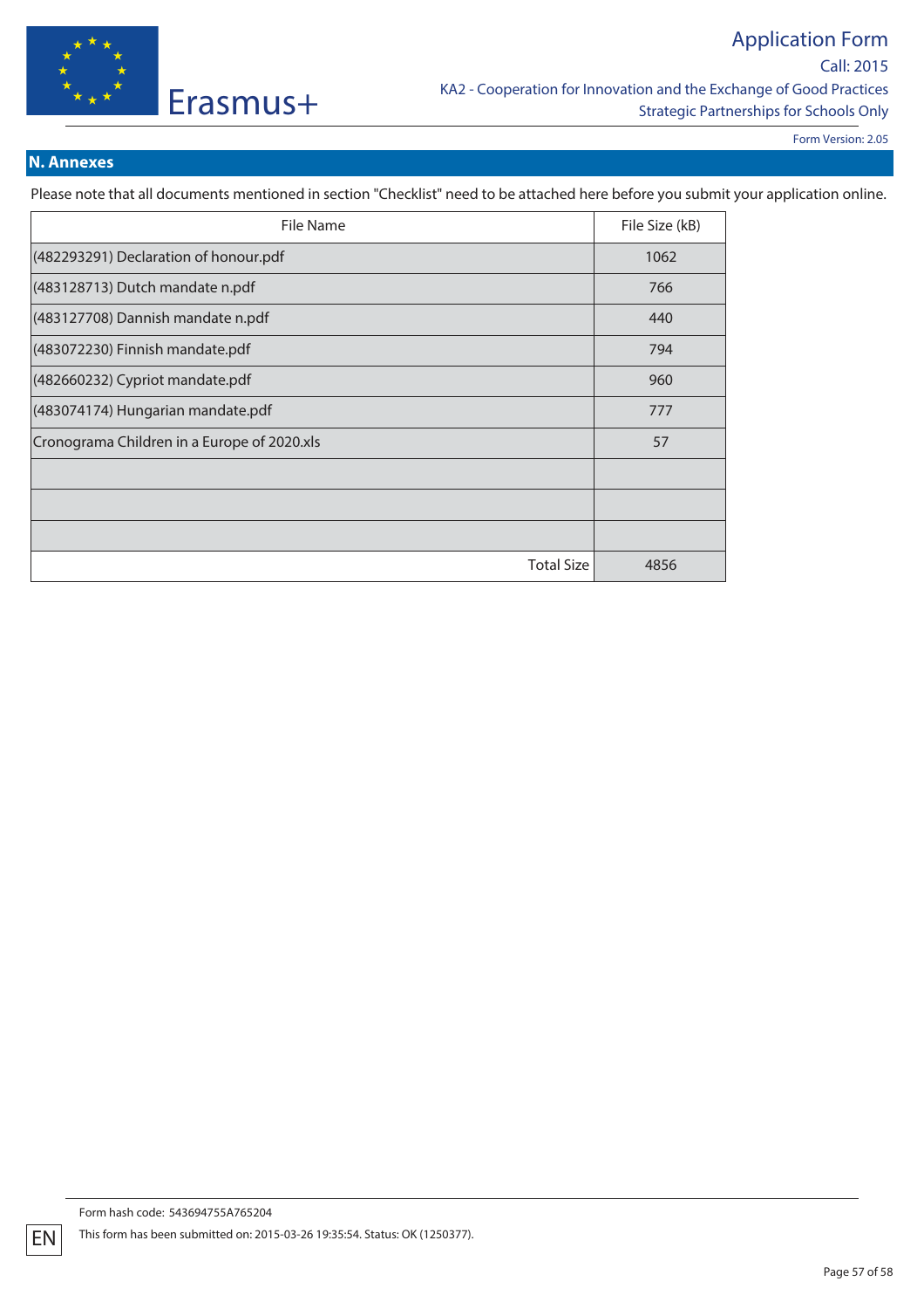## N. Annexes

Please note that all documents mentioned in section "Checklist" need to be attached here before you submit your application online.

| File Name | File Size (kB) |
|---|---|
| (482293291) Declaration of honour.pdf | 1062 |
| (483128713) Dutch mandate n.pdf | 766 |
| (483127708) Dannish mandate n.pdf | 440 |
| (483072230) Finnish mandate.pdf | 794 |
| (482660232) Cypriot mandate.pdf | 960 |
| (483074174) Hungarian mandate.pdf | 777 |
| Cronograma Children in a Europe of 2020.xls | 57 |
| | |
| | |
| | |
| Total Size | 4856 |

Form hash code: 543694755A765204

This form has been submitted on: 2015-03-26 19:35:54. Status: OK (1250377).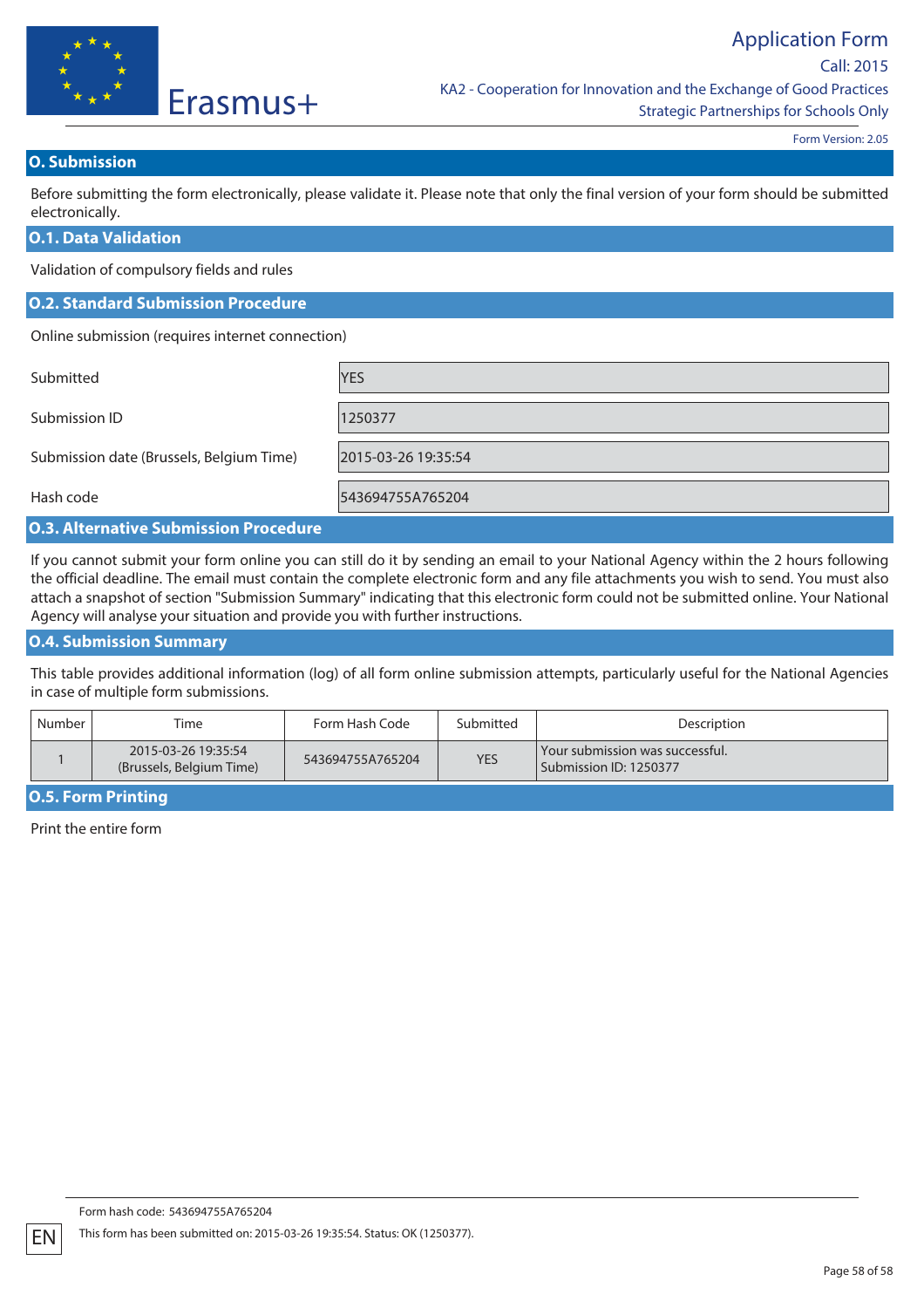## O. Submission

Before submitting the form electronically, please validate it. Please note that only the final version of your form should be submitted electronically.

### O.1. Data Validation

Validation of compulsory fields and rules

### O.2. Standard Submission Procedure

Online submission (requires internet connection)

| | |
|---|---|
| Submitted | YES |
| Submission ID | 1250377 |
| Submission date (Brussels, Belgium Time) | 2015-03-26 19:35:54 |
| Hash code | 543694755A765204 |

### O.3. Alternative Submission Procedure

If you cannot submit your form online you can still do it by sending an email to your National Agency within the 2 hours following the official deadline. The email must contain the complete electronic form and any file attachments you wish to send. You must also attach a snapshot of section "Submission Summary" indicating that this electronic form could not be submitted online. Your National Agency will analyse your situation and provide you with further instructions.

### O.4. Submission Summary

This table provides additional information (log) of all form online submission attempts, particularly useful for the National Agencies in case of multiple form submissions.

| Number | Time | Form Hash Code | Submitted | Description |
|---|---|---|---|---|
| 1 | 2015-03-26 19:35:54 (Brussels, Belgium Time) | 543694755A765204 | YES | Your submission was successful. Submission ID: 1250377 |

### O.5. Form Printing

Print the entire form